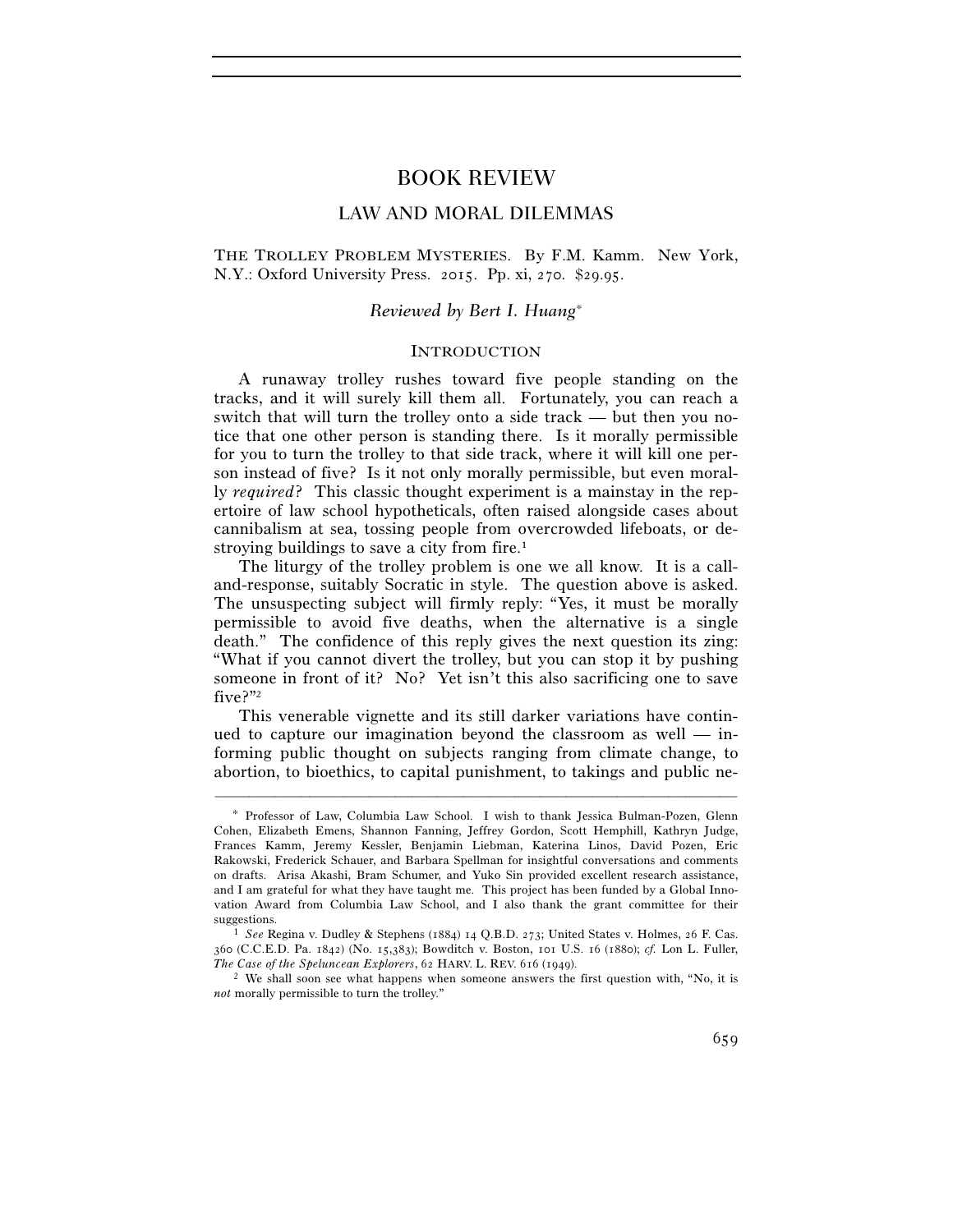# BOOK REVIEW

## LAW AND MORAL DILEMMAS

THE TROLLEY PROBLEM MYSTERIES. By F.M. Kamm. New York, N.Y.: Oxford University Press. 2015. Pp. xi, 270. $29.95.

*Reviewed by Bert I. Huang*[*]

### INTRODUCTION

A runaway trolley rushes toward five people standing on the tracks, and it will surely kill them all. Fortunately, you can reach a switch that will turn the trolley onto a side track — but then you notice that one other person is standing there. Is it morally permissible for you to turn the trolley to that side track, where it will kill one person instead of five? Is it not only morally permissible, but even morally *required*? This classic thought experiment is a mainstay in the repertoire of law school hypotheticals, often raised alongside cases about cannibalism at sea, tossing people from overcrowded lifeboats, or destroying buildings to save a city from fire.[1]

The liturgy of the trolley problem is one we all know. It is a call-and-response, suitably Socratic in style. The question above is asked. The unsuspecting subject will firmly reply: "Yes, it must be morally permissible to avoid five deaths, when the alternative is a single death." The confidence of this reply gives the next question its zing: "What if you cannot divert the trolley, but you can stop it by pushing someone in front of it? No? Yet isn't this also sacrificing one to save five?"[2]

This venerable vignette and its still darker variations have continued to capture our imagination beyond the classroom as well — informing public thought on subjects ranging from climate change, to abortion, to bioethics, to capital punishment, to takings and public ne-

---

[*] Professor of Law, Columbia Law School. I wish to thank Jessica Bulman-Pozen, Glenn Cohen, Elizabeth Emens, Shannon Fanning, Jeffrey Gordon, Scott Hemphill, Kathryn Judge, Frances Kamm, Jeremy Kessler, Benjamin Liebman, Katerina Linos, David Pozen, Eric Rakowski, Frederick Schauer, and Barbara Spellman for insightful conversations and comments on drafts. Arisa Akashi, Bram Schumer, and Yuko Sin provided excellent research assistance, and I am grateful for what they have taught me. This project has been funded by a Global Innovation Award from Columbia Law School, and I also thank the grant committee for their suggestions.

[1] *See* Regina v. Dudley & Stephens (1884) 14 Q.B.D. 273; United States v. Holmes, 26 F. Cas. 360 (C.C.E.D. Pa. 1842) (No. 15,383); Bowditch v. Boston, 101 U.S. 16 (1880); *cf.* Lon L. Fuller, *The Case of the Speluncean Explorers*, 62 HARV. L. REV. 616 (1949).

[2] We shall soon see what happens when someone answers the first question with, "No, it is *not* morally permissible to turn the trolley."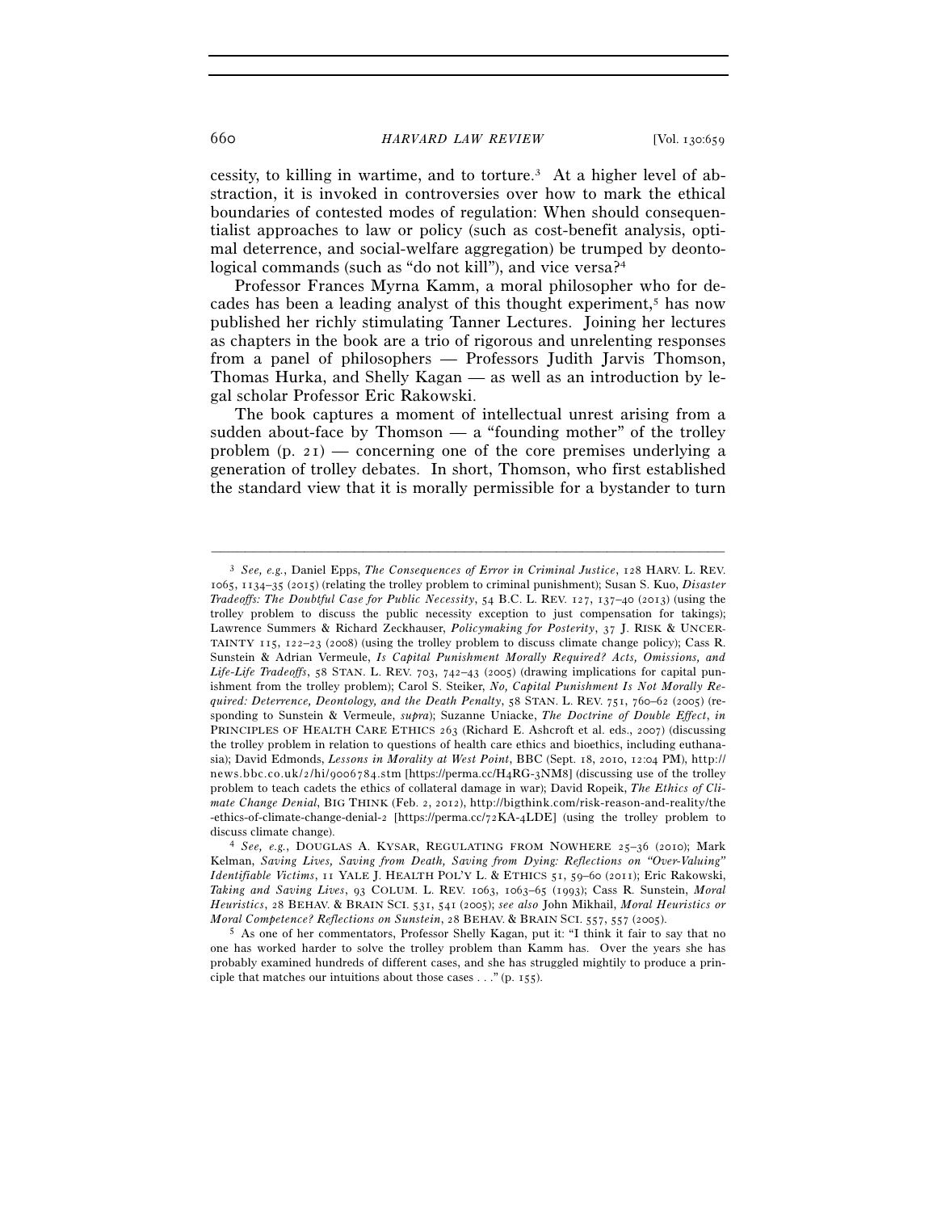cessity, to killing in wartime, and to torture.[3] At a higher level of abstraction, it is invoked in controversies over how to mark the ethical boundaries of contested modes of regulation: When should consequentialist approaches to law or policy (such as cost-benefit analysis, optimal deterrence, and social-welfare aggregation) be trumped by deontological commands (such as "do not kill"), and vice versa?[4]

Professor Frances Myrna Kamm, a moral philosopher who for decades has been a leading analyst of this thought experiment,[5] has now published her richly stimulating Tanner Lectures. Joining her lectures as chapters in the book are a trio of rigorous and unrelenting responses from a panel of philosophers — Professors Judith Jarvis Thomson, Thomas Hurka, and Shelly Kagan — as well as an introduction by legal scholar Professor Eric Rakowski.

The book captures a moment of intellectual unrest arising from a sudden about-face by Thomson — a "founding mother" of the trolley problem (p. 21) — concerning one of the core premises underlying a generation of trolley debates. In short, Thomson, who first established the standard view that it is morally permissible for a bystander to turn

---

[3] *See, e.g.*, Daniel Epps, *The Consequences of Error in Criminal Justice*, 128 HARV. L. REV. 1065, 1134–35 (2015) (relating the trolley problem to criminal punishment); Susan S. Kuo, *Disaster Tradeoffs: The Doubtful Case for Public Necessity*, 54 B.C. L. REV. 127, 137–40 (2013) (using the trolley problem to discuss the public necessity exception to just compensation for takings); Lawrence Summers & Richard Zeckhauser, *Policymaking for Posterity*, 37 J. RISK & UNCERTAINTY 115, 122–23 (2008) (using the trolley problem to discuss climate change policy); Cass R. Sunstein & Adrian Vermeule, *Is Capital Punishment Morally Required? Acts, Omissions, and Life-Life Tradeoffs*, 58 STAN. L. REV. 703, 742–43 (2005) (drawing implications for capital punishment from the trolley problem); Carol S. Steiker, *No, Capital Punishment Is Not Morally Required: Deterrence, Deontology, and the Death Penalty*, 58 STAN. L. REV. 751, 760–62 (2005) (responding to Sunstein & Vermeule, *supra*); Suzanne Uniacke, *The Doctrine of Double Effect*, *in* PRINCIPLES OF HEALTH CARE ETHICS 263 (Richard E. Ashcroft et al. eds., 2007) (discussing the trolley problem in relation to questions of health care ethics and bioethics, including euthanasia); David Edmonds, *Lessons in Morality at West Point*, BBC (Sept. 18, 2010, 12:04 PM), http://news.bbc.co.uk/2/hi/9006784.stm [https://perma.cc/H4RG-3NM8] (discussing use of the trolley problem to teach cadets the ethics of collateral damage in war); David Ropeik, *The Ethics of Climate Change Denial*, BIG THINK (Feb. 2, 2012), http://bigthink.com/risk-reason-and-reality/the-ethics-of-climate-change-denial-2 [https://perma.cc/72KA-4LDE] (using the trolley problem to discuss climate change).

[4] *See, e.g.*, DOUGLAS A. KYSAR, REGULATING FROM NOWHERE 25–36 (2010); Mark Kelman, *Saving Lives, Saving from Death, Saving from Dying: Reflections on "Over-Valuing" Identifiable Victims*, 11 YALE J. HEALTH POL'Y L. & ETHICS 51, 59–60 (2011); Eric Rakowski, *Taking and Saving Lives*, 93 COLUM. L. REV. 1063, 1063–65 (1993); Cass R. Sunstein, *Moral Heuristics*, 28 BEHAV. & BRAIN SCI. 531, 541 (2005); *see also* John Mikhail, *Moral Heuristics or Moral Competence? Reflections on Sunstein*, 28 BEHAV. & BRAIN SCI. 557, 557 (2005).

[5] As one of her commentators, Professor Shelly Kagan, put it: "I think it fair to say that no one has worked harder to solve the trolley problem than Kamm has. Over the years she has probably examined hundreds of different cases, and she has struggled mightily to produce a principle that matches our intuitions about those cases . . ." (p. 155).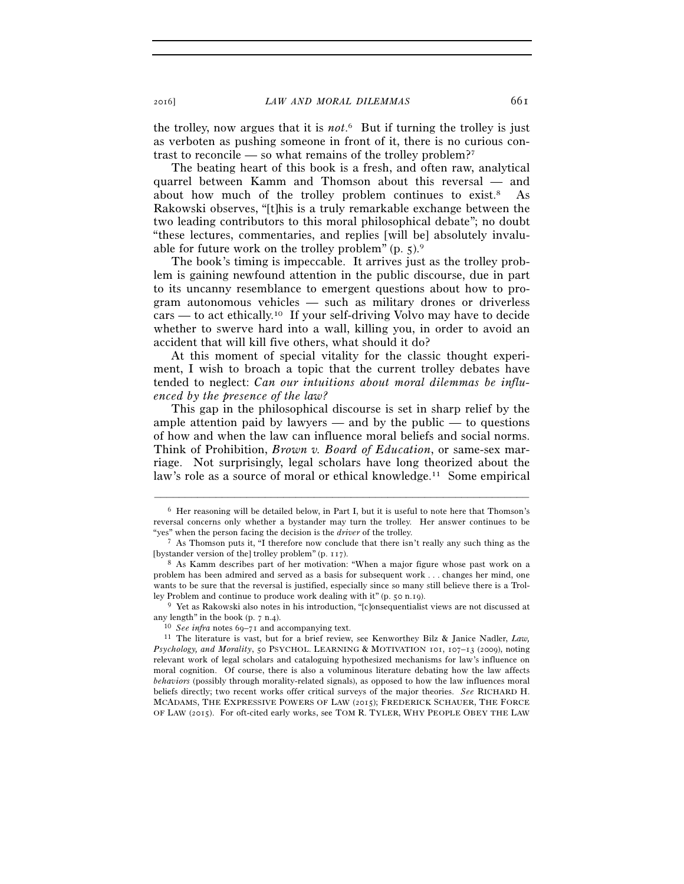the trolley, now argues that it is *not*.[6] But if turning the trolley is just as verboten as pushing someone in front of it, there is no curious contrast to reconcile — so what remains of the trolley problem?[7]

The beating heart of this book is a fresh, and often raw, analytical quarrel between Kamm and Thomson about this reversal — and about how much of the trolley problem continues to exist.[8] As Rakowski observes, "[t]his is a truly remarkable exchange between the two leading contributors to this moral philosophical debate"; no doubt "these lectures, commentaries, and replies [will be] absolutely invaluable for future work on the trolley problem" (p. 5).[9]

The book's timing is impeccable. It arrives just as the trolley problem is gaining newfound attention in the public discourse, due in part to its uncanny resemblance to emergent questions about how to program autonomous vehicles — such as military drones or driverless cars — to act ethically.[10] If your self-driving Volvo may have to decide whether to swerve hard into a wall, killing you, in order to avoid an accident that will kill five others, what should it do?

At this moment of special vitality for the classic thought experiment, I wish to broach a topic that the current trolley debates have tended to neglect: *Can our intuitions about moral dilemmas be influenced by the presence of the law?*

This gap in the philosophical discourse is set in sharp relief by the ample attention paid by lawyers — and by the public — to questions of how and when the law can influence moral beliefs and social norms. Think of Prohibition, *Brown v. Board of Education*, or same-sex marriage. Not surprisingly, legal scholars have long theorized about the law's role as a source of moral or ethical knowledge.[11] Some empirical

---

[6] Her reasoning will be detailed below, in Part I, but it is useful to note here that Thomson's reversal concerns only whether a bystander may turn the trolley. Her answer continues to be "yes" when the person facing the decision is the *driver* of the trolley.

[7] As Thomson puts it, "I therefore now conclude that there isn't really any such thing as the [bystander version of the] trolley problem" (p. 117).

[8] As Kamm describes part of her motivation: "When a major figure whose past work on a problem has been admired and served as a basis for subsequent work . . . changes her mind, one wants to be sure that the reversal is justified, especially since so many still believe there is a Trolley Problem and continue to produce work dealing with it" (p. 50 n.19).

[9] Yet as Rakowski also notes in his introduction, "[c]onsequentialist views are not discussed at any length" in the book (p. 7 n.4).

[10] *See infra* notes 69–71 and accompanying text.

[11] The literature is vast, but for a brief review, see Kenworthey Bilz & Janice Nadler, *Law, Psychology, and Morality*, 50 PSYCHOL. LEARNING & MOTIVATION 101, 107–13 (2009), noting relevant work of legal scholars and cataloguing hypothesized mechanisms for law's influence on moral cognition. Of course, there is also a voluminous literature debating how the law affects *behaviors* (possibly through morality-related signals), as opposed to how the law influences moral beliefs directly; two recent works offer critical surveys of the major theories. *See* RICHARD H. MCADAMS, THE EXPRESSIVE POWERS OF LAW (2015); FREDERICK SCHAUER, THE FORCE OF LAW (2015). For oft-cited early works, see TOM R. TYLER, WHY PEOPLE OBEY THE LAW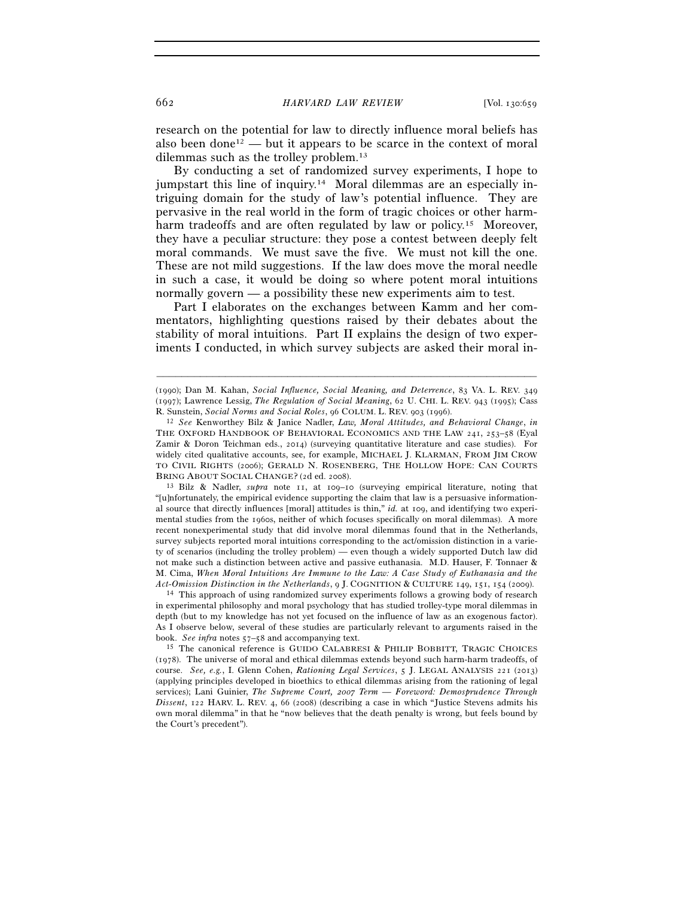research on the potential for law to directly influence moral beliefs has also been done[12] — but it appears to be scarce in the context of moral dilemmas such as the trolley problem.[13]

By conducting a set of randomized survey experiments, I hope to jumpstart this line of inquiry.[14] Moral dilemmas are an especially intriguing domain for the study of law's potential influence. They are pervasive in the real world in the form of tragic choices or other harm-harm tradeoffs and are often regulated by law or policy.[15] Moreover, they have a peculiar structure: they pose a contest between deeply felt moral commands. We must save the five. We must not kill the one. These are not mild suggestions. If the law does move the moral needle in such a case, it would be doing so where potent moral intuitions normally govern — a possibility these new experiments aim to test.

Part I elaborates on the exchanges between Kamm and her commentators, highlighting questions raised by their debates about the stability of moral intuitions. Part II explains the design of two experiments I conducted, in which survey subjects are asked their moral in-

---

(1990); Dan M. Kahan, *Social Influence, Social Meaning, and Deterrence*, 83 VA. L. REV. 349 (1997); Lawrence Lessig, *The Regulation of Social Meaning*, 62 U. CHI. L. REV. 943 (1995); Cass R. Sunstein, *Social Norms and Social Roles*, 96 COLUM. L. REV. 903 (1996).

[12] *See* Kenworthey Bilz & Janice Nadler, *Law, Moral Attitudes, and Behavioral Change*, *in* THE OXFORD HANDBOOK OF BEHAVIORAL ECONOMICS AND THE LAW 241, 253–58 (Eyal Zamir & Doron Teichman eds., 2014) (surveying quantitative literature and case studies). For widely cited qualitative accounts, see, for example, MICHAEL J. KLARMAN, FROM JIM CROW TO CIVIL RIGHTS (2006); GERALD N. ROSENBERG, THE HOLLOW HOPE: CAN COURTS BRING ABOUT SOCIAL CHANGE? (2d ed. 2008).

[13] Bilz & Nadler, *supra* note 11, at 109–10 (surveying empirical literature, noting that "[u]nfortunately, the empirical evidence supporting the claim that law is a persuasive informational source that directly influences [moral] attitudes is thin," *id.* at 109, and identifying two experimental studies from the 1960s, neither of which focuses specifically on moral dilemmas). A more recent nonexperimental study that did involve moral dilemmas found that in the Netherlands, survey subjects reported moral intuitions corresponding to the act/omission distinction in a variety of scenarios (including the trolley problem) — even though a widely supported Dutch law did not make such a distinction between active and passive euthanasia. M.D. Hauser, F. Tonnaer & M. Cima, *When Moral Intuitions Are Immune to the Law: A Case Study of Euthanasia and the Act-Omission Distinction in the Netherlands*, 9 J. COGNITION & CULTURE 149, 151, 154 (2009).

[14] This approach of using randomized survey experiments follows a growing body of research in experimental philosophy and moral psychology that has studied trolley-type moral dilemmas in depth (but to my knowledge has not yet focused on the influence of law as an exogenous factor). As I observe below, several of these studies are particularly relevant to arguments raised in the book. *See infra* notes 57–58 and accompanying text.

[15] The canonical reference is GUIDO CALABRESI & PHILIP BOBBITT, TRAGIC CHOICES (1978). The universe of moral and ethical dilemmas extends beyond such harm-harm tradeoffs, of course. *See, e.g.*, I. Glenn Cohen, *Rationing Legal Services*, 5 J. LEGAL ANALYSIS 221 (2013) (applying principles developed in bioethics to ethical dilemmas arising from the rationing of legal services); Lani Guinier, *The Supreme Court, 2007 Term — Foreword: Demosprudence Through Dissent*, 122 HARV. L. REV. 4, 66 (2008) (describing a case in which "Justice Stevens admits his own moral dilemma" in that he "now believes that the death penalty is wrong, but feels bound by the Court's precedent").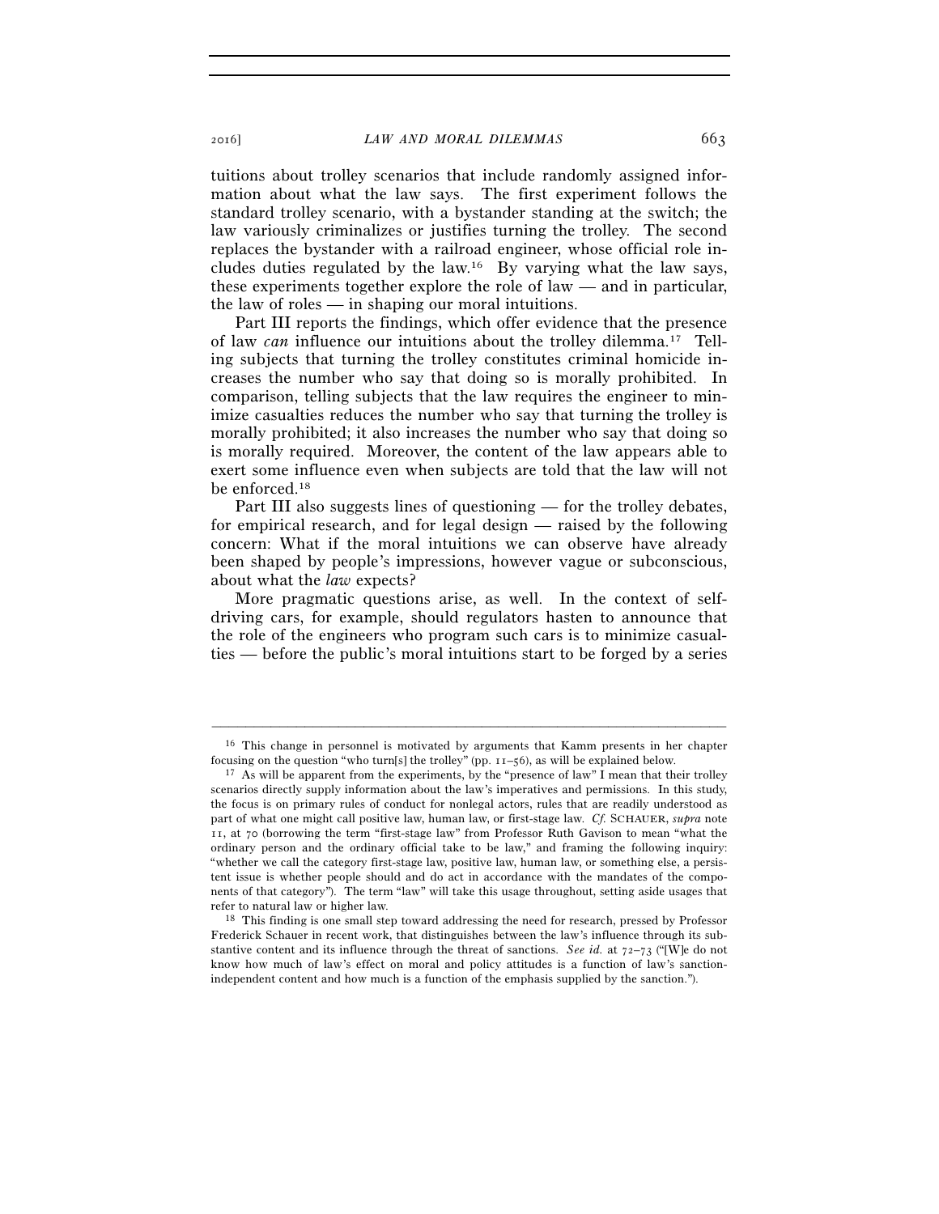tuitions about trolley scenarios that include randomly assigned information about what the law says. The first experiment follows the standard trolley scenario, with a bystander standing at the switch; the law variously criminalizes or justifies turning the trolley. The second replaces the bystander with a railroad engineer, whose official role includes duties regulated by the law.[16] By varying what the law says, these experiments together explore the role of law — and in particular, the law of roles — in shaping our moral intuitions.

Part III reports the findings, which offer evidence that the presence of law *can* influence our intuitions about the trolley dilemma.[17] Telling subjects that turning the trolley constitutes criminal homicide increases the number who say that doing so is morally prohibited. In comparison, telling subjects that the law requires the engineer to minimize casualties reduces the number who say that turning the trolley is morally prohibited; it also increases the number who say that doing so is morally required. Moreover, the content of the law appears able to exert some influence even when subjects are told that the law will not be enforced.[18]

Part III also suggests lines of questioning — for the trolley debates, for empirical research, and for legal design — raised by the following concern: What if the moral intuitions we can observe have already been shaped by people's impressions, however vague or subconscious, about what the *law* expects?

More pragmatic questions arise, as well. In the context of self-driving cars, for example, should regulators hasten to announce that the role of the engineers who program such cars is to minimize casualties — before the public's moral intuitions start to be forged by a series

---

[16] This change in personnel is motivated by arguments that Kamm presents in her chapter focusing on the question "who turn[s] the trolley" (pp. 11–56), as will be explained below.

[17] As will be apparent from the experiments, by the "presence of law" I mean that their trolley scenarios directly supply information about the law's imperatives and permissions. In this study, the focus is on primary rules of conduct for nonlegal actors, rules that are readily understood as part of what one might call positive law, human law, or first-stage law. *Cf.* SCHAUER, *supra* note 11, at 70 (borrowing the term "first-stage law" from Professor Ruth Gavison to mean "what the ordinary person and the ordinary official take to be law," and framing the following inquiry: "whether we call the category first-stage law, positive law, human law, or something else, a persistent issue is whether people should and do act in accordance with the mandates of the components of that category"). The term "law" will take this usage throughout, setting aside usages that refer to natural law or higher law.

[18] This finding is one small step toward addressing the need for research, pressed by Professor Frederick Schauer in recent work, that distinguishes between the law's influence through its substantive content and its influence through the threat of sanctions. *See id.* at 72–73 ("[W]e do not know how much of law's effect on moral and policy attitudes is a function of law's sanction-independent content and how much is a function of the emphasis supplied by the sanction.").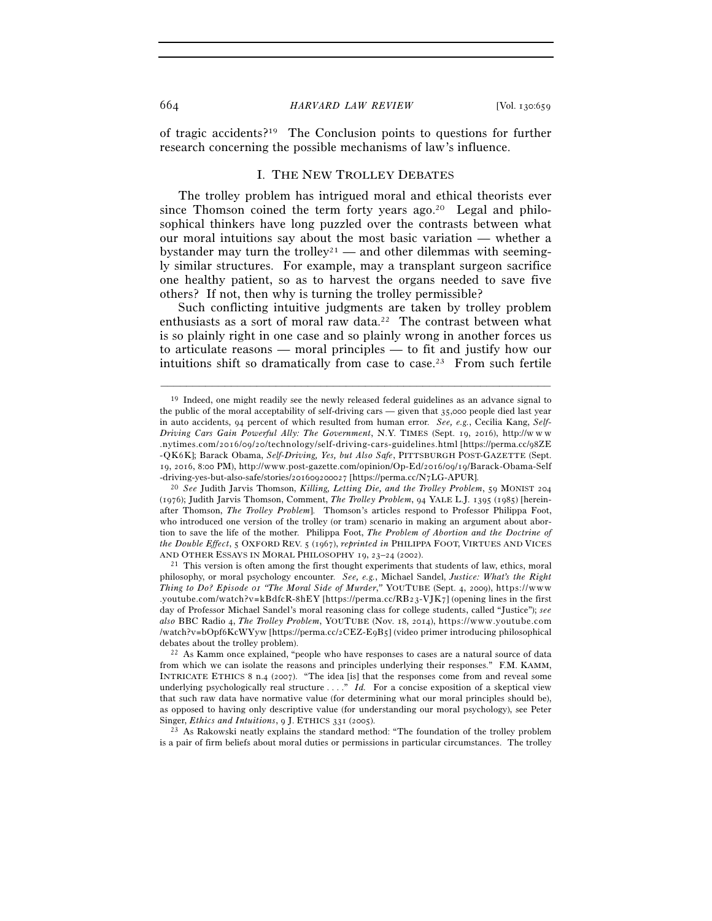of tragic accidents?[19] The Conclusion points to questions for further research concerning the possible mechanisms of law's influence.

## I. THE NEW TROLLEY DEBATES

The trolley problem has intrigued moral and ethical theorists ever since Thomson coined the term forty years ago.[20] Legal and philosophical thinkers have long puzzled over the contrasts between what our moral intuitions say about the most basic variation — whether a bystander may turn the trolley[21] — and other dilemmas with seemingly similar structures. For example, may a transplant surgeon sacrifice one healthy patient, so as to harvest the organs needed to save five others? If not, then why is turning the trolley permissible?

Such conflicting intuitive judgments are taken by trolley problem enthusiasts as a sort of moral raw data.[22] The contrast between what is so plainly right in one case and so plainly wrong in another forces us to articulate reasons — moral principles — to fit and justify how our intuitions shift so dramatically from case to case.[23] From such fertile

---

[19] Indeed, one might readily see the newly released federal guidelines as an advance signal to the public of the moral acceptability of self-driving cars — given that 35,000 people died last year in auto accidents, 94 percent of which resulted from human error. *See, e.g.*, Cecilia Kang, *Self-Driving Cars Gain Powerful Ally: The Government*, N.Y. TIMES (Sept. 19, 2016), http://www.nytimes.com/2016/09/20/technology/self-driving-cars-guidelines.html [https://perma.cc/98ZE-QK6K]; Barack Obama, *Self-Driving, Yes, but Also Safe*, PITTSBURGH POST-GAZETTE (Sept. 19, 2016, 8:00 PM), http://www.post-gazette.com/opinion/Op-Ed/2016/09/19/Barack-Obama-Self-driving-yes-but-also-safe/stories/201609200027 [https://perma.cc/N7LG-APUR].

[20] *See* Judith Jarvis Thomson, *Killing, Letting Die, and the Trolley Problem*, 59 MONIST 204 (1976); Judith Jarvis Thomson, Comment, *The Trolley Problem*, 94 YALE L.J. 1395 (1985) [hereinafter Thomson, *The Trolley Problem*]. Thomson's articles respond to Professor Philippa Foot, who introduced one version of the trolley (or tram) scenario in making an argument about abortion to save the life of the mother. Philippa Foot, *The Problem of Abortion and the Doctrine of the Double Effect*, 5 OXFORD REV. 5 (1967), *reprinted in* PHILIPPA FOOT, VIRTUES AND VICES AND OTHER ESSAYS IN MORAL PHILOSOPHY 19, 23–24 (2002).

[21] This version is often among the first thought experiments that students of law, ethics, moral philosophy, or moral psychology encounter. *See, e.g.*, Michael Sandel, *Justice: What's the Right Thing to Do? Episode 01 "The Moral Side of Murder*,*"* YOUTUBE (Sept. 4, 2009), https://www.youtube.com/watch?v=kBdfcR-8hEY [https://perma.cc/RB23-VJK7] (opening lines in the first day of Professor Michael Sandel's moral reasoning class for college students, called "Justice"); *see also* BBC Radio 4, *The Trolley Problem*, YOUTUBE (Nov. 18, 2014), https://www.youtube.com/watch?v=bOpf6KcWYyw [https://perma.cc/2CEZ-E9B5] (video primer introducing philosophical debates about the trolley problem).

[22] As Kamm once explained, "people who have responses to cases are a natural source of data from which we can isolate the reasons and principles underlying their responses." F.M. KAMM, INTRICATE ETHICS 8 n.4 (2007). "The idea [is] that the responses come from and reveal some underlying psychologically real structure . . . ." *Id.* For a concise exposition of a skeptical view that such raw data have normative value (for determining what our moral principles should be), as opposed to having only descriptive value (for understanding our moral psychology), see Peter Singer, *Ethics and Intuitions*, 9 J. ETHICS 331 (2005).

[23] As Rakowski neatly explains the standard method: "The foundation of the trolley problem is a pair of firm beliefs about moral duties or permissions in particular circumstances. The trolley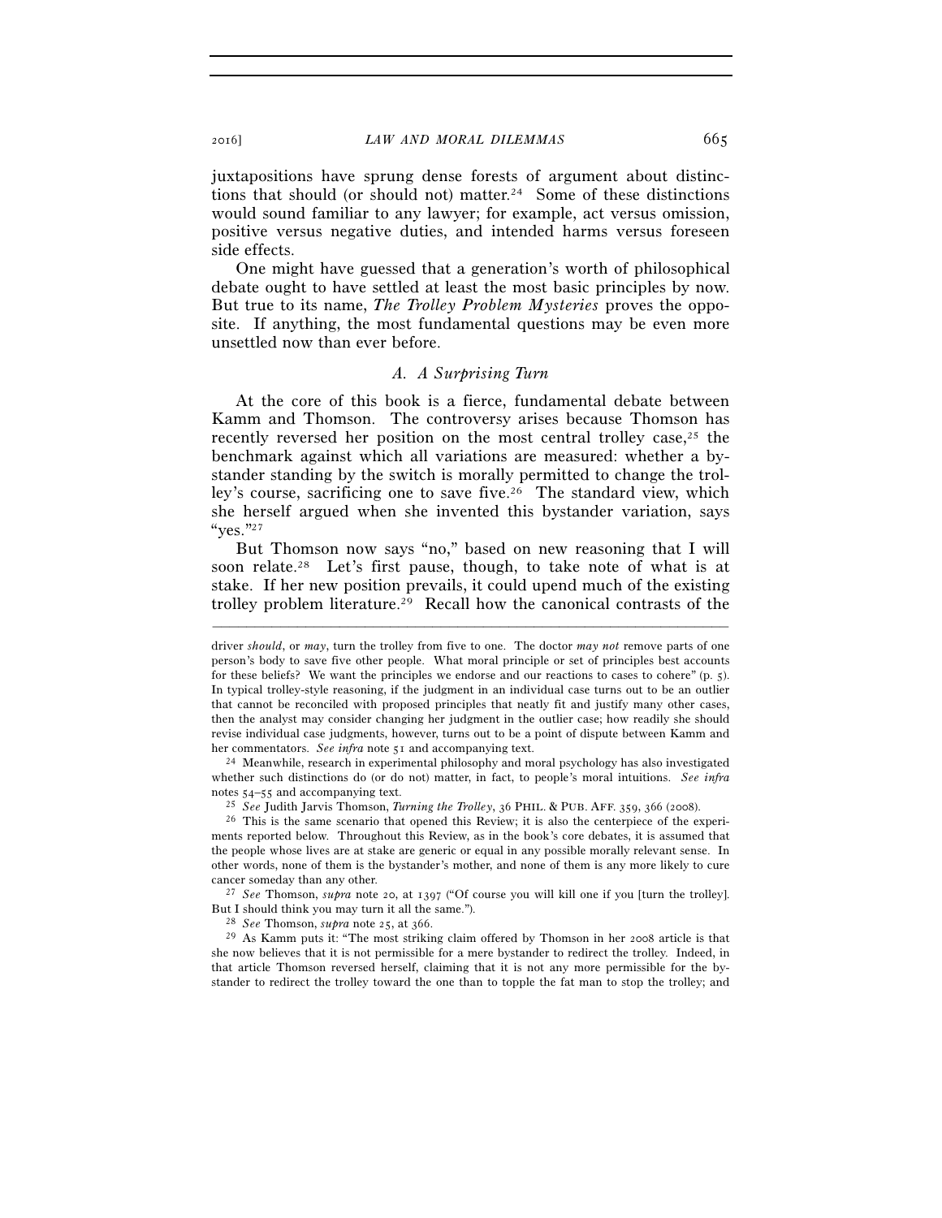juxtapositions have sprung dense forests of argument about distinctions that should (or should not) matter.[24] Some of these distinctions would sound familiar to any lawyer; for example, act versus omission, positive versus negative duties, and intended harms versus foreseen side effects.

One might have guessed that a generation's worth of philosophical debate ought to have settled at least the most basic principles by now. But true to its name, *The Trolley Problem Mysteries* proves the opposite. If anything, the most fundamental questions may be even more unsettled now than ever before.

### *A. A Surprising Turn*

At the core of this book is a fierce, fundamental debate between Kamm and Thomson. The controversy arises because Thomson has recently reversed her position on the most central trolley case,[25] the benchmark against which all variations are measured: whether a bystander standing by the switch is morally permitted to change the trolley's course, sacrificing one to save five.[26] The standard view, which she herself argued when she invented this bystander variation, says "yes."[27]

But Thomson now says "no," based on new reasoning that I will soon relate.[28] Let's first pause, though, to take note of what is at stake. If her new position prevails, it could upend much of the existing trolley problem literature.[29] Recall how the canonical contrasts of the

---

driver *should*, or *may*, turn the trolley from five to one. The doctor *may not* remove parts of one person's body to save five other people. What moral principle or set of principles best accounts for these beliefs? We want the principles we endorse and our reactions to cases to cohere" (p. 5). In typical trolley-style reasoning, if the judgment in an individual case turns out to be an outlier that cannot be reconciled with proposed principles that neatly fit and justify many other cases, then the analyst may consider changing her judgment in the outlier case; how readily she should revise individual case judgments, however, turns out to be a point of dispute between Kamm and her commentators. *See infra* note 51 and accompanying text.

[24] Meanwhile, research in experimental philosophy and moral psychology has also investigated whether such distinctions do (or do not) matter, in fact, to people's moral intuitions. *See infra* notes 54–55 and accompanying text.

[25] *See* Judith Jarvis Thomson, *Turning the Trolley*, 36 PHIL. & PUB. AFF. 359, 366 (2008).

[26] This is the same scenario that opened this Review; it is also the centerpiece of the experiments reported below. Throughout this Review, as in the book's core debates, it is assumed that the people whose lives are at stake are generic or equal in any possible morally relevant sense. In other words, none of them is the bystander's mother, and none of them is any more likely to cure cancer someday than any other.

[27] *See* Thomson, *supra* note 20, at 1397 ("Of course you will kill one if you [turn the trolley]. But I should think you may turn it all the same.").

[28] *See* Thomson, *supra* note 25, at 366.

[29] As Kamm puts it: "The most striking claim offered by Thomson in her 2008 article is that she now believes that it is not permissible for a mere bystander to redirect the trolley. Indeed, in that article Thomson reversed herself, claiming that it is not any more permissible for the bystander to redirect the trolley toward the one than to topple the fat man to stop the trolley; and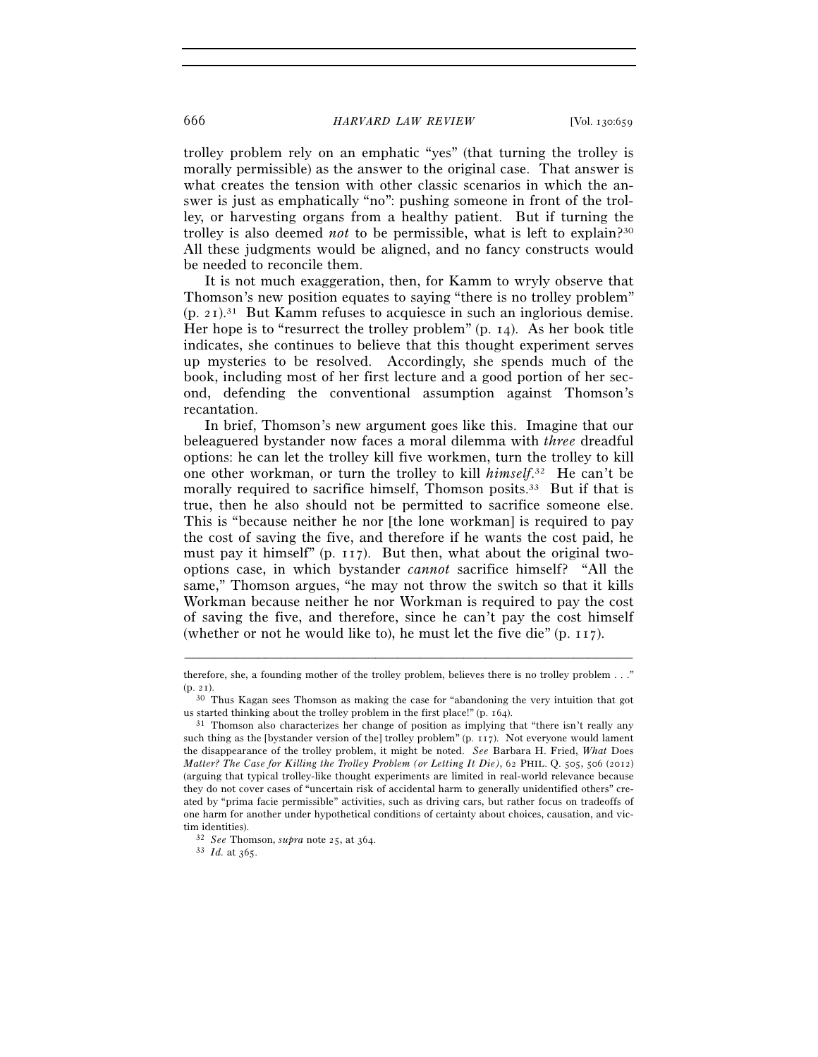trolley problem rely on an emphatic "yes" (that turning the trolley is morally permissible) as the answer to the original case. That answer is what creates the tension with other classic scenarios in which the answer is just as emphatically "no": pushing someone in front of the trolley, or harvesting organs from a healthy patient. But if turning the trolley is also deemed *not* to be permissible, what is left to explain?[30] All these judgments would be aligned, and no fancy constructs would be needed to reconcile them.

It is not much exaggeration, then, for Kamm to wryly observe that Thomson's new position equates to saying "there is no trolley problem" (p. 21).[31] But Kamm refuses to acquiesce in such an inglorious demise. Her hope is to "resurrect the trolley problem" (p. 14). As her book title indicates, she continues to believe that this thought experiment serves up mysteries to be resolved. Accordingly, she spends much of the book, including most of her first lecture and a good portion of her second, defending the conventional assumption against Thomson's recantation.

In brief, Thomson's new argument goes like this. Imagine that our beleaguered bystander now faces a moral dilemma with *three* dreadful options: he can let the trolley kill five workmen, turn the trolley to kill one other workman, or turn the trolley to kill *himself*.[32] He can't be morally required to sacrifice himself, Thomson posits.[33] But if that is true, then he also should not be permitted to sacrifice someone else. This is "because neither he nor [the lone workman] is required to pay the cost of saving the five, and therefore if he wants the cost paid, he must pay it himself" (p. 117). But then, what about the original two-options case, in which bystander *cannot* sacrifice himself? "All the same," Thomson argues, "he may not throw the switch so that it kills Workman because neither he nor Workman is required to pay the cost of saving the five, and therefore, since he can't pay the cost himself (whether or not he would like to), he must let the five die" (p. 117).

---

therefore, she, a founding mother of the trolley problem, believes there is no trolley problem . . ." (p. 21).

[30] Thus Kagan sees Thomson as making the case for "abandoning the very intuition that got us started thinking about the trolley problem in the first place!" (p. 164).

[31] Thomson also characterizes her change of position as implying that "there isn't really any such thing as the [bystander version of the] trolley problem" (p. 117). Not everyone would lament the disappearance of the trolley problem, it might be noted. *See* Barbara H. Fried, *What* Does *Matter? The Case for Killing the Trolley Problem (or Letting It Die)*, 62 PHIL. Q. 505, 506 (2012) (arguing that typical trolley-like thought experiments are limited in real-world relevance because they do not cover cases of "uncertain risk of accidental harm to generally unidentified others" created by "prima facie permissible" activities, such as driving cars, but rather focus on tradeoffs of one harm for another under hypothetical conditions of certainty about choices, causation, and victim identities).

[32] *See* Thomson, *supra* note 25, at 364.

[33] *Id.* at 365.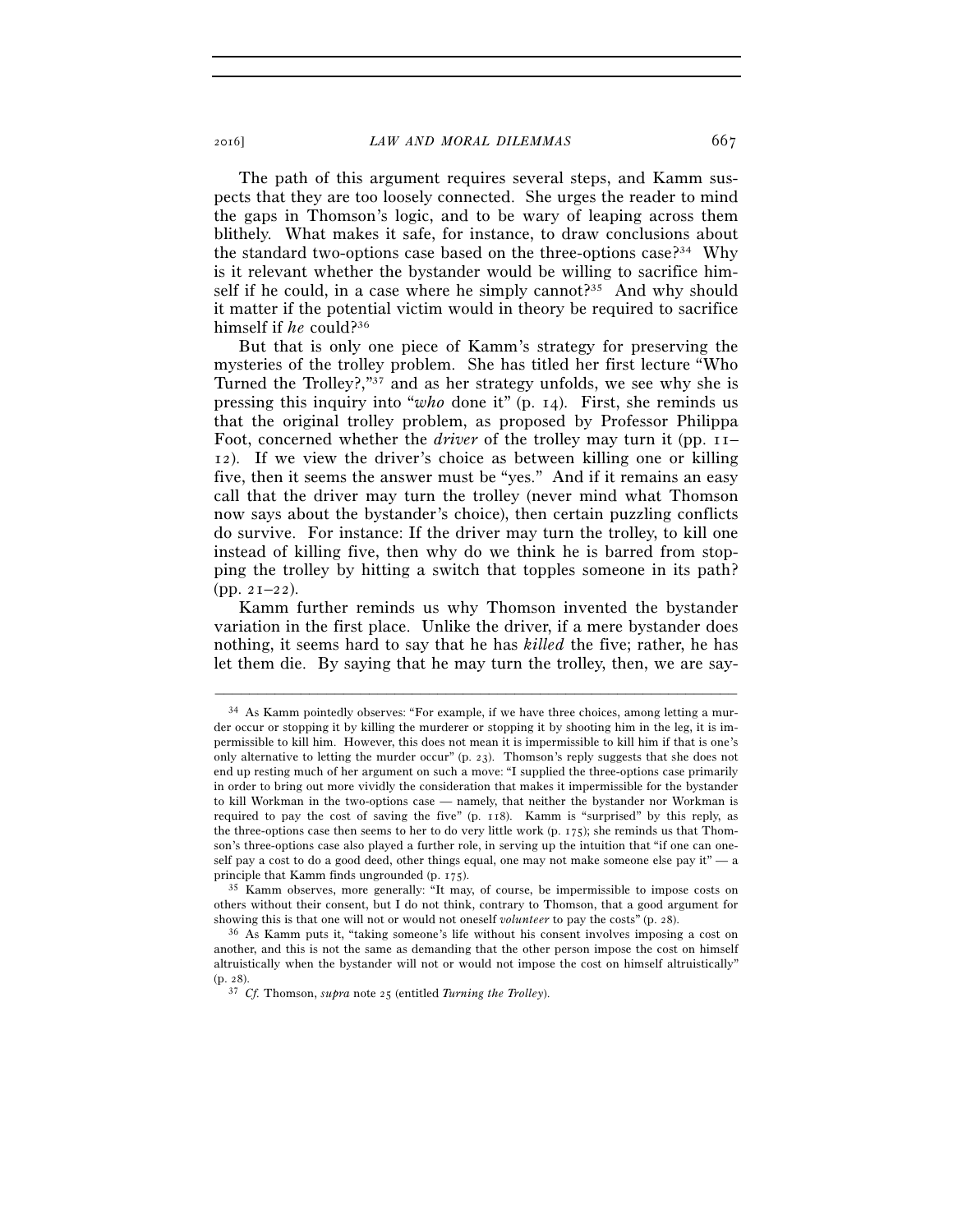The path of this argument requires several steps, and Kamm suspects that they are too loosely connected. She urges the reader to mind the gaps in Thomson's logic, and to be wary of leaping across them blithely. What makes it safe, for instance, to draw conclusions about the standard two-options case based on the three-options case?[34] Why is it relevant whether the bystander would be willing to sacrifice himself if he could, in a case where he simply cannot?[35] And why should it matter if the potential victim would in theory be required to sacrifice himself if *he* could?[36]

But that is only one piece of Kamm's strategy for preserving the mysteries of the trolley problem. She has titled her first lecture "Who Turned the Trolley?,"[37] and as her strategy unfolds, we see why she is pressing this inquiry into "*who* done it" (p. 14). First, she reminds us that the original trolley problem, as proposed by Professor Philippa Foot, concerned whether the *driver* of the trolley may turn it (pp. 11–12). If we view the driver's choice as between killing one or killing five, then it seems the answer must be "yes." And if it remains an easy call that the driver may turn the trolley (never mind what Thomson now says about the bystander's choice), then certain puzzling conflicts do survive. For instance: If the driver may turn the trolley, to kill one instead of killing five, then why do we think he is barred from stopping the trolley by hitting a switch that topples someone in its path? (pp. 21–22).

Kamm further reminds us why Thomson invented the bystander variation in the first place. Unlike the driver, if a mere bystander does nothing, it seems hard to say that he has *killed* the five; rather, he has let them die. By saying that he may turn the trolley, then, we are say-

---

[34] As Kamm pointedly observes: "For example, if we have three choices, among letting a murder occur or stopping it by killing the murderer or stopping it by shooting him in the leg, it is impermissible to kill him. However, this does not mean it is impermissible to kill him if that is one's only alternative to letting the murder occur" (p. 23). Thomson's reply suggests that she does not end up resting much of her argument on such a move: "I supplied the three-options case primarily in order to bring out more vividly the consideration that makes it impermissible for the bystander to kill Workman in the two-options case — namely, that neither the bystander nor Workman is required to pay the cost of saving the five" (p. 118). Kamm is "surprised" by this reply, as the three-options case then seems to her to do very little work (p. 175); she reminds us that Thomson's three-options case also played a further role, in serving up the intuition that "if one can oneself pay a cost to do a good deed, other things equal, one may not make someone else pay it" — a principle that Kamm finds ungrounded (p. 175).

[35] Kamm observes, more generally: "It may, of course, be impermissible to impose costs on others without their consent, but I do not think, contrary to Thomson, that a good argument for showing this is that one will not or would not oneself *volunteer* to pay the costs" (p. 28).

[36] As Kamm puts it, "taking someone's life without his consent involves imposing a cost on another, and this is not the same as demanding that the other person impose the cost on himself altruistically when the bystander will not or would not impose the cost on himself altruistically" (p. 28).

[37] *Cf.* Thomson, *supra* note 25 (entitled *Turning the Trolley*).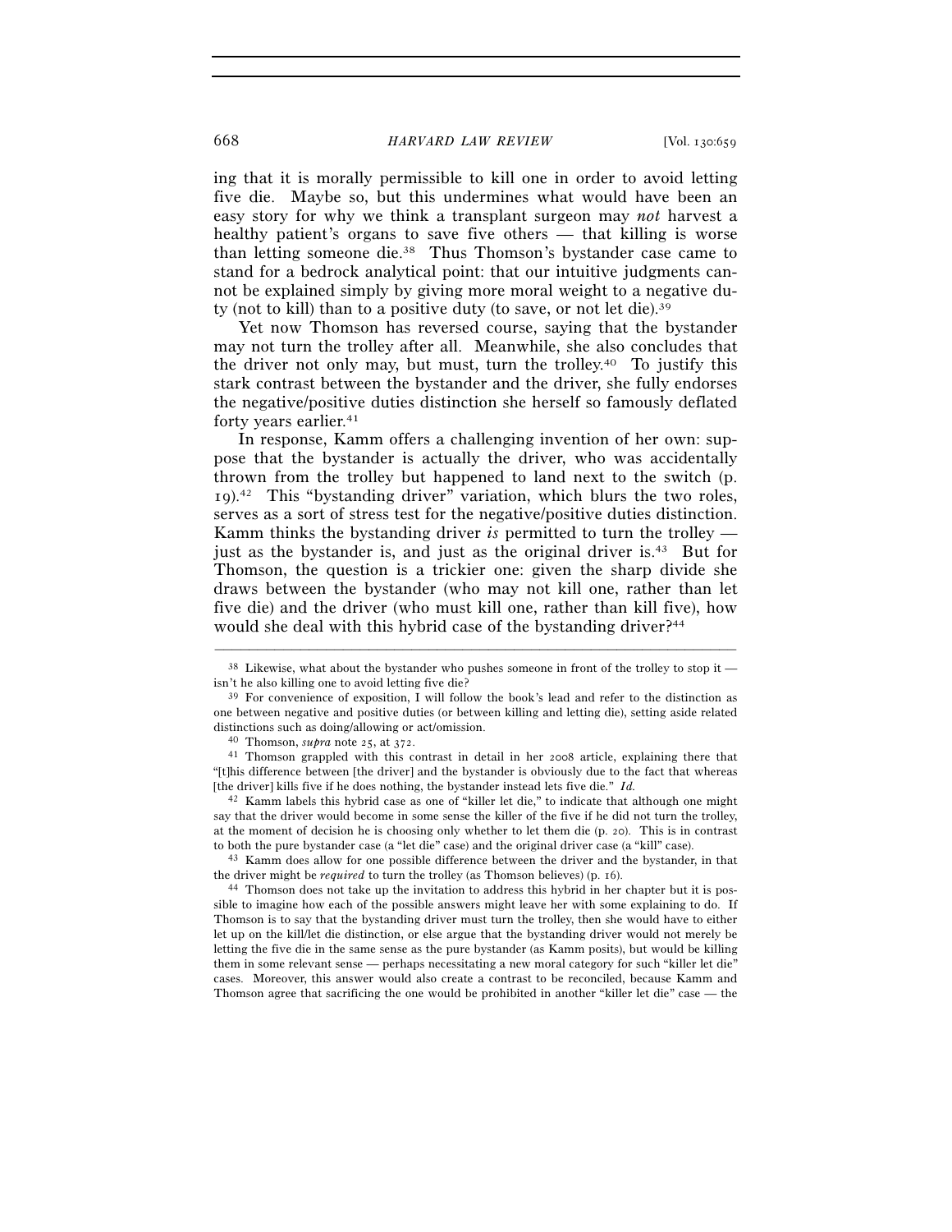ing that it is morally permissible to kill one in order to avoid letting five die. Maybe so, but this undermines what would have been an easy story for why we think a transplant surgeon may *not* harvest a healthy patient's organs to save five others — that killing is worse than letting someone die.[38] Thus Thomson's bystander case came to stand for a bedrock analytical point: that our intuitive judgments cannot be explained simply by giving more moral weight to a negative duty (not to kill) than to a positive duty (to save, or not let die).[39]

Yet now Thomson has reversed course, saying that the bystander may not turn the trolley after all. Meanwhile, she also concludes that the driver not only may, but must, turn the trolley.[40] To justify this stark contrast between the bystander and the driver, she fully endorses the negative/positive duties distinction she herself so famously deflated forty years earlier.[41]

In response, Kamm offers a challenging invention of her own: suppose that the bystander is actually the driver, who was accidentally thrown from the trolley but happened to land next to the switch (p. 19).[42] This "bystanding driver" variation, which blurs the two roles, serves as a sort of stress test for the negative/positive duties distinction. Kamm thinks the bystanding driver *is* permitted to turn the trolley — just as the bystander is, and just as the original driver is.[43] But for Thomson, the question is a trickier one: given the sharp divide she draws between the bystander (who may not kill one, rather than let five die) and the driver (who must kill one, rather than kill five), how would she deal with this hybrid case of the bystanding driver?[44]

---

[38] Likewise, what about the bystander who pushes someone in front of the trolley to stop it — isn't he also killing one to avoid letting five die?

[39] For convenience of exposition, I will follow the book's lead and refer to the distinction as one between negative and positive duties (or between killing and letting die), setting aside related distinctions such as doing/allowing or act/omission.

[40] Thomson, *supra* note 25, at 372.

[41] Thomson grappled with this contrast in detail in her 2008 article, explaining there that "[t]his difference between [the driver] and the bystander is obviously due to the fact that whereas [the driver] kills five if he does nothing, the bystander instead lets five die." *Id.*

[42] Kamm labels this hybrid case as one of "killer let die," to indicate that although one might say that the driver would become in some sense the killer of the five if he did not turn the trolley, at the moment of decision he is choosing only whether to let them die (p. 20). This is in contrast to both the pure bystander case (a "let die" case) and the original driver case (a "kill" case).

[43] Kamm does allow for one possible difference between the driver and the bystander, in that the driver might be *required* to turn the trolley (as Thomson believes) (p. 16).

[44] Thomson does not take up the invitation to address this hybrid in her chapter but it is possible to imagine how each of the possible answers might leave her with some explaining to do. If Thomson is to say that the bystanding driver must turn the trolley, then she would have to either let up on the kill/let die distinction, or else argue that the bystanding driver would not merely be letting the five die in the same sense as the pure bystander (as Kamm posits), but would be killing them in some relevant sense — perhaps necessitating a new moral category for such "killer let die" cases. Moreover, this answer would also create a contrast to be reconciled, because Kamm and Thomson agree that sacrificing the one would be prohibited in another "killer let die" case — the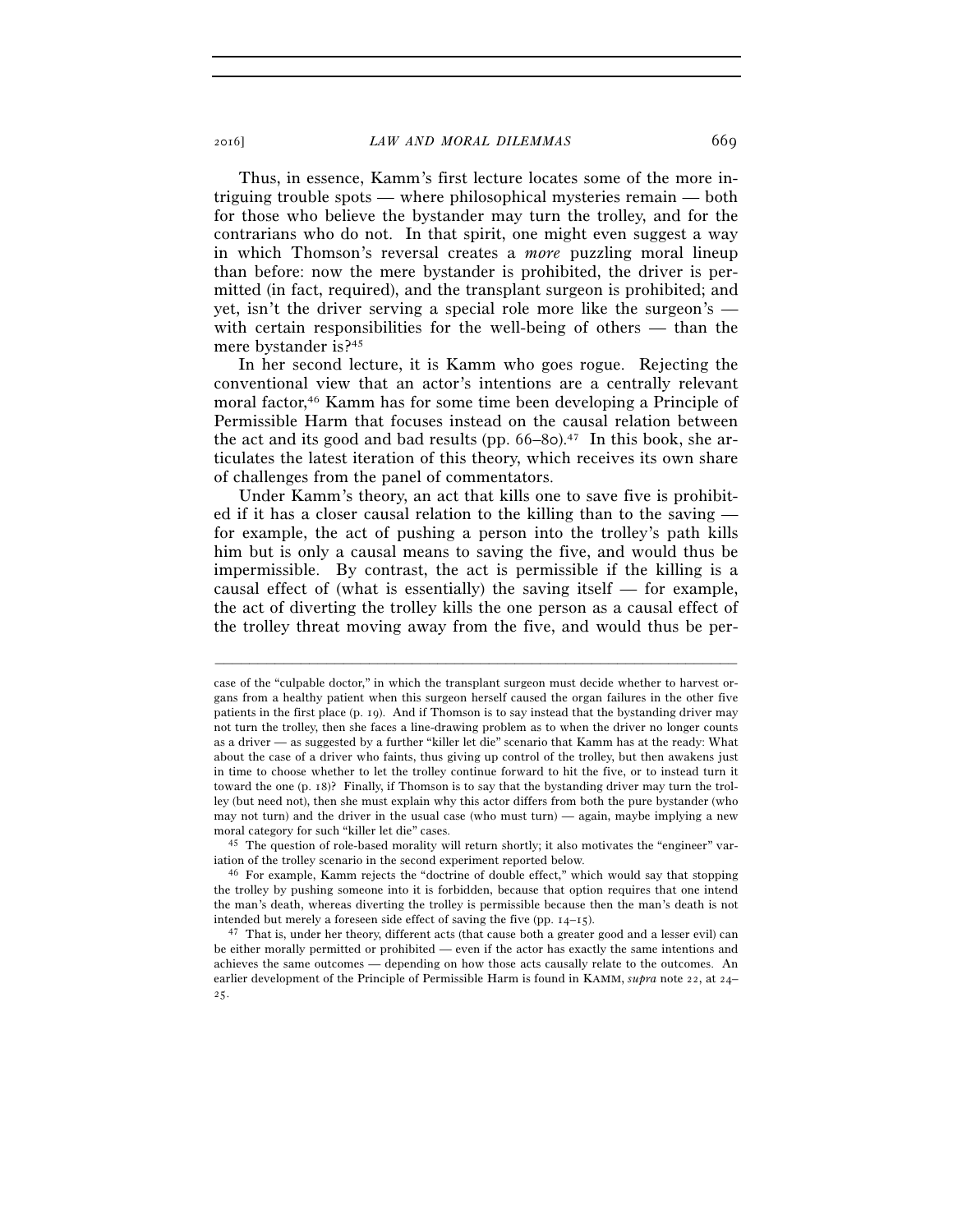Thus, in essence, Kamm's first lecture locates some of the more intriguing trouble spots — where philosophical mysteries remain — both for those who believe the bystander may turn the trolley, and for the contrarians who do not. In that spirit, one might even suggest a way in which Thomson's reversal creates a *more* puzzling moral lineup than before: now the mere bystander is prohibited, the driver is permitted (in fact, required), and the transplant surgeon is prohibited; and yet, isn't the driver serving a special role more like the surgeon's — with certain responsibilities for the well-being of others — than the mere bystander is?[45]

In her second lecture, it is Kamm who goes rogue. Rejecting the conventional view that an actor's intentions are a centrally relevant moral factor,[46] Kamm has for some time been developing a Principle of Permissible Harm that focuses instead on the causal relation between the act and its good and bad results (pp. 66–80).[47] In this book, she articulates the latest iteration of this theory, which receives its own share of challenges from the panel of commentators.

Under Kamm's theory, an act that kills one to save five is prohibited if it has a closer causal relation to the killing than to the saving — for example, the act of pushing a person into the trolley's path kills him but is only a causal means to saving the five, and would thus be impermissible. By contrast, the act is permissible if the killing is a causal effect of (what is essentially) the saving itself — for example, the act of diverting the trolley kills the one person as a causal effect of the trolley threat moving away from the five, and would thus be per-

---

case of the "culpable doctor," in which the transplant surgeon must decide whether to harvest organs from a healthy patient when this surgeon herself caused the organ failures in the other five patients in the first place (p. 19). And if Thomson is to say instead that the bystanding driver may not turn the trolley, then she faces a line-drawing problem as to when the driver no longer counts as a driver — as suggested by a further "killer let die" scenario that Kamm has at the ready: What about the case of a driver who faints, thus giving up control of the trolley, but then awakens just in time to choose whether to let the trolley continue forward to hit the five, or to instead turn it toward the one (p. 18)? Finally, if Thomson is to say that the bystanding driver may turn the trolley (but need not), then she must explain why this actor differs from both the pure bystander (who may not turn) and the driver in the usual case (who must turn) — again, maybe implying a new moral category for such "killer let die" cases.

[45] The question of role-based morality will return shortly; it also motivates the "engineer" variation of the trolley scenario in the second experiment reported below.

[46] For example, Kamm rejects the "doctrine of double effect," which would say that stopping the trolley by pushing someone into it is forbidden, because that option requires that one intend the man's death, whereas diverting the trolley is permissible because then the man's death is not intended but merely a foreseen side effect of saving the five (pp. 14–15).

[47] That is, under her theory, different acts (that cause both a greater good and a lesser evil) can be either morally permitted or prohibited — even if the actor has exactly the same intentions and achieves the same outcomes — depending on how those acts causally relate to the outcomes. An earlier development of the Principle of Permissible Harm is found in KAMM, *supra* note 22, at 24–25.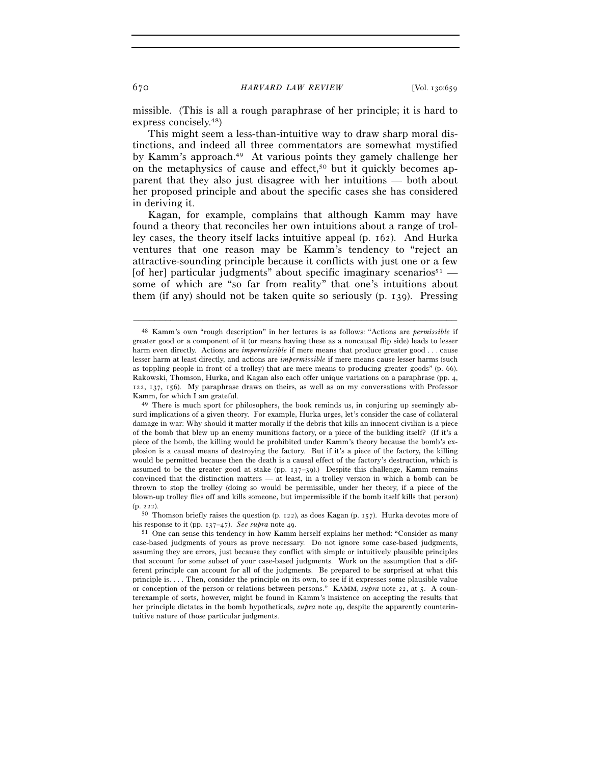missible. (This is all a rough paraphrase of her principle; it is hard to express concisely.[48])

This might seem a less-than-intuitive way to draw sharp moral distinctions, and indeed all three commentators are somewhat mystified by Kamm's approach.[49] At various points they gamely challenge her on the metaphysics of cause and effect,[50] but it quickly becomes apparent that they also just disagree with her intuitions — both about her proposed principle and about the specific cases she has considered in deriving it.

Kagan, for example, complains that although Kamm may have found a theory that reconciles her own intuitions about a range of trolley cases, the theory itself lacks intuitive appeal (p. 162). And Hurka ventures that one reason may be Kamm's tendency to "reject an attractive-sounding principle because it conflicts with just one or a few [of her] particular judgments" about specific imaginary scenarios[51] — some of which are "so far from reality" that one's intuitions about them (if any) should not be taken quite so seriously (p. 139). Pressing

---

[48] Kamm's own "rough description" in her lectures is as follows: "Actions are *permissible* if greater good or a component of it (or means having these as a noncausal flip side) leads to lesser harm even directly. Actions are *impermissible* if mere means that produce greater good . . . cause lesser harm at least directly, and actions are *impermissible* if mere means cause lesser harms (such as toppling people in front of a trolley) that are mere means to producing greater goods" (p. 66). Rakowski, Thomson, Hurka, and Kagan also each offer unique variations on a paraphrase (pp. 4, 122, 137, 156). My paraphrase draws on theirs, as well as on my conversations with Professor Kamm, for which I am grateful.

[49] There is much sport for philosophers, the book reminds us, in conjuring up seemingly absurd implications of a given theory. For example, Hurka urges, let's consider the case of collateral damage in war: Why should it matter morally if the debris that kills an innocent civilian is a piece of the bomb that blew up an enemy munitions factory, or a piece of the building itself? (If it's a piece of the bomb, the killing would be prohibited under Kamm's theory because the bomb's explosion is a causal means of destroying the factory. But if it's a piece of the factory, the killing would be permitted because then the death is a causal effect of the factory's destruction, which is assumed to be the greater good at stake (pp. 137–39).) Despite this challenge, Kamm remains convinced that the distinction matters — at least, in a trolley version in which a bomb can be thrown to stop the trolley (doing so would be permissible, under her theory, if a piece of the blown-up trolley flies off and kills someone, but impermissible if the bomb itself kills that person) (p. 222).

[50] Thomson briefly raises the question (p. 122), as does Kagan (p. 157). Hurka devotes more of his response to it (pp. 137–47). *See supra* note 49.

[51] One can sense this tendency in how Kamm herself explains her method: "Consider as many case-based judgments of yours as prove necessary. Do not ignore some case-based judgments, assuming they are errors, just because they conflict with simple or intuitively plausible principles that account for some subset of your case-based judgments. Work on the assumption that a different principle can account for all of the judgments. Be prepared to be surprised at what this principle is. . . . Then, consider the principle on its own, to see if it expresses some plausible value or conception of the person or relations between persons." KAMM, *supra* note 22, at 5. A counterexample of sorts, however, might be found in Kamm's insistence on accepting the results that her principle dictates in the bomb hypotheticals, *supra* note 49, despite the apparently counterintuitive nature of those particular judgments.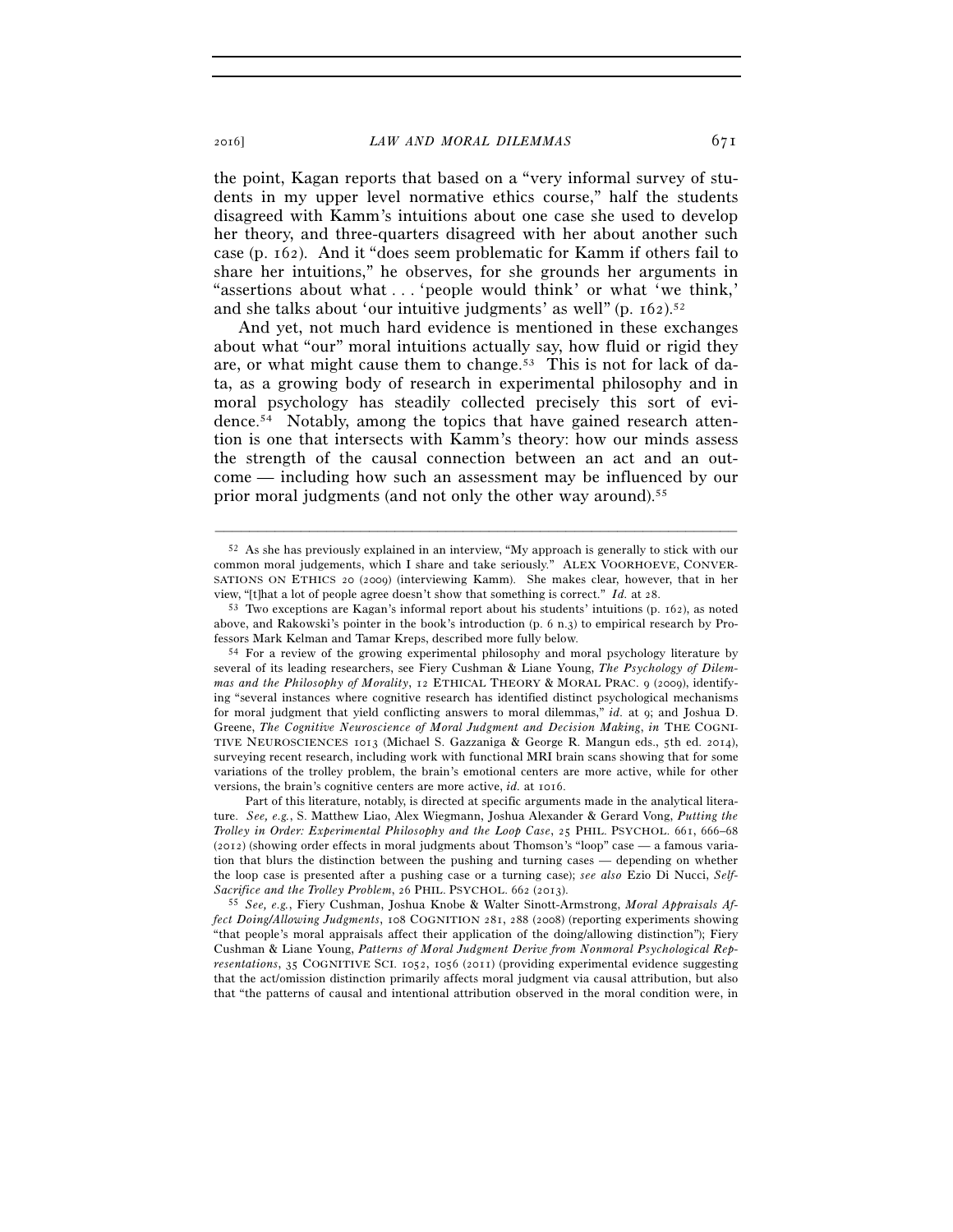the point, Kagan reports that based on a "very informal survey of students in my upper level normative ethics course," half the students disagreed with Kamm's intuitions about one case she used to develop her theory, and three-quarters disagreed with her about another such case (p. 162). And it "does seem problematic for Kamm if others fail to share her intuitions," he observes, for she grounds her arguments in "assertions about what . . . 'people would think' or what 'we think,' and she talks about 'our intuitive judgments' as well" (p. 162).[52]

And yet, not much hard evidence is mentioned in these exchanges about what "our" moral intuitions actually say, how fluid or rigid they are, or what might cause them to change.[53] This is not for lack of data, as a growing body of research in experimental philosophy and in moral psychology has steadily collected precisely this sort of evidence.[54] Notably, among the topics that have gained research attention is one that intersects with Kamm's theory: how our minds assess the strength of the causal connection between an act and an outcome — including how such an assessment may be influenced by our prior moral judgments (and not only the other way around).[55]

---

[52] As she has previously explained in an interview, "My approach is generally to stick with our common moral judgements, which I share and take seriously." ALEX VOORHOEVE, CONVERSATIONS ON ETHICS 20 (2009) (interviewing Kamm). She makes clear, however, that in her view, "[t]hat a lot of people agree doesn't show that something is correct." *Id.* at 28.

[53] Two exceptions are Kagan's informal report about his students' intuitions (p. 162), as noted above, and Rakowski's pointer in the book's introduction (p. 6 n.3) to empirical research by Professors Mark Kelman and Tamar Kreps, described more fully below.

[54] For a review of the growing experimental philosophy and moral psychology literature by several of its leading researchers, see Fiery Cushman & Liane Young, *The Psychology of Dilemmas and the Philosophy of Morality*, 12 ETHICAL THEORY & MORAL PRAC. 9 (2009), identifying "several instances where cognitive research has identified distinct psychological mechanisms for moral judgment that yield conflicting answers to moral dilemmas," *id.* at 9; and Joshua D. Greene, *The Cognitive Neuroscience of Moral Judgment and Decision Making*, *in* THE COGNITIVE NEUROSCIENCES 1013 (Michael S. Gazzaniga & George R. Mangun eds., 5th ed. 2014), surveying recent research, including work with functional MRI brain scans showing that for some variations of the trolley problem, the brain's emotional centers are more active, while for other versions, the brain's cognitive centers are more active, *id.* at 1016.

Part of this literature, notably, is directed at specific arguments made in the analytical literature. *See, e.g.*, S. Matthew Liao, Alex Wiegmann, Joshua Alexander & Gerard Vong, *Putting the Trolley in Order: Experimental Philosophy and the Loop Case*, 25 PHIL. PSYCHOL. 661, 666–68 (2012) (showing order effects in moral judgments about Thomson's "loop" case — a famous variation that blurs the distinction between the pushing and turning cases — depending on whether the loop case is presented after a pushing case or a turning case); *see also* Ezio Di Nucci, *Self-Sacrifice and the Trolley Problem*, 26 PHIL. PSYCHOL. 662 (2013).

[55] *See, e.g.*, Fiery Cushman, Joshua Knobe & Walter Sinott-Armstrong, *Moral Appraisals Affect Doing/Allowing Judgments*, 108 COGNITION 281, 288 (2008) (reporting experiments showing "that people's moral appraisals affect their application of the doing/allowing distinction"); Fiery Cushman & Liane Young, *Patterns of Moral Judgment Derive from Nonmoral Psychological Representations*, 35 COGNITIVE SCI. 1052, 1056 (2011) (providing experimental evidence suggesting that the act/omission distinction primarily affects moral judgment via causal attribution, but also that "the patterns of causal and intentional attribution observed in the moral condition were, in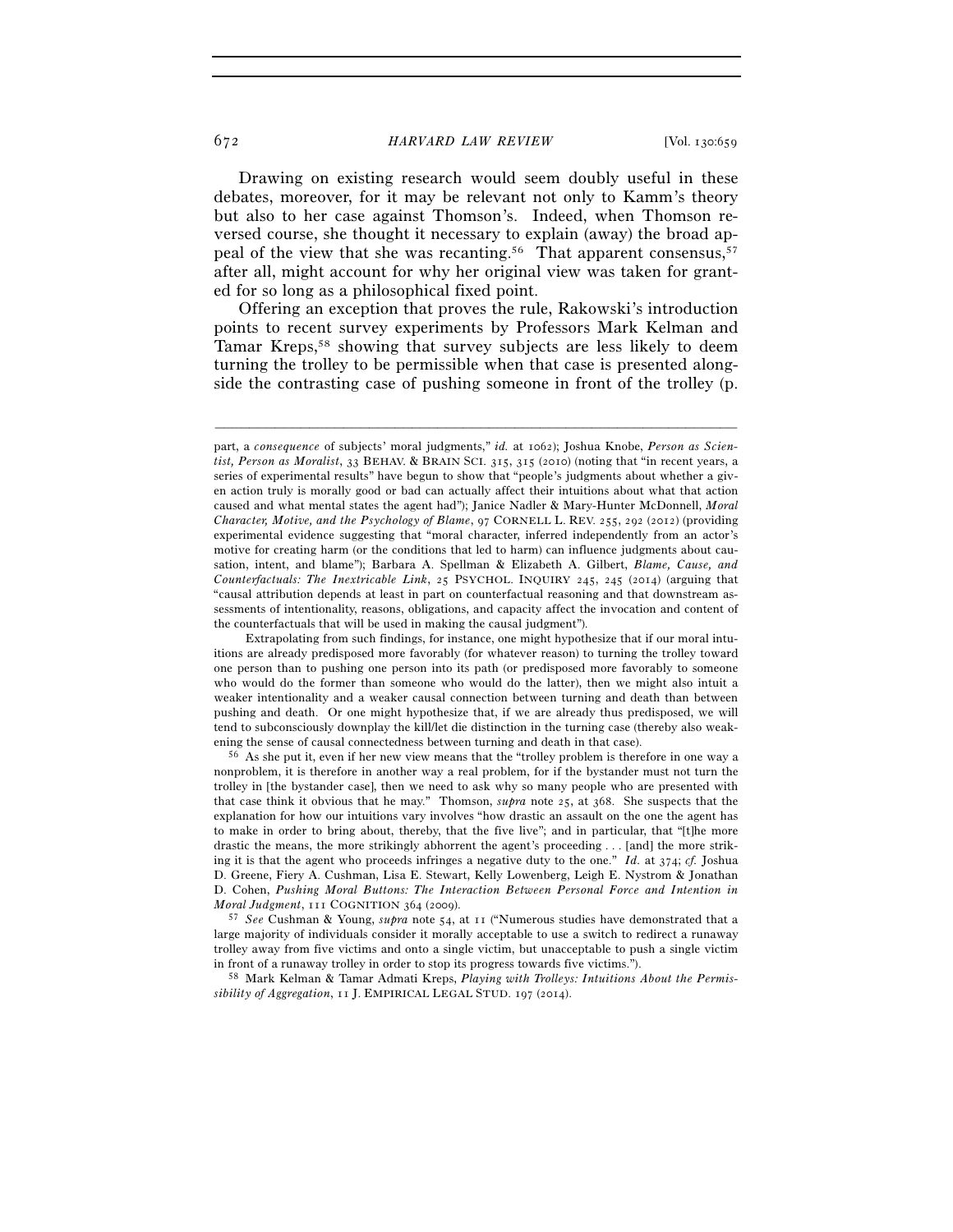Drawing on existing research would seem doubly useful in these debates, moreover, for it may be relevant not only to Kamm's theory but also to her case against Thomson's. Indeed, when Thomson reversed course, she thought it necessary to explain (away) the broad appeal of the view that she was recanting.[56] That apparent consensus,[57] after all, might account for why her original view was taken for granted for so long as a philosophical fixed point.

Offering an exception that proves the rule, Rakowski's introduction points to recent survey experiments by Professors Mark Kelman and Tamar Kreps,[58] showing that survey subjects are less likely to deem turning the trolley to be permissible when that case is presented alongside the contrasting case of pushing someone in front of the trolley (p.

---

part, a *consequence* of subjects' moral judgments," *id.* at 1062); Joshua Knobe, *Person as Scientist, Person as Moralist*, 33 BEHAV. & BRAIN SCI. 315, 315 (2010) (noting that "in recent years, a series of experimental results" have begun to show that "people's judgments about whether a given action truly is morally good or bad can actually affect their intuitions about what that action caused and what mental states the agent had"); Janice Nadler & Mary-Hunter McDonnell, *Moral Character, Motive, and the Psychology of Blame*, 97 CORNELL L. REV. 255, 292 (2012) (providing experimental evidence suggesting that "moral character, inferred independently from an actor's motive for creating harm (or the conditions that led to harm) can influence judgments about causation, intent, and blame"); Barbara A. Spellman & Elizabeth A. Gilbert, *Blame, Cause, and Counterfactuals: The Inextricable Link*, 25 PSYCHOL. INQUIRY 245, 245 (2014) (arguing that "causal attribution depends at least in part on counterfactual reasoning and that downstream assessments of intentionality, reasons, obligations, and capacity affect the invocation and content of the counterfactuals that will be used in making the causal judgment").

Extrapolating from such findings, for instance, one might hypothesize that if our moral intuitions are already predisposed more favorably (for whatever reason) to turning the trolley toward one person than to pushing one person into its path (or predisposed more favorably to someone who would do the former than someone who would do the latter), then we might also intuit a weaker intentionality and a weaker causal connection between turning and death than between pushing and death. Or one might hypothesize that, if we are already thus predisposed, we will tend to subconsciously downplay the kill/let die distinction in the turning case (thereby also weakening the sense of causal connectedness between turning and death in that case).

[56] As she put it, even if her new view means that the "trolley problem is therefore in one way a nonproblem, it is therefore in another way a real problem, for if the bystander must not turn the trolley in [the bystander case], then we need to ask why so many people who are presented with that case think it obvious that he may." Thomson, *supra* note 25, at 368. She suspects that the explanation for how our intuitions vary involves "how drastic an assault on the one the agent has to make in order to bring about, thereby, that the five live"; and in particular, that "[t]he more drastic the means, the more strikingly abhorrent the agent's proceeding . . . [and] the more striking it is that the agent who proceeds infringes a negative duty to the one." *Id.* at 374; *cf.* Joshua D. Greene, Fiery A. Cushman, Lisa E. Stewart, Kelly Lowenberg, Leigh E. Nystrom & Jonathan D. Cohen, *Pushing Moral Buttons: The Interaction Between Personal Force and Intention in Moral Judgment*, 111 COGNITION 364 (2009).

[57] *See* Cushman & Young, *supra* note 54, at 11 ("Numerous studies have demonstrated that a large majority of individuals consider it morally acceptable to use a switch to redirect a runaway trolley away from five victims and onto a single victim, but unacceptable to push a single victim in front of a runaway trolley in order to stop its progress towards five victims.").

[58] Mark Kelman & Tamar Admati Kreps, *Playing with Trolleys: Intuitions About the Permissibility of Aggregation*, 11 J. EMPIRICAL LEGAL STUD. 197 (2014).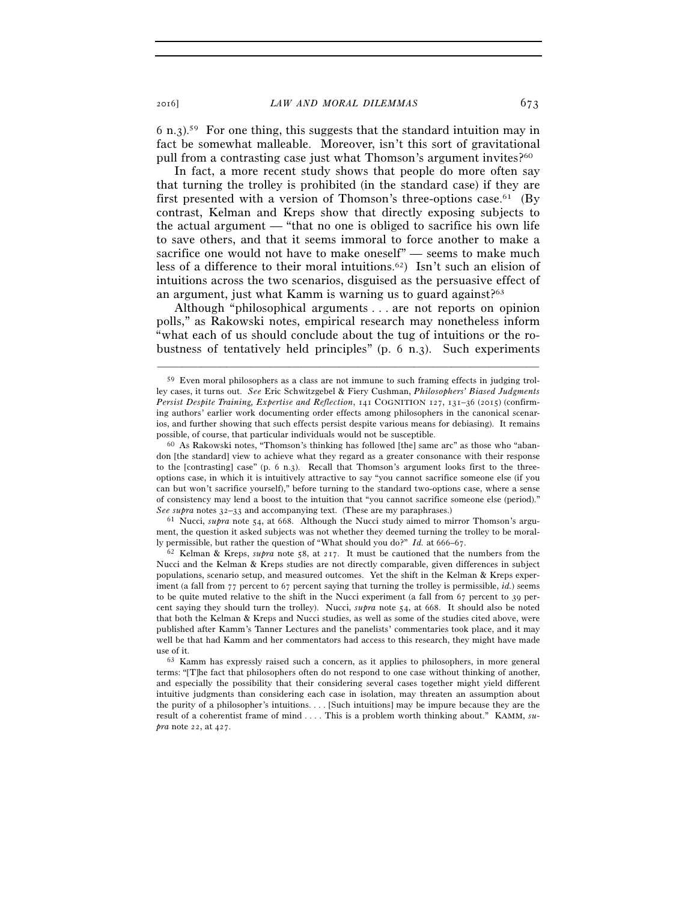6 n.3).[59] For one thing, this suggests that the standard intuition may in fact be somewhat malleable. Moreover, isn't this sort of gravitational pull from a contrasting case just what Thomson's argument invites?[60]

In fact, a more recent study shows that people do more often say that turning the trolley is prohibited (in the standard case) if they are first presented with a version of Thomson's three-options case.[61] (By contrast, Kelman and Kreps show that directly exposing subjects to the actual argument — "that no one is obliged to sacrifice his own life to save others, and that it seems immoral to force another to make a sacrifice one would not have to make oneself" — seems to make much less of a difference to their moral intuitions.[62]) Isn't such an elision of intuitions across the two scenarios, disguised as the persuasive effect of an argument, just what Kamm is warning us to guard against?[63]

Although "philosophical arguments . . . are not reports on opinion polls," as Rakowski notes, empirical research may nonetheless inform "what each of us should conclude about the tug of intuitions or the robustness of tentatively held principles" (p. 6 n.3). Such experiments

---

[59] Even moral philosophers as a class are not immune to such framing effects in judging trolley cases, it turns out. *See* Eric Schwitzgebel & Fiery Cushman, *Philosophers' Biased Judgments Persist Despite Training, Expertise and Reflection*, 141 COGNITION 127, 131–36 (2015) (confirming authors' earlier work documenting order effects among philosophers in the canonical scenarios, and further showing that such effects persist despite various means for debiasing). It remains possible, of course, that particular individuals would not be susceptible.

[60] As Rakowski notes, "Thomson's thinking has followed [the] same arc" as those who "abandon [the standard] view to achieve what they regard as a greater consonance with their response to the [contrasting] case" (p. 6 n.3). Recall that Thomson's argument looks first to the three-options case, in which it is intuitively attractive to say "you cannot sacrifice someone else (if you can but won't sacrifice yourself)," before turning to the standard two-options case, where a sense of consistency may lend a boost to the intuition that "you cannot sacrifice someone else (period)." *See supra* notes 32–33 and accompanying text. (These are my paraphrases.)

[61] Nucci, *supra* note 54, at 668. Although the Nucci study aimed to mirror Thomson's argument, the question it asked subjects was not whether they deemed turning the trolley to be morally permissible, but rather the question of "What should you do?" *Id.* at 666–67.

[62] Kelman & Kreps, *supra* note 58, at 217. It must be cautioned that the numbers from the Nucci and the Kelman & Kreps studies are not directly comparable, given differences in subject populations, scenario setup, and measured outcomes. Yet the shift in the Kelman & Kreps experiment (a fall from 77 percent to 67 percent saying that turning the trolley is permissible, *id.*) seems to be quite muted relative to the shift in the Nucci experiment (a fall from 67 percent to 39 percent saying they should turn the trolley). Nucci, *supra* note 54, at 668. It should also be noted that both the Kelman & Kreps and Nucci studies, as well as some of the studies cited above, were published after Kamm's Tanner Lectures and the panelists' commentaries took place, and it may well be that had Kamm and her commentators had access to this research, they might have made use of it.

[63] Kamm has expressly raised such a concern, as it applies to philosophers, in more general terms: "[T]he fact that philosophers often do not respond to one case without thinking of another, and especially the possibility that their considering several cases together might yield different intuitive judgments than considering each case in isolation, may threaten an assumption about the purity of a philosopher's intuitions. . . . [Such intuitions] may be impure because they are the result of a coherentist frame of mind . . . . This is a problem worth thinking about." KAMM, *supra* note 22, at 427.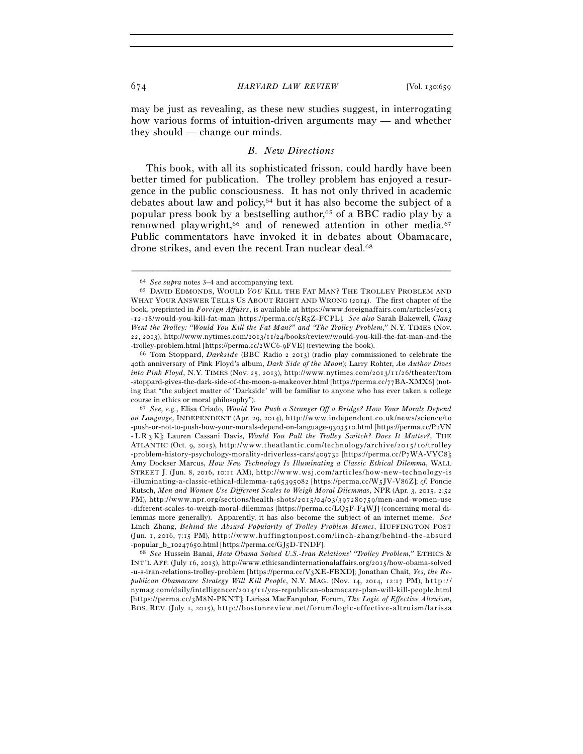may be just as revealing, as these new studies suggest, in interrogating how various forms of intuition-driven arguments may — and whether they should — change our minds.

### *B. New Directions*

This book, with all its sophisticated frisson, could hardly have been better timed for publication. The trolley problem has enjoyed a resurgence in the public consciousness. It has not only thrived in academic debates about law and policy,[64] but it has also become the subject of a popular press book by a bestselling author,[65] of a BBC radio play by a renowned playwright,[66] and of renewed attention in other media.[67] Public commentators have invoked it in debates about Obamacare, drone strikes, and even the recent Iran nuclear deal.[68]

---

[64] *See supra* notes 3–4 and accompanying text.

[65] DAVID EDMONDS, WOULD *YOU* KILL THE FAT MAN? THE TROLLEY PROBLEM AND WHAT YOUR ANSWER TELLS US ABOUT RIGHT AND WRONG (2014). The first chapter of the book, preprinted in *Foreign Affairs*, is available at https://www.foreignaffairs.com/articles/2013-12-18/would-you-kill-fat-man [https://perma.cc/5R5Z-FCPL]. *See also* Sarah Bakewell, *Clang Went the Trolley: "Would You Kill the Fat Man?" and "The Trolley Problem,"* N.Y. TIMES (Nov. 22, 2013), http://www.nytimes.com/2013/11/24/books/review/would-you-kill-the-fat-man-and-the-trolley-problem.html [https://perma.cc/2WC6-9FVE] (reviewing the book).

[66] Tom Stoppard, *Darkside* (BBC Radio 2 2013) (radio play commissioned to celebrate the 40th anniversary of Pink Floyd's album, *Dark Side of the Moon*); Larry Rohter, *An Author Dives into Pink Floyd*, N.Y. TIMES (Nov. 25, 2013), http://www.nytimes.com/2013/11/26/theater/tom-stoppard-gives-the-dark-side-of-the-moon-a-makeover.html [https://perma.cc/77BA-XMX6] (noting that "the subject matter of 'Darkside' will be familiar to anyone who has ever taken a college course in ethics or moral philosophy").

[67] *See, e.g.*, Elisa Criado, *Would You Push a Stranger Off a Bridge? How Your Morals Depend on Language*, INDEPENDENT (Apr. 29, 2014), http://www.independent.co.uk/news/science/to-push-or-not-to-push-how-your-morals-depend-on-language-9303510.html [https://perma.cc/P2VN-LR3K]; Lauren Cassani Davis, *Would You Pull the Trolley Switch? Does It Matter?*, THE ATLANTIC (Oct. 9, 2015), http://www.theatlantic.com/technology/archive/2015/10/trolley-problem-history-psychology-morality-driverless-cars/409732 [https://perma.cc/P7WA-VYC8]; Amy Dockser Marcus, *How New Technology Is Illuminating a Classic Ethical Dilemma*, WALL STREET J. (Jun. 8, 2016, 10:11 AM), http://www.wsj.com/articles/how-new-technology-is-illuminating-a-classic-ethical-dilemma-1465395082 [https://perma.cc/W5JV-V86Z]; *cf.* Poncie Rutsch, *Men and Women Use Different Scales to Weigh Moral Dilemmas*, NPR (Apr. 3, 2015, 2:52 PM), http://www.npr.org/sections/health-shots/2015/04/03/397280759/men-and-women-use-different-scales-to-weigh-moral-dilemmas [https://perma.cc/LQ5F-F4WJ] (concerning moral dilemmas more generally). Apparently, it has also become the subject of an internet meme. *See* Linch Zhang, *Behind the Absurd Popularity of Trolley Problem Memes*, HUFFINGTON POST (Jun. 1, 2016, 7:15 PM), http://www.huffingtonpost.com/linch-zhang/behind-the-absurd-popular_b_10247650.html [https://perma.cc/GJ5D-TNDF].

[68] *See* Hussein Banai, *How Obama Solved U.S.-Iran Relations' "Trolley Problem,"* ETHICS & INT'L AFF. (July 16, 2015), http://www.ethicsandinternationalaffairs.org/2015/how-obama-solved-u-s-iran-relations-trolley-problem [https://perma.cc/V3XE-FBXD]; Jonathan Chait, *Yes, the Republican Obamacare Strategy Will Kill People*, N.Y. MAG. (Nov. 14, 2014, 12:17 PM), http://nymag.com/daily/intelligencer/2014/11/yes-republican-obamacare-plan-will-kill-people.html [https://perma.cc/3M8N-PKNT]; Larissa MacFarquhar, Forum, *The Logic of Effective Altruism*, BOS. REV. (July 1, 2015), http://bostonreview.net/forum/logic-effective-altruism/larissa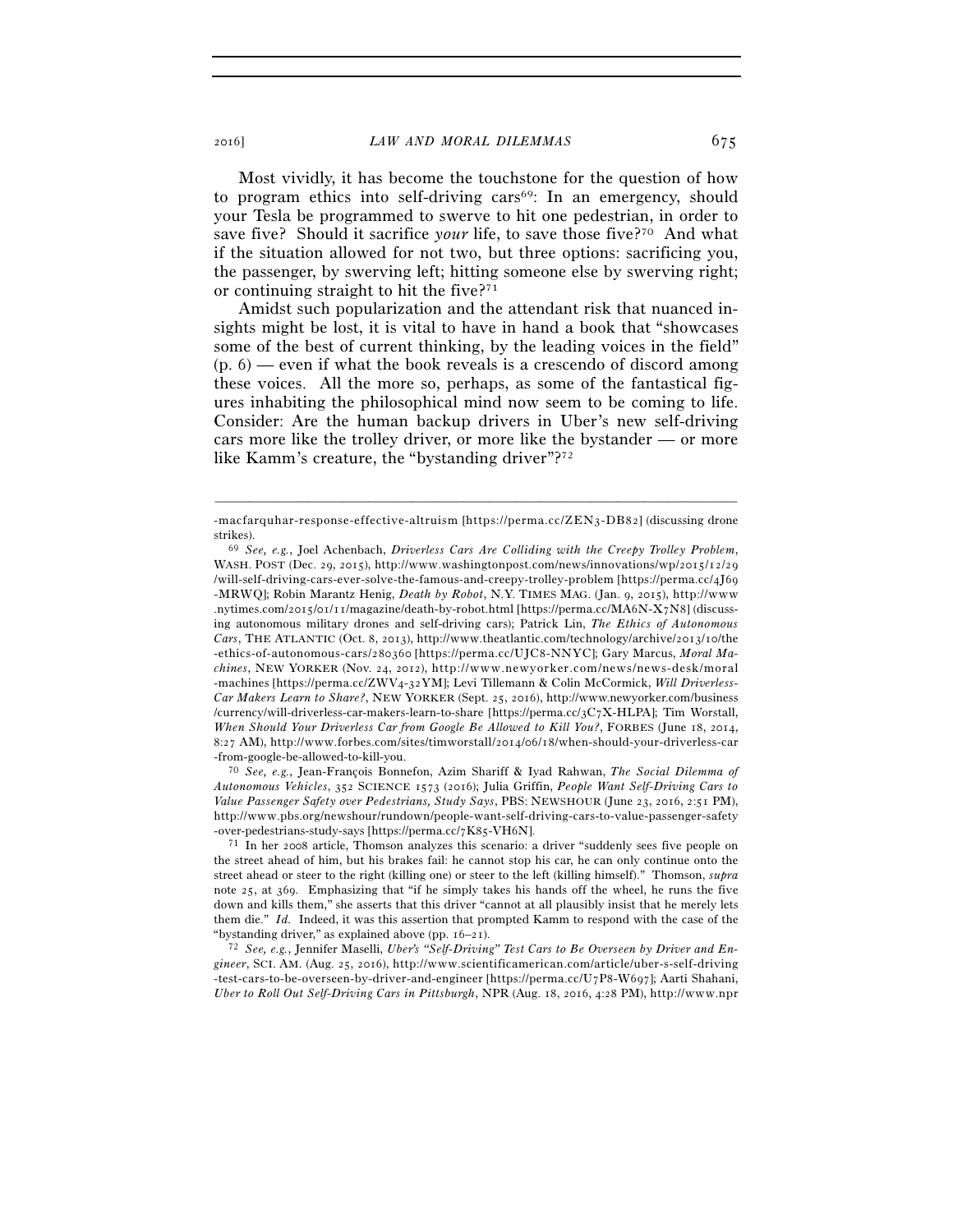Most vividly, it has become the touchstone for the question of how to program ethics into self-driving cars[69]: In an emergency, should your Tesla be programmed to swerve to hit one pedestrian, in order to save five? Should it sacrifice *your* life, to save those five?[70] And what if the situation allowed for not two, but three options: sacrificing you, the passenger, by swerving left; hitting someone else by swerving right; or continuing straight to hit the five?[71]

Amidst such popularization and the attendant risk that nuanced insights might be lost, it is vital to have in hand a book that "showcases some of the best of current thinking, by the leading voices in the field" (p. 6) — even if what the book reveals is a crescendo of discord among these voices. All the more so, perhaps, as some of the fantastical figures inhabiting the philosophical mind now seem to be coming to life. Consider: Are the human backup drivers in Uber's new self-driving cars more like the trolley driver, or more like the bystander — or more like Kamm's creature, the "bystanding driver"?[72]

---

-macfarquhar-response-effective-altruism [https://perma.cc/ZEN3-DB82] (discussing drone strikes).

[69] *See, e.g.*, Joel Achenbach, *Driverless Cars Are Colliding with the Creepy Trolley Problem*, WASH. POST (Dec. 29, 2015), http://www.washingtonpost.com/news/innovations/wp/2015/12/29/will-self-driving-cars-ever-solve-the-famous-and-creepy-trolley-problem [https://perma.cc/4J69-MRWQ]; Robin Marantz Henig, *Death by Robot*, N.Y. TIMES MAG. (Jan. 9, 2015), http://www.nytimes.com/2015/01/11/magazine/death-by-robot.html [https://perma.cc/MA6N-X7N8] (discussing autonomous military drones and self-driving cars); Patrick Lin, *The Ethics of Autonomous Cars*, THE ATLANTIC (Oct. 8, 2013), http://www.theatlantic.com/technology/archive/2013/10/the-ethics-of-autonomous-cars/280360 [https://perma.cc/UJC8-NNYC]; Gary Marcus, *Moral Machines*, NEW YORKER (Nov. 24, 2012), http://www.newyorker.com/news/news-desk/moral-machines [https://perma.cc/ZWV4-32YM]; Levi Tillemann & Colin McCormick, *Will Driverless-Car Makers Learn to Share?*, NEW YORKER (Sept. 25, 2016), http://www.newyorker.com/business/currency/will-driverless-car-makers-learn-to-share [https://perma.cc/3C7X-HLPA]; Tim Worstall, *When Should Your Driverless Car from Google Be Allowed to Kill You?*, FORBES (June 18, 2014, 8:27 AM), http://www.forbes.com/sites/timworstall/2014/06/18/when-should-your-driverless-car-from-google-be-allowed-to-kill-you.

[70] *See, e.g.*, Jean-François Bonnefon, Azim Shariff & Iyad Rahwan, *The Social Dilemma of Autonomous Vehicles*, 352 SCIENCE 1573 (2016); Julia Griffin, *People Want Self-Driving Cars to Value Passenger Safety over Pedestrians, Study Says*, PBS: NEWSHOUR (June 23, 2016, 2:51 PM), http://www.pbs.org/newshour/rundown/people-want-self-driving-cars-to-value-passenger-safety-over-pedestrians-study-says [https://perma.cc/7K85-VH6N].

[71] In her 2008 article, Thomson analyzes this scenario: a driver "suddenly sees five people on the street ahead of him, but his brakes fail: he cannot stop his car, he can only continue onto the street ahead or steer to the right (killing one) or steer to the left (killing himself)." Thomson, *supra* note 25, at 369. Emphasizing that "if he simply takes his hands off the wheel, he runs the five down and kills them," she asserts that this driver "cannot at all plausibly insist that he merely lets them die." *Id.* Indeed, it was this assertion that prompted Kamm to respond with the case of the "bystanding driver," as explained above (pp. 16–21).

[72] *See, e.g.*, Jennifer Maselli, *Uber's "Self-Driving" Test Cars to Be Overseen by Driver and Engineer*, SCI. AM. (Aug. 25, 2016), http://www.scientificamerican.com/article/uber-s-self-driving-test-cars-to-be-overseen-by-driver-and-engineer [https://perma.cc/U7P8-W697]; Aarti Shahani, *Uber to Roll Out Self-Driving Cars in Pittsburgh*, NPR (Aug. 18, 2016, 4:28 PM), http://www.npr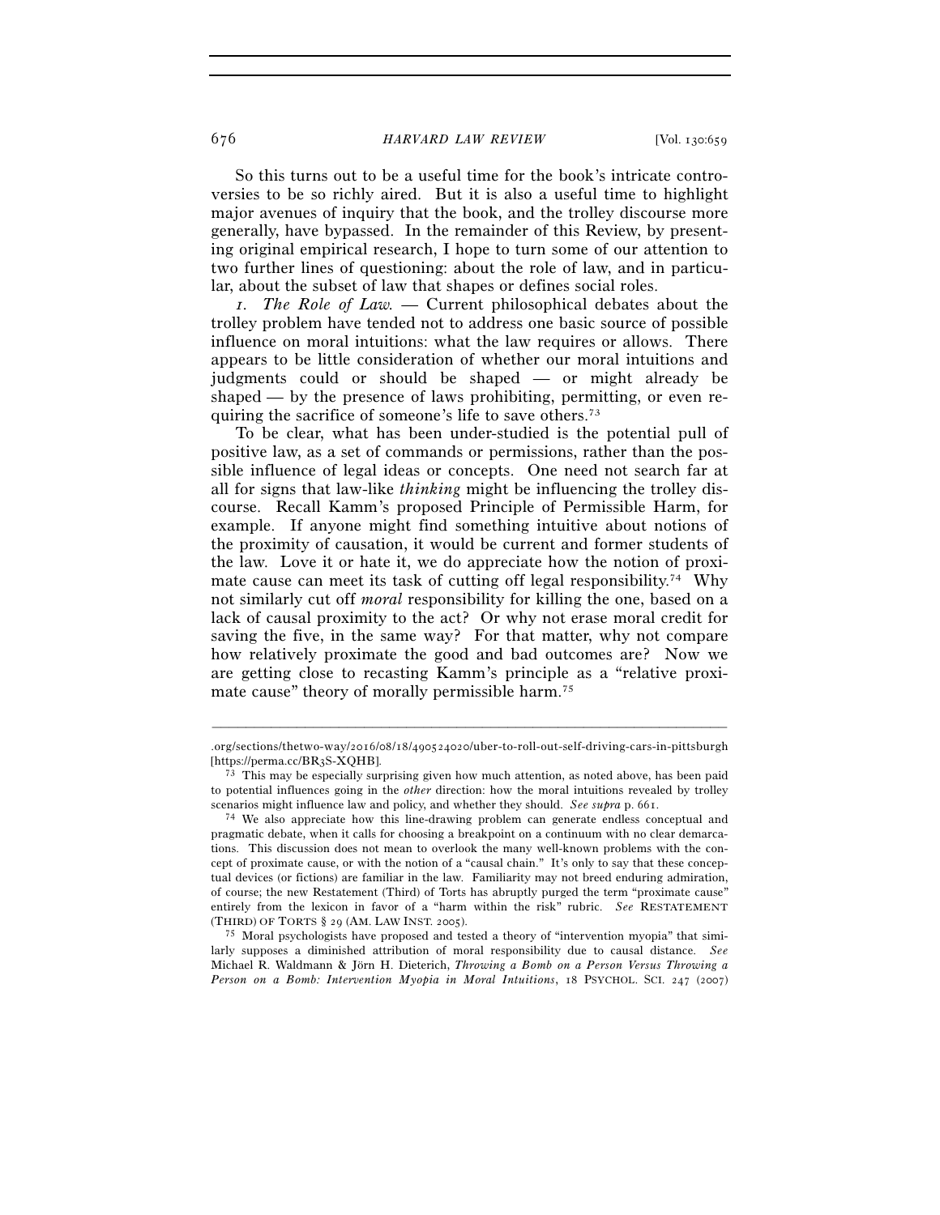So this turns out to be a useful time for the book's intricate controversies to be so richly aired. But it is also a useful time to highlight major avenues of inquiry that the book, and the trolley discourse more generally, have bypassed. In the remainder of this Review, by presenting original empirical research, I hope to turn some of our attention to two further lines of questioning: about the role of law, and in particular, about the subset of law that shapes or defines social roles.

*1. The Role of Law.* — Current philosophical debates about the trolley problem have tended not to address one basic source of possible influence on moral intuitions: what the law requires or allows. There appears to be little consideration of whether our moral intuitions and judgments could or should be shaped — or might already be shaped — by the presence of laws prohibiting, permitting, or even requiring the sacrifice of someone's life to save others.[73]

To be clear, what has been under-studied is the potential pull of positive law, as a set of commands or permissions, rather than the possible influence of legal ideas or concepts. One need not search far at all for signs that law-like *thinking* might be influencing the trolley discourse. Recall Kamm's proposed Principle of Permissible Harm, for example. If anyone might find something intuitive about notions of the proximity of causation, it would be current and former students of the law. Love it or hate it, we do appreciate how the notion of proximate cause can meet its task of cutting off legal responsibility.[74] Why not similarly cut off *moral* responsibility for killing the one, based on a lack of causal proximity to the act? Or why not erase moral credit for saving the five, in the same way? For that matter, why not compare how relatively proximate the good and bad outcomes are? Now we are getting close to recasting Kamm's principle as a "relative proximate cause" theory of morally permissible harm.[75]

---

.org/sections/thetwo-way/2016/08/18/490524020/uber-to-roll-out-self-driving-cars-in-pittsburgh [https://perma.cc/BR3S-XQHB].

[73] This may be especially surprising given how much attention, as noted above, has been paid to potential influences going in the *other* direction: how the moral intuitions revealed by trolley scenarios might influence law and policy, and whether they should. *See supra* p. 661.

[74] We also appreciate how this line-drawing problem can generate endless conceptual and pragmatic debate, when it calls for choosing a breakpoint on a continuum with no clear demarcations. This discussion does not mean to overlook the many well-known problems with the concept of proximate cause, or with the notion of a "causal chain." It's only to say that these conceptual devices (or fictions) are familiar in the law. Familiarity may not breed enduring admiration, of course; the new Restatement (Third) of Torts has abruptly purged the term "proximate cause" entirely from the lexicon in favor of a "harm within the risk" rubric. *See* RESTATEMENT (THIRD) OF TORTS § 29 (AM. LAW INST. 2005).

[75] Moral psychologists have proposed and tested a theory of "intervention myopia" that similarly supposes a diminished attribution of moral responsibility due to causal distance. *See* Michael R. Waldmann & Jörn H. Dieterich, *Throwing a Bomb on a Person Versus Throwing a Person on a Bomb: Intervention Myopia in Moral Intuitions*, 18 PSYCHOL. SCI. 247 (2007)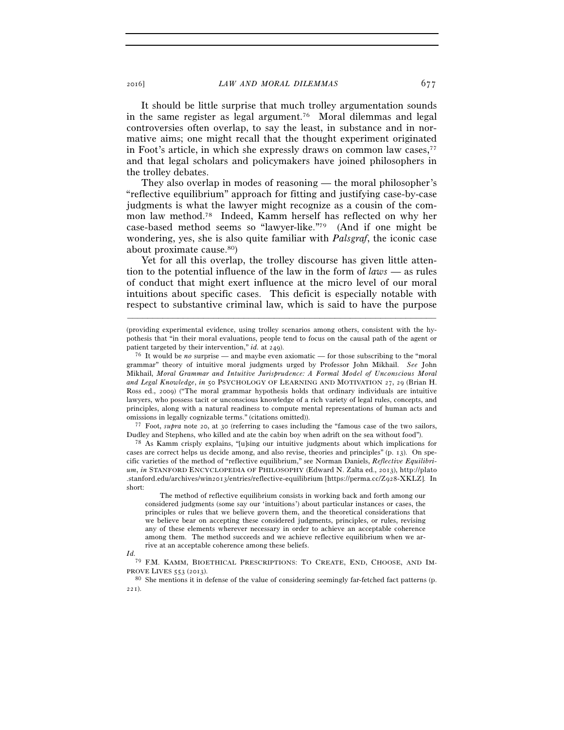It should be little surprise that much trolley argumentation sounds in the same register as legal argument.[76] Moral dilemmas and legal controversies often overlap, to say the least, in substance and in normative aims; one might recall that the thought experiment originated in Foot's article, in which she expressly draws on common law cases,[77] and that legal scholars and policymakers have joined philosophers in the trolley debates.

They also overlap in modes of reasoning — the moral philosopher's "reflective equilibrium" approach for fitting and justifying case-by-case judgments is what the lawyer might recognize as a cousin of the common law method.[78] Indeed, Kamm herself has reflected on why her case-based method seems so "lawyer-like."[79] (And if one might be wondering, yes, she is also quite familiar with *Palsgraf*, the iconic case about proximate cause.[80])

Yet for all this overlap, the trolley discourse has given little attention to the potential influence of the law in the form of *laws* — as rules of conduct that might exert influence at the micro level of our moral intuitions about specific cases. This deficit is especially notable with respect to substantive criminal law, which is said to have the purpose

---

(providing experimental evidence, using trolley scenarios among others, consistent with the hypothesis that "in their moral evaluations, people tend to focus on the causal path of the agent or patient targeted by their intervention," *id.* at 249).

[76] It would be *no* surprise — and maybe even axiomatic — for those subscribing to the "moral grammar" theory of intuitive moral judgments urged by Professor John Mikhail. *See* John Mikhail, *Moral Grammar and Intuitive Jurisprudence: A Formal Model of Unconscious Moral and Legal Knowledge*, *in* 50 PSYCHOLOGY OF LEARNING AND MOTIVATION 27, 29 (Brian H. Ross ed., 2009) ("The moral grammar hypothesis holds that ordinary individuals are intuitive lawyers, who possess tacit or unconscious knowledge of a rich variety of legal rules, concepts, and principles, along with a natural readiness to compute mental representations of human acts and omissions in legally cognizable terms." (citations omitted)).

[77] Foot, *supra* note 20, at 30 (referring to cases including the "famous case of the two sailors, Dudley and Stephens, who killed and ate the cabin boy when adrift on the sea without food").

[78] As Kamm crisply explains, "[u]sing our intuitive judgments about which implications for cases are correct helps us decide among, and also revise, theories and principles" (p. 13). On specific varieties of the method of "reflective equilibrium," see Norman Daniels, *Reflective Equilibrium*, *in* STANFORD ENCYCLOPEDIA OF PHILOSOPHY (Edward N. Zalta ed., 2013), http://plato.stanford.edu/archives/win2013/entries/reflective-equilibrium [https://perma.cc/Z928-XKLZ]. In short:

> The method of reflective equilibrium consists in working back and forth among our considered judgments (some say our 'intuitions') about particular instances or cases, the principles or rules that we believe govern them, and the theoretical considerations that we believe bear on accepting these considered judgments, principles, or rules, revising any of these elements wherever necessary in order to achieve an acceptable coherence among them. The method succeeds and we achieve reflective equilibrium when we arrive at an acceptable coherence among these beliefs.

*Id.*

[79] F.M. KAMM, BIOETHICAL PRESCRIPTIONS: TO CREATE, END, CHOOSE, AND IMPROVE LIVES 553 (2013).

[80] She mentions it in defense of the value of considering seemingly far-fetched fact patterns (p. 221).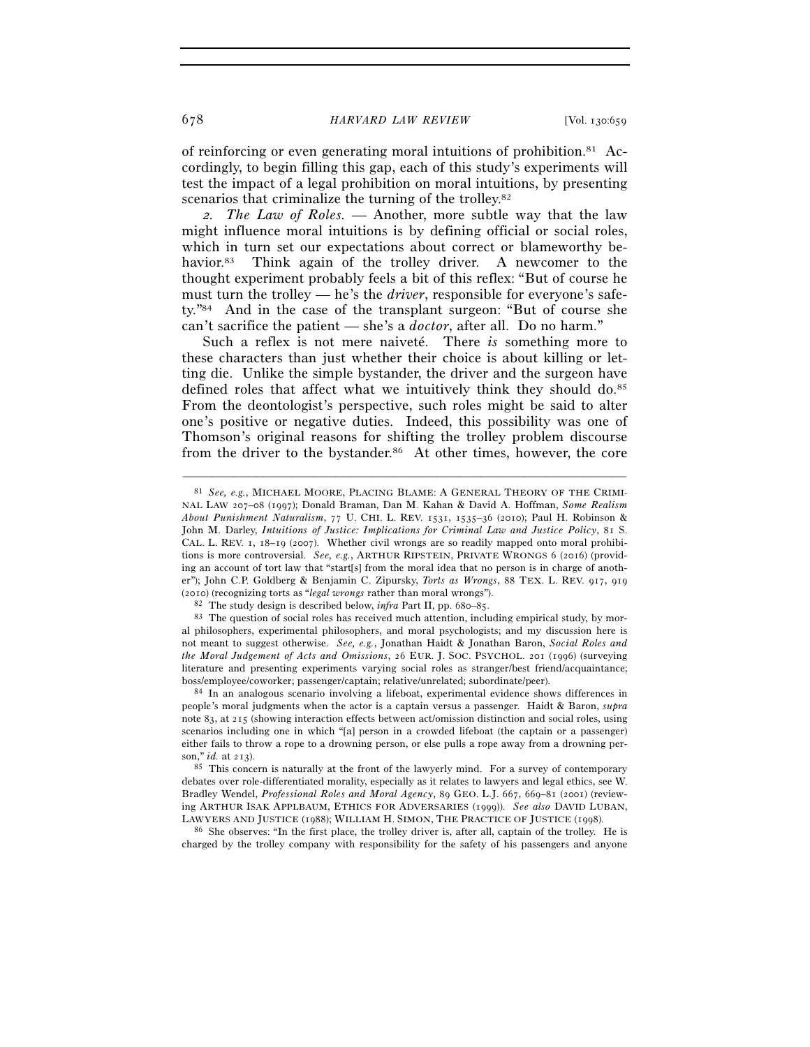of reinforcing or even generating moral intuitions of prohibition.[81] Accordingly, to begin filling this gap, each of this study's experiments will test the impact of a legal prohibition on moral intuitions, by presenting scenarios that criminalize the turning of the trolley.[82]

*2. The Law of Roles.* — Another, more subtle way that the law might influence moral intuitions is by defining official or social roles, which in turn set our expectations about correct or blameworthy behavior.[83] Think again of the trolley driver. A newcomer to the thought experiment probably feels a bit of this reflex: "But of course he must turn the trolley — he's the *driver*, responsible for everyone's safety."[84] And in the case of the transplant surgeon: "But of course she can't sacrifice the patient — she's a *doctor*, after all. Do no harm."

Such a reflex is not mere naiveté. There *is* something more to these characters than just whether their choice is about killing or letting die. Unlike the simple bystander, the driver and the surgeon have defined roles that affect what we intuitively think they should do.[85] From the deontologist's perspective, such roles might be said to alter one's positive or negative duties. Indeed, this possibility was one of Thomson's original reasons for shifting the trolley problem discourse from the driver to the bystander.[86] At other times, however, the core

---

[81] *See, e.g.*, MICHAEL MOORE, PLACING BLAME: A GENERAL THEORY OF THE CRIMINAL LAW 207–08 (1997); Donald Braman, Dan M. Kahan & David A. Hoffman, *Some Realism About Punishment Naturalism*, 77 U. CHI. L. REV. 1531, 1535–36 (2010); Paul H. Robinson & John M. Darley, *Intuitions of Justice: Implications for Criminal Law and Justice Policy*, 81 S. CAL. L. REV. 1, 18–19 (2007). Whether civil wrongs are so readily mapped onto moral prohibitions is more controversial. *See, e.g.*, ARTHUR RIPSTEIN, PRIVATE WRONGS 6 (2016) (providing an account of tort law that "start[s] from the moral idea that no person is in charge of another"); John C.P. Goldberg & Benjamin C. Zipursky, *Torts as Wrongs*, 88 TEX. L. REV. 917, 919 (2010) (recognizing torts as "*legal wrongs* rather than moral wrongs").

[82] The study design is described below, *infra* Part II, pp. 680–85.

[83] The question of social roles has received much attention, including empirical study, by moral philosophers, experimental philosophers, and moral psychologists; and my discussion here is not meant to suggest otherwise. *See, e.g.*, Jonathan Haidt & Jonathan Baron, *Social Roles and the Moral Judgement of Acts and Omissions*, 26 EUR. J. SOC. PSYCHOL. 201 (1996) (surveying literature and presenting experiments varying social roles as stranger/best friend/acquaintance; boss/employee/coworker; passenger/captain; relative/unrelated; subordinate/peer).

[84] In an analogous scenario involving a lifeboat, experimental evidence shows differences in people's moral judgments when the actor is a captain versus a passenger. Haidt & Baron, *supra* note 83, at 215 (showing interaction effects between act/omission distinction and social roles, using scenarios including one in which "[a] person in a crowded lifeboat (the captain or a passenger) either fails to throw a rope to a drowning person, or else pulls a rope away from a drowning person," *id.* at 213).

[85] This concern is naturally at the front of the lawyerly mind. For a survey of contemporary debates over role-differentiated morality, especially as it relates to lawyers and legal ethics, see W. Bradley Wendel, *Professional Roles and Moral Agency*, 89 GEO. L.J. 667, 669–81 (2001) (reviewing ARTHUR ISAK APPLBAUM, ETHICS FOR ADVERSARIES (1999)). *See also* DAVID LUBAN, LAWYERS AND JUSTICE (1988); WILLIAM H. SIMON, THE PRACTICE OF JUSTICE (1998).

[86] She observes: "In the first place, the trolley driver is, after all, captain of the trolley. He is charged by the trolley company with responsibility for the safety of his passengers and anyone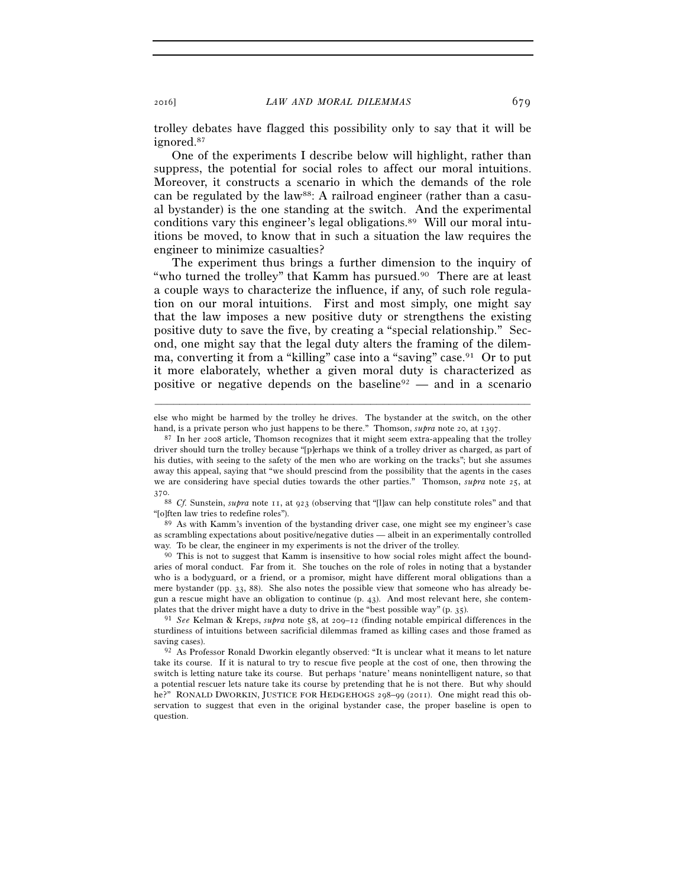trolley debates have flagged this possibility only to say that it will be ignored.[87]

One of the experiments I describe below will highlight, rather than suppress, the potential for social roles to affect our moral intuitions. Moreover, it constructs a scenario in which the demands of the role can be regulated by the law[88]: A railroad engineer (rather than a casual bystander) is the one standing at the switch. And the experimental conditions vary this engineer's legal obligations.[89] Will our moral intuitions be moved, to know that in such a situation the law requires the engineer to minimize casualties?

The experiment thus brings a further dimension to the inquiry of "who turned the trolley" that Kamm has pursued.[90] There are at least a couple ways to characterize the influence, if any, of such role regulation on our moral intuitions. First and most simply, one might say that the law imposes a new positive duty or strengthens the existing positive duty to save the five, by creating a "special relationship." Second, one might say that the legal duty alters the framing of the dilemma, converting it from a "killing" case into a "saving" case.[91] Or to put it more elaborately, whether a given moral duty is characterized as positive or negative depends on the baseline[92] — and in a scenario

---

else who might be harmed by the trolley he drives. The bystander at the switch, on the other hand, is a private person who just happens to be there." Thomson, *supra* note 20, at 1397.

[87] In her 2008 article, Thomson recognizes that it might seem extra-appealing that the trolley driver should turn the trolley because "[p]erhaps we think of a trolley driver as charged, as part of his duties, with seeing to the safety of the men who are working on the tracks"; but she assumes away this appeal, saying that "we should prescind from the possibility that the agents in the cases we are considering have special duties towards the other parties." Thomson, *supra* note 25, at 370.

[88] *Cf.* Sunstein, *supra* note 11, at 923 (observing that "[l]aw can help constitute roles" and that "[o]ften law tries to redefine roles").

[89] As with Kamm's invention of the bystanding driver case, one might see my engineer's case as scrambling expectations about positive/negative duties — albeit in an experimentally controlled way. To be clear, the engineer in my experiments is not the driver of the trolley.

[90] This is not to suggest that Kamm is insensitive to how social roles might affect the boundaries of moral conduct. Far from it. She touches on the role of roles in noting that a bystander who is a bodyguard, or a friend, or a promisor, might have different moral obligations than a mere bystander (pp. 33, 88). She also notes the possible view that someone who has already begun a rescue might have an obligation to continue (p. 43). And most relevant here, she contemplates that the driver might have a duty to drive in the "best possible way" (p. 35).

[91] *See* Kelman & Kreps, *supra* note 58, at 209–12 (finding notable empirical differences in the sturdiness of intuitions between sacrificial dilemmas framed as killing cases and those framed as saving cases).

[92] As Professor Ronald Dworkin elegantly observed: "It is unclear what it means to let nature take its course. If it is natural to try to rescue five people at the cost of one, then throwing the switch is letting nature take its course. But perhaps 'nature' means nonintelligent nature, so that a potential rescuer lets nature take its course by pretending that he is not there. But why should he?" RONALD DWORKIN, JUSTICE FOR HEDGEHOGS 298–99 (2011). One might read this observation to suggest that even in the original bystander case, the proper baseline is open to question.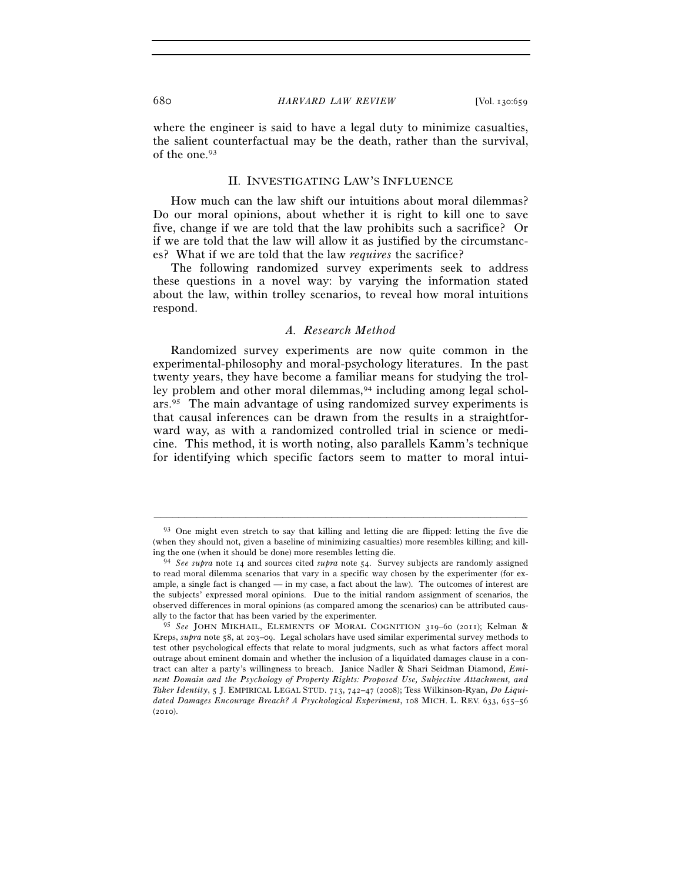where the engineer is said to have a legal duty to minimize casualties, the salient counterfactual may be the death, rather than the survival, of the one.[93]

## II. Investigating Law's Influence

How much can the law shift our intuitions about moral dilemmas? Do our moral opinions, about whether it is right to kill one to save five, change if we are told that the law prohibits such a sacrifice? Or if we are told that the law will allow it as justified by the circumstances? What if we are told that the law *requires* the sacrifice?

The following randomized survey experiments seek to address these questions in a novel way: by varying the information stated about the law, within trolley scenarios, to reveal how moral intuitions respond.

### A. Research Method

Randomized survey experiments are now quite common in the experimental-philosophy and moral-psychology literatures. In the past twenty years, they have become a familiar means for studying the trolley problem and other moral dilemmas,[94] including among legal scholars.[95] The main advantage of using randomized survey experiments is that causal inferences can be drawn from the results in a straightforward way, as with a randomized controlled trial in science or medicine. This method, it is worth noting, also parallels Kamm's technique for identifying which specific factors seem to matter to moral intui-

---

[93] One might even stretch to say that killing and letting die are flipped: letting the five die (when they should not, given a baseline of minimizing casualties) more resembles killing; and killing the one (when it should be done) more resembles letting die.

[94] *See supra* note 14 and sources cited *supra* note 54. Survey subjects are randomly assigned to read moral dilemma scenarios that vary in a specific way chosen by the experimenter (for example, a single fact is changed — in my case, a fact about the law). The outcomes of interest are the subjects' expressed moral opinions. Due to the initial random assignment of scenarios, the observed differences in moral opinions (as compared among the scenarios) can be attributed causally to the factor that has been varied by the experimenter.

[95] *See* JOHN MIKHAIL, ELEMENTS OF MORAL COGNITION 319–60 (2011); Kelman & Kreps, *supra* note 58, at 203–09. Legal scholars have used similar experimental survey methods to test other psychological effects that relate to moral judgments, such as what factors affect moral outrage about eminent domain and whether the inclusion of a liquidated damages clause in a contract can alter a party's willingness to breach. Janice Nadler & Shari Seidman Diamond, *Eminent Domain and the Psychology of Property Rights: Proposed Use, Subjective Attachment, and Taker Identity*, 5 J. EMPIRICAL LEGAL STUD. 713, 742–47 (2008); Tess Wilkinson-Ryan, *Do Liquidated Damages Encourage Breach? A Psychological Experiment*, 108 MICH. L. REV. 633, 655–56 (2010).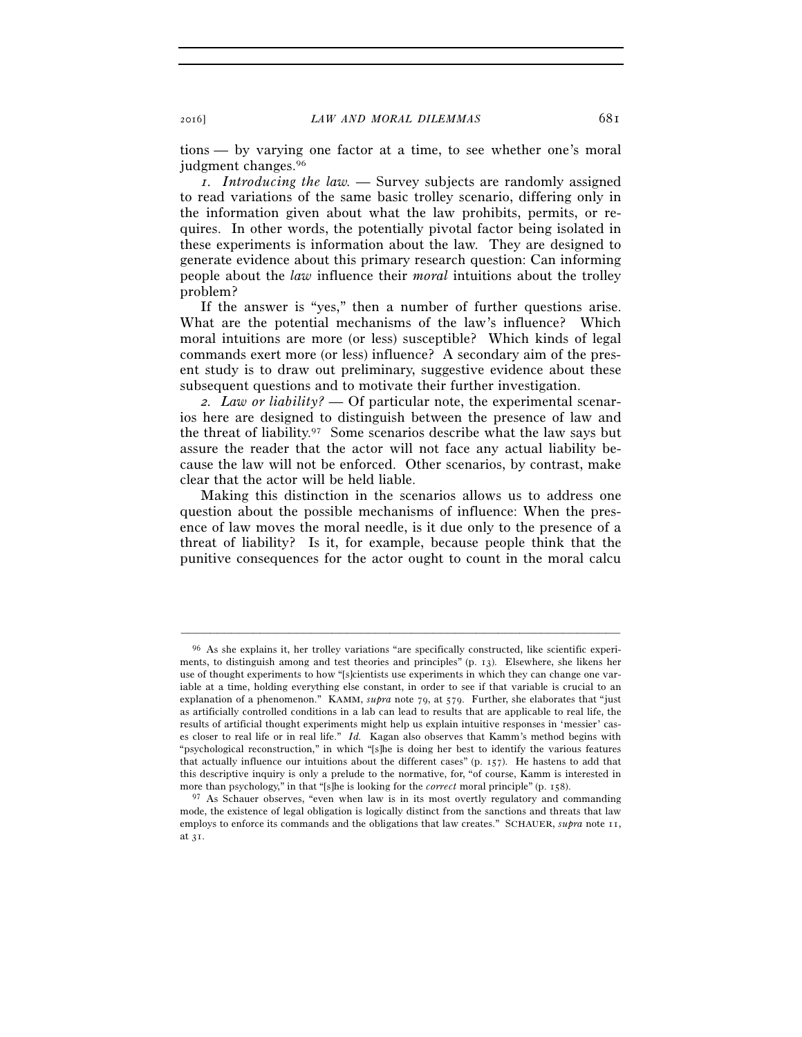tions — by varying one factor at a time, to see whether one's moral judgment changes.[96]

*1. Introducing the law.* — Survey subjects are randomly assigned to read variations of the same basic trolley scenario, differing only in the information given about what the law prohibits, permits, or requires. In other words, the potentially pivotal factor being isolated in these experiments is information about the law. They are designed to generate evidence about this primary research question: Can informing people about the *law* influence their *moral* intuitions about the trolley problem?

If the answer is "yes," then a number of further questions arise. What are the potential mechanisms of the law's influence? Which moral intuitions are more (or less) susceptible? Which kinds of legal commands exert more (or less) influence? A secondary aim of the present study is to draw out preliminary, suggestive evidence about these subsequent questions and to motivate their further investigation.

*2. Law or liability?* — Of particular note, the experimental scenarios here are designed to distinguish between the presence of law and the threat of liability.[97] Some scenarios describe what the law says but assure the reader that the actor will not face any actual liability because the law will not be enforced. Other scenarios, by contrast, make clear that the actor will be held liable.

Making this distinction in the scenarios allows us to address one question about the possible mechanisms of influence: When the presence of law moves the moral needle, is it due only to the presence of a threat of liability? Is it, for example, because people think that the punitive consequences for the actor ought to count in the moral calcu

---

[96] As she explains it, her trolley variations "are specifically constructed, like scientific experiments, to distinguish among and test theories and principles" (p. 13). Elsewhere, she likens her use of thought experiments to how "[s]cientists use experiments in which they can change one variable at a time, holding everything else constant, in order to see if that variable is crucial to an explanation of a phenomenon." KAMM, *supra* note 79, at 579. Further, she elaborates that "just as artificially controlled conditions in a lab can lead to results that are applicable to real life, the results of artificial thought experiments might help us explain intuitive responses in 'messier' cases closer to real life or in real life." *Id.* Kagan also observes that Kamm's method begins with "psychological reconstruction," in which "[s]he is doing her best to identify the various features that actually influence our intuitions about the different cases" (p. 157). He hastens to add that this descriptive inquiry is only a prelude to the normative, for, "of course, Kamm is interested in more than psychology," in that "[s]he is looking for the *correct* moral principle" (p. 158).

[97] As Schauer observes, "even when law is in its most overtly regulatory and commanding mode, the existence of legal obligation is logically distinct from the sanctions and threats that law employs to enforce its commands and the obligations that law creates." SCHAUER, *supra* note 11, at 31.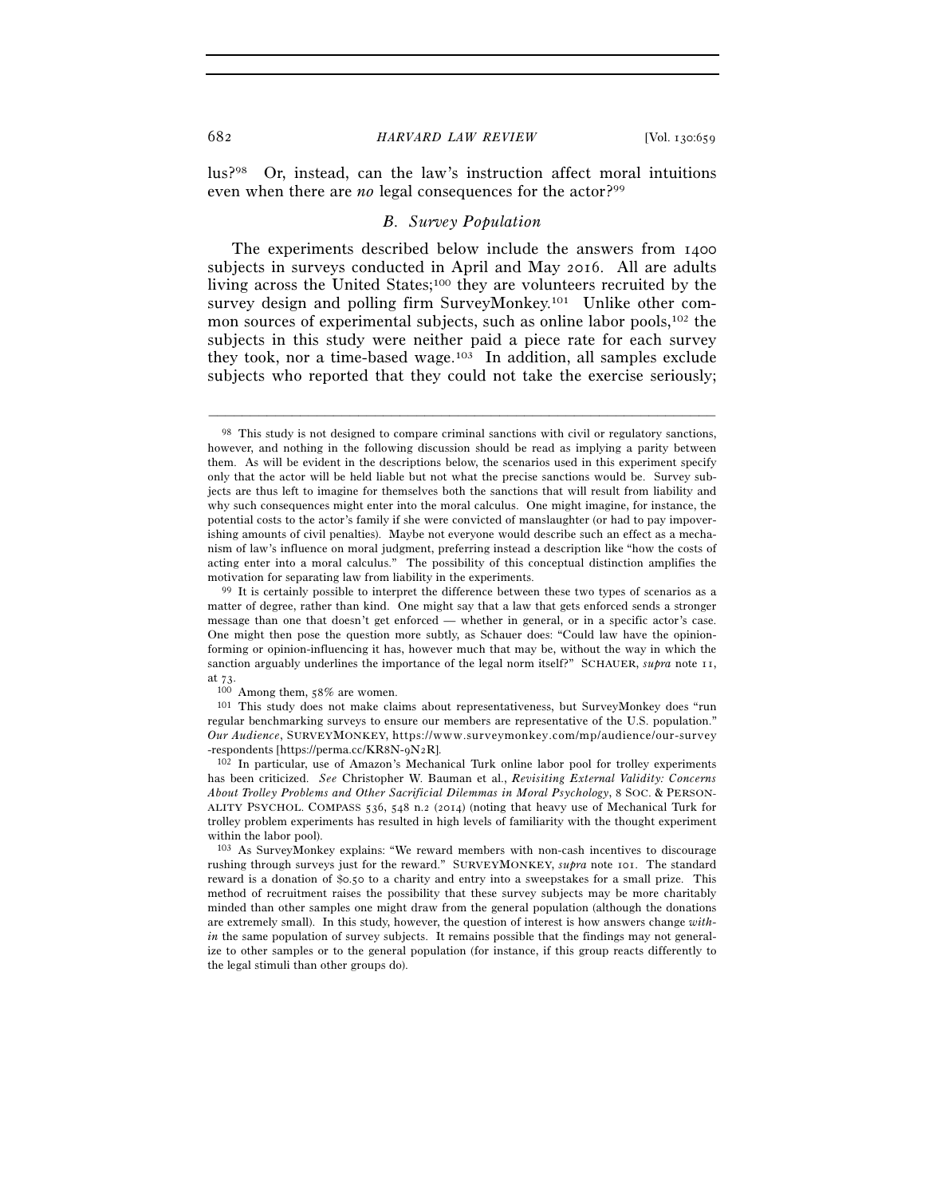lus?[98] Or, instead, can the law's instruction affect moral intuitions even when there are *no* legal consequences for the actor?[99]

### *B. Survey Population*

The experiments described below include the answers from 1400 subjects in surveys conducted in April and May 2016. All are adults living across the United States;[100] they are volunteers recruited by the survey design and polling firm SurveyMonkey.[101] Unlike other common sources of experimental subjects, such as online labor pools,[102] the subjects in this study were neither paid a piece rate for each survey they took, nor a time-based wage.[103] In addition, all samples exclude subjects who reported that they could not take the exercise seriously;

---

[98] This study is not designed to compare criminal sanctions with civil or regulatory sanctions, however, and nothing in the following discussion should be read as implying a parity between them. As will be evident in the descriptions below, the scenarios used in this experiment specify only that the actor will be held liable but not what the precise sanctions would be. Survey subjects are thus left to imagine for themselves both the sanctions that will result from liability and why such consequences might enter into the moral calculus. One might imagine, for instance, the potential costs to the actor's family if she were convicted of manslaughter (or had to pay impoverishing amounts of civil penalties). Maybe not everyone would describe such an effect as a mechanism of law's influence on moral judgment, preferring instead a description like "how the costs of acting enter into a moral calculus." The possibility of this conceptual distinction amplifies the motivation for separating law from liability in the experiments.

[99] It is certainly possible to interpret the difference between these two types of scenarios as a matter of degree, rather than kind. One might say that a law that gets enforced sends a stronger message than one that doesn't get enforced — whether in general, or in a specific actor's case. One might then pose the question more subtly, as Schauer does: "Could law have the opinion-forming or opinion-influencing it has, however much that may be, without the way in which the sanction arguably underlines the importance of the legal norm itself?" SCHAUER, *supra* note 11, at 73.

[100] Among them, 58% are women.

[101] This study does not make claims about representativeness, but SurveyMonkey does "run regular benchmarking surveys to ensure our members are representative of the U.S. population." *Our Audience*, SURVEYMONKEY, https://www.surveymonkey.com/mp/audience/our-survey-respondents [https://perma.cc/KR8N-9N2R].

[102] In particular, use of Amazon's Mechanical Turk online labor pool for trolley experiments has been criticized. *See* Christopher W. Bauman et al., *Revisiting External Validity: Concerns About Trolley Problems and Other Sacrificial Dilemmas in Moral Psychology*, 8 SOC. & PERSONALITY PSYCHOL. COMPASS 536, 548 n.2 (2014) (noting that heavy use of Mechanical Turk for trolley problem experiments has resulted in high levels of familiarity with the thought experiment within the labor pool).

[103] As SurveyMonkey explains: "We reward members with non-cash incentives to discourage rushing through surveys just for the reward." SURVEYMONKEY, *supra* note 101. The standard reward is a donation of $0.50 to a charity and entry into a sweepstakes for a small prize. This method of recruitment raises the possibility that these survey subjects may be more charitably minded than other samples one might draw from the general population (although the donations are extremely small). In this study, however, the question of interest is how answers change *within* the same population of survey subjects. It remains possible that the findings may not generalize to other samples or to the general population (for instance, if this group reacts differently to the legal stimuli than other groups do).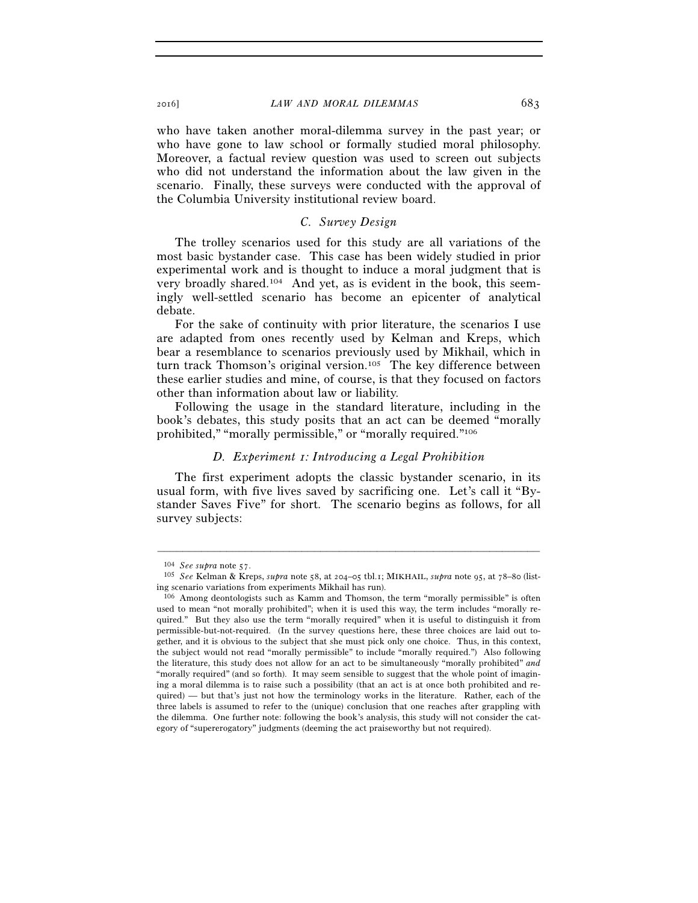who have taken another moral-dilemma survey in the past year; or who have gone to law school or formally studied moral philosophy. Moreover, a factual review question was used to screen out subjects who did not understand the information about the law given in the scenario. Finally, these surveys were conducted with the approval of the Columbia University institutional review board.

### *C. Survey Design*

The trolley scenarios used for this study are all variations of the most basic bystander case. This case has been widely studied in prior experimental work and is thought to induce a moral judgment that is very broadly shared.[104] And yet, as is evident in the book, this seemingly well-settled scenario has become an epicenter of analytical debate.

For the sake of continuity with prior literature, the scenarios I use are adapted from ones recently used by Kelman and Kreps, which bear a resemblance to scenarios previously used by Mikhail, which in turn track Thomson's original version.[105] The key difference between these earlier studies and mine, of course, is that they focused on factors other than information about law or liability.

Following the usage in the standard literature, including in the book's debates, this study posits that an act can be deemed "morally prohibited," "morally permissible," or "morally required."[106]

### *D. Experiment 1: Introducing a Legal Prohibition*

The first experiment adopts the classic bystander scenario, in its usual form, with five lives saved by sacrificing one. Let's call it "Bystander Saves Five" for short. The scenario begins as follows, for all survey subjects:

---

[104] *See supra* note 57.

[105] *See* Kelman & Kreps, *supra* note 58, at 204–05 tbl.1; MIKHAIL, *supra* note 95, at 78–80 (listing scenario variations from experiments Mikhail has run).

[106] Among deontologists such as Kamm and Thomson, the term "morally permissible" is often used to mean "not morally prohibited"; when it is used this way, the term includes "morally required." But they also use the term "morally required" when it is useful to distinguish it from permissible-but-not-required. (In the survey questions here, these three choices are laid out together, and it is obvious to the subject that she must pick only one choice. Thus, in this context, the subject would not read "morally permissible" to include "morally required.") Also following the literature, this study does not allow for an act to be simultaneously "morally prohibited" *and* "morally required" (and so forth). It may seem sensible to suggest that the whole point of imagining a moral dilemma is to raise such a possibility (that an act is at once both prohibited and required) — but that's just not how the terminology works in the literature. Rather, each of the three labels is assumed to refer to the (unique) conclusion that one reaches after grappling with the dilemma. One further note: following the book's analysis, this study will not consider the category of "supererogatory" judgments (deeming the act praiseworthy but not required).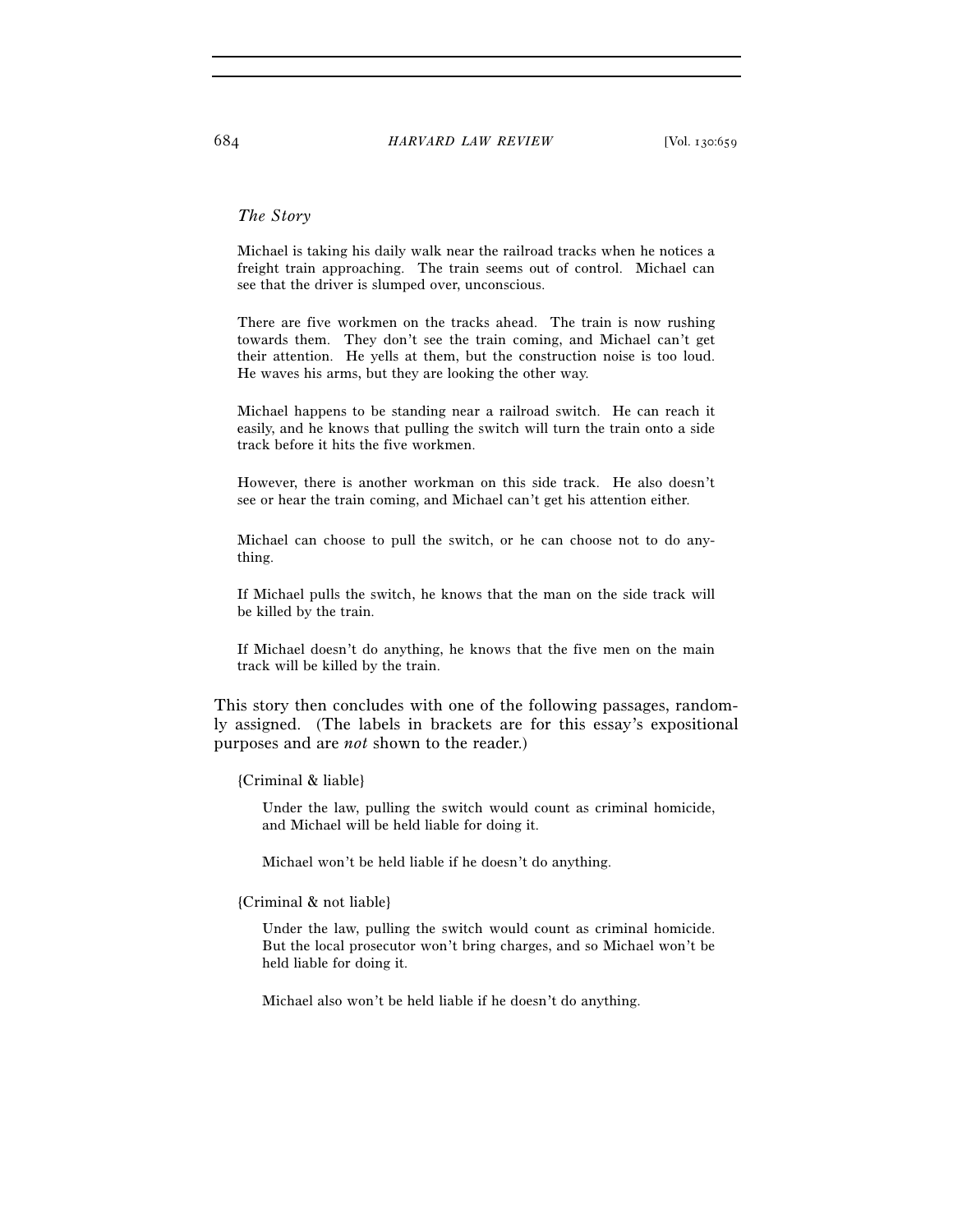*The Story*

> Michael is taking his daily walk near the railroad tracks when he notices a freight train approaching. The train seems out of control. Michael can see that the driver is slumped over, unconscious.
>
> There are five workmen on the tracks ahead. The train is now rushing towards them. They don't see the train coming, and Michael can't get their attention. He yells at them, but the construction noise is too loud. He waves his arms, but they are looking the other way.
>
> Michael happens to be standing near a railroad switch. He can reach it easily, and he knows that pulling the switch will turn the train onto a side track before it hits the five workmen.
>
> However, there is another workman on this side track. He also doesn't see or hear the train coming, and Michael can't get his attention either.
>
> Michael can choose to pull the switch, or he can choose not to do anything.
>
> If Michael pulls the switch, he knows that the man on the side track will be killed by the train.
>
> If Michael doesn't do anything, he knows that the five men on the main track will be killed by the train.

This story then concludes with one of the following passages, randomly assigned. (The labels in brackets are for this essay's expositional purposes and are *not* shown to the reader.)

> {Criminal & liable}
>
> > Under the law, pulling the switch would count as criminal homicide, and Michael will be held liable for doing it.
> >
> > Michael won't be held liable if he doesn't do anything.
>
> {Criminal & not liable}
>
> > Under the law, pulling the switch would count as criminal homicide. But the local prosecutor won't bring charges, and so Michael won't be held liable for doing it.
> >
> > Michael also won't be held liable if he doesn't do anything.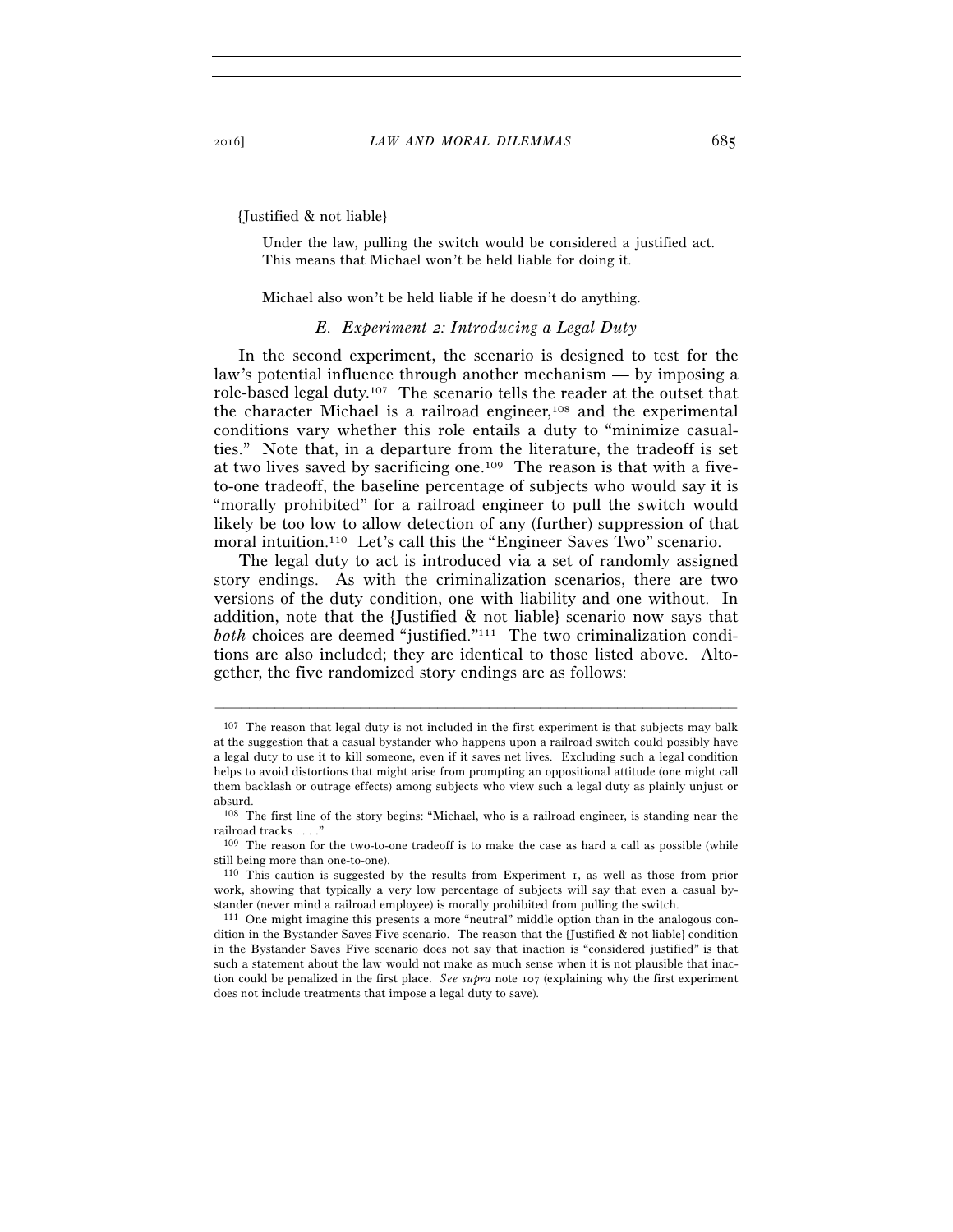{Justified & not liable}

> Under the law, pulling the switch would be considered a justified act. This means that Michael won't be held liable for doing it.
>
> Michael also won't be held liable if he doesn't do anything.

### E. *Experiment 2: Introducing a Legal Duty*

In the second experiment, the scenario is designed to test for the law's potential influence through another mechanism — by imposing a role-based legal duty.[107] The scenario tells the reader at the outset that the character Michael is a railroad engineer,[108] and the experimental conditions vary whether this role entails a duty to "minimize casualties." Note that, in a departure from the literature, the tradeoff is set at two lives saved by sacrificing one.[109] The reason is that with a five-to-one tradeoff, the baseline percentage of subjects who would say it is "morally prohibited" for a railroad engineer to pull the switch would likely be too low to allow detection of any (further) suppression of that moral intuition.[110] Let's call this the "Engineer Saves Two" scenario.

The legal duty to act is introduced via a set of randomly assigned story endings. As with the criminalization scenarios, there are two versions of the duty condition, one with liability and one without. In addition, note that the {Justified & not liable} scenario now says that *both* choices are deemed "justified."[111] The two criminalization conditions are also included; they are identical to those listed above. Altogether, the five randomized story endings are as follows:

---

[107] The reason that legal duty is not included in the first experiment is that subjects may balk at the suggestion that a casual bystander who happens upon a railroad switch could possibly have a legal duty to use it to kill someone, even if it saves net lives. Excluding such a legal condition helps to avoid distortions that might arise from prompting an oppositional attitude (one might call them backlash or outrage effects) among subjects who view such a legal duty as plainly unjust or absurd.

[108] The first line of the story begins: "Michael, who is a railroad engineer, is standing near the railroad tracks . . . ."

[109] The reason for the two-to-one tradeoff is to make the case as hard a call as possible (while still being more than one-to-one).

[110] This caution is suggested by the results from Experiment 1, as well as those from prior work, showing that typically a very low percentage of subjects will say that even a casual bystander (never mind a railroad employee) is morally prohibited from pulling the switch.

[111] One might imagine this presents a more "neutral" middle option than in the analogous condition in the Bystander Saves Five scenario. The reason that the {Justified & not liable} condition in the Bystander Saves Five scenario does not say that inaction is "considered justified" is that such a statement about the law would not make as much sense when it is not plausible that inaction could be penalized in the first place. *See supra* note 107 (explaining why the first experiment does not include treatments that impose a legal duty to save).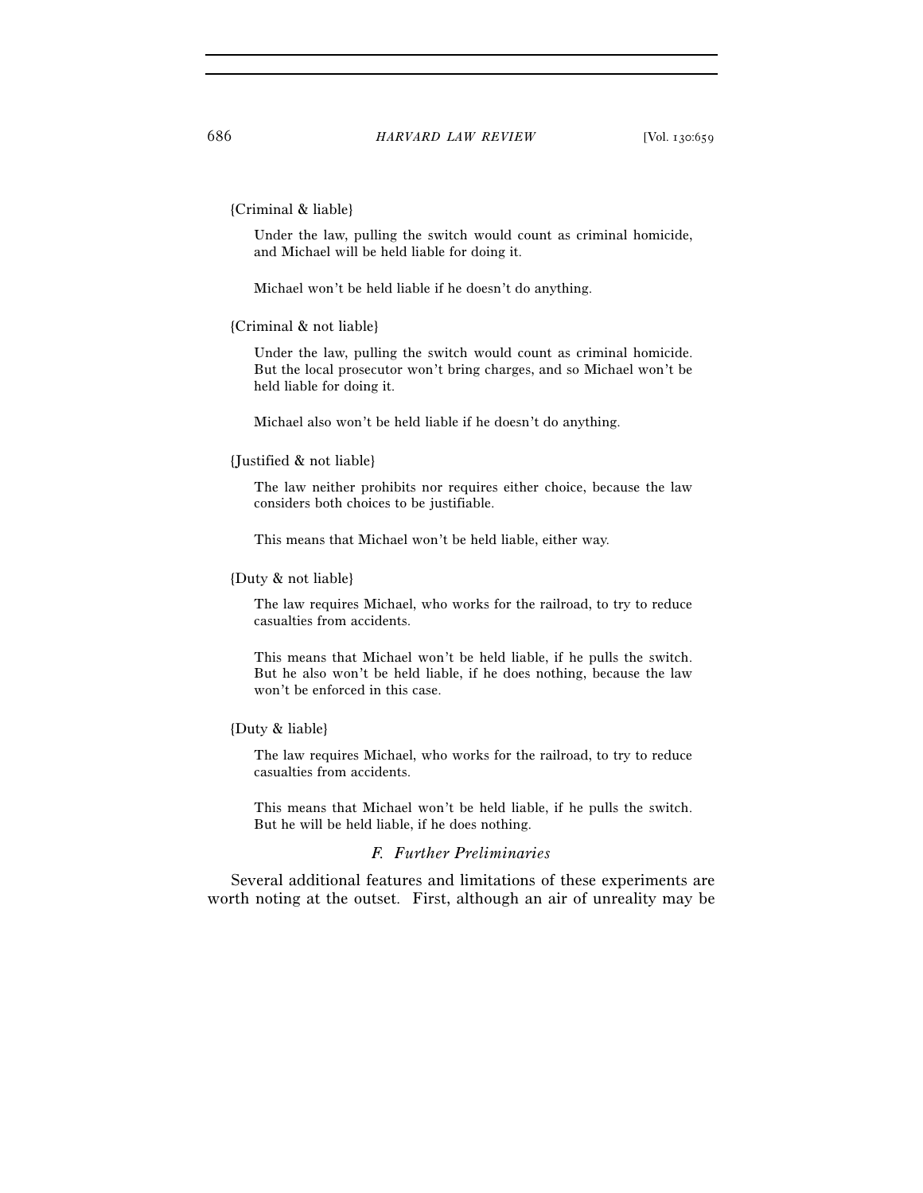{Criminal & liable}

> Under the law, pulling the switch would count as criminal homicide, and Michael will be held liable for doing it.
>
> Michael won't be held liable if he doesn't do anything.

{Criminal & not liable}

> Under the law, pulling the switch would count as criminal homicide. But the local prosecutor won't bring charges, and so Michael won't be held liable for doing it.
>
> Michael also won't be held liable if he doesn't do anything.

{Justified & not liable}

> The law neither prohibits nor requires either choice, because the law considers both choices to be justifiable.
>
> This means that Michael won't be held liable, either way.

{Duty & not liable}

> The law requires Michael, who works for the railroad, to try to reduce casualties from accidents.
>
> This means that Michael won't be held liable, if he pulls the switch. But he also won't be held liable, if he does nothing, because the law won't be enforced in this case.

{Duty & liable}

> The law requires Michael, who works for the railroad, to try to reduce casualties from accidents.
>
> This means that Michael won't be held liable, if he pulls the switch. But he will be held liable, if he does nothing.

### *F. Further Preliminaries*

Several additional features and limitations of these experiments are worth noting at the outset. First, although an air of unreality may be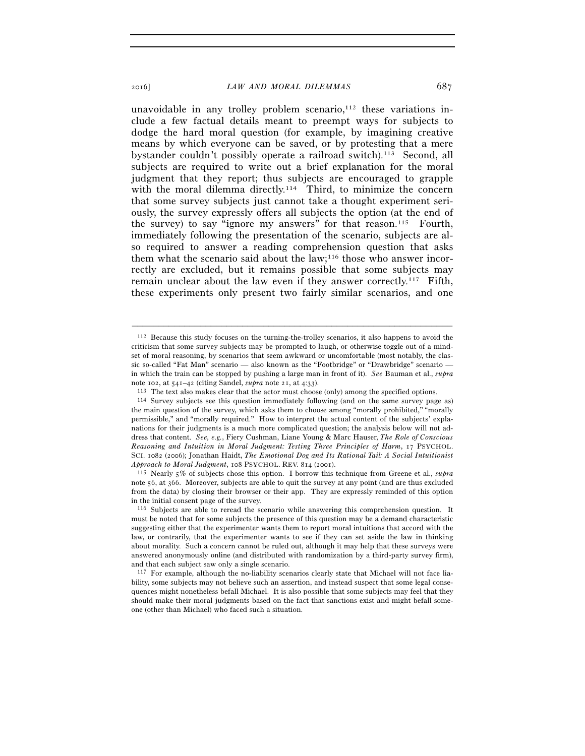unavoidable in any trolley problem scenario,[112] these variations include a few factual details meant to preempt ways for subjects to dodge the hard moral question (for example, by imagining creative means by which everyone can be saved, or by protesting that a mere bystander couldn't possibly operate a railroad switch).[113] Second, all subjects are required to write out a brief explanation for the moral judgment that they report; thus subjects are encouraged to grapple with the moral dilemma directly.[114] Third, to minimize the concern that some survey subjects just cannot take a thought experiment seriously, the survey expressly offers all subjects the option (at the end of the survey) to say "ignore my answers" for that reason.[115] Fourth, immediately following the presentation of the scenario, subjects are also required to answer a reading comprehension question that asks them what the scenario said about the law;[116] those who answer incorrectly are excluded, but it remains possible that some subjects may remain unclear about the law even if they answer correctly.[117] Fifth, these experiments only present two fairly similar scenarios, and one

---

[112] Because this study focuses on the turning-the-trolley scenarios, it also happens to avoid the criticism that some survey subjects may be prompted to laugh, or otherwise toggle out of a mindset of moral reasoning, by scenarios that seem awkward or uncomfortable (most notably, the classic so-called "Fat Man" scenario — also known as the "Footbridge" or "Drawbridge" scenario — in which the train can be stopped by pushing a large man in front of it). *See* Bauman et al., *supra* note 102, at 541–42 (citing Sandel, *supra* note 21, at 4:33).

[113] The text also makes clear that the actor must choose (only) among the specified options.

[114] Survey subjects see this question immediately following (and on the same survey page as) the main question of the survey, which asks them to choose among "morally prohibited," "morally permissible," and "morally required." How to interpret the actual content of the subjects' explanations for their judgments is a much more complicated question; the analysis below will not address that content. *See, e.g.*, Fiery Cushman, Liane Young & Marc Hauser, *The Role of Conscious Reasoning and Intuition in Moral Judgment: Testing Three Principles of Harm*, 17 PSYCHOL. SCI. 1082 (2006); Jonathan Haidt, *The Emotional Dog and Its Rational Tail: A Social Intuitionist Approach to Moral Judgment*, 108 PSYCHOL. REV. 814 (2001).

[115] Nearly 5% of subjects chose this option. I borrow this technique from Greene et al., *supra* note 56, at 366. Moreover, subjects are able to quit the survey at any point (and are thus excluded from the data) by closing their browser or their app. They are expressly reminded of this option in the initial consent page of the survey.

[116] Subjects are able to reread the scenario while answering this comprehension question. It must be noted that for some subjects the presence of this question may be a demand characteristic suggesting either that the experimenter wants them to report moral intuitions that accord with the law, or contrarily, that the experimenter wants to see if they can set aside the law in thinking about morality. Such a concern cannot be ruled out, although it may help that these surveys were answered anonymously online (and distributed with randomization by a third-party survey firm), and that each subject saw only a single scenario.

[117] For example, although the no-liability scenarios clearly state that Michael will not face liability, some subjects may not believe such an assertion, and instead suspect that some legal consequences might nonetheless befall Michael. It is also possible that some subjects may feel that they should make their moral judgments based on the fact that sanctions exist and might befall someone (other than Michael) who faced such a situation.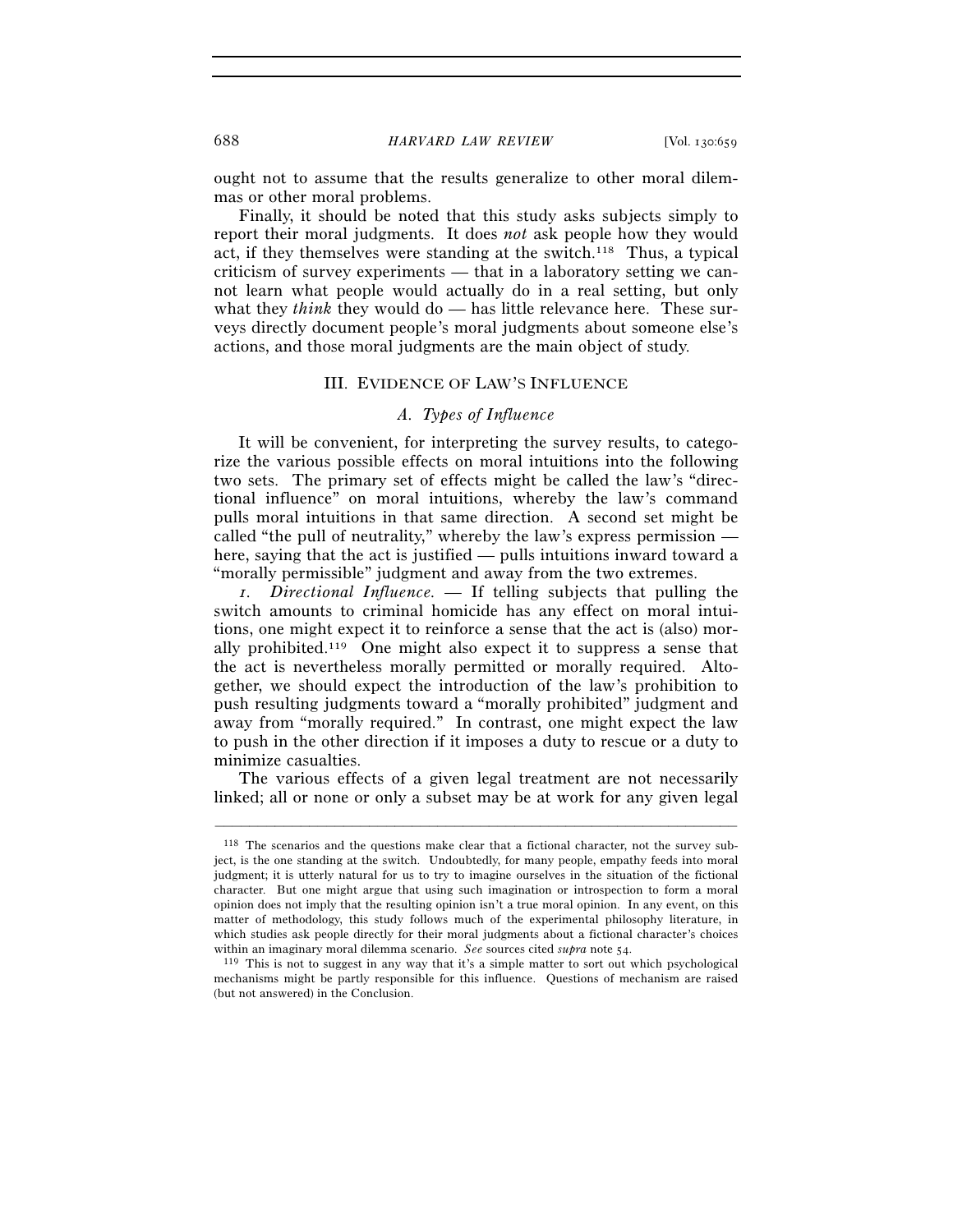ought not to assume that the results generalize to other moral dilemmas or other moral problems.

Finally, it should be noted that this study asks subjects simply to report their moral judgments. It does *not* ask people how they would act, if they themselves were standing at the switch.[118] Thus, a typical criticism of survey experiments — that in a laboratory setting we cannot learn what people would actually do in a real setting, but only what they *think* they would do — has little relevance here. These surveys directly document people's moral judgments about someone else's actions, and those moral judgments are the main object of study.

## III. EVIDENCE OF LAW'S INFLUENCE

### *A. Types of Influence*

It will be convenient, for interpreting the survey results, to categorize the various possible effects on moral intuitions into the following two sets. The primary set of effects might be called the law's "directional influence" on moral intuitions, whereby the law's command pulls moral intuitions in that same direction. A second set might be called "the pull of neutrality," whereby the law's express permission — here, saying that the act is justified — pulls intuitions inward toward a "morally permissible" judgment and away from the two extremes.

*1. Directional Influence.* — If telling subjects that pulling the switch amounts to criminal homicide has any effect on moral intuitions, one might expect it to reinforce a sense that the act is (also) morally prohibited.[119] One might also expect it to suppress a sense that the act is nevertheless morally permitted or morally required. Altogether, we should expect the introduction of the law's prohibition to push resulting judgments toward a "morally prohibited" judgment and away from "morally required." In contrast, one might expect the law to push in the other direction if it imposes a duty to rescue or a duty to minimize casualties.

The various effects of a given legal treatment are not necessarily linked; all or none or only a subset may be at work for any given legal

---

[118] The scenarios and the questions make clear that a fictional character, not the survey subject, is the one standing at the switch. Undoubtedly, for many people, empathy feeds into moral judgment; it is utterly natural for us to try to imagine ourselves in the situation of the fictional character. But one might argue that using such imagination or introspection to form a moral opinion does not imply that the resulting opinion isn't a true moral opinion. In any event, on this matter of methodology, this study follows much of the experimental philosophy literature, in which studies ask people directly for their moral judgments about a fictional character's choices within an imaginary moral dilemma scenario. *See* sources cited *supra* note 54.

[119] This is not to suggest in any way that it's a simple matter to sort out which psychological mechanisms might be partly responsible for this influence. Questions of mechanism are raised (but not answered) in the Conclusion.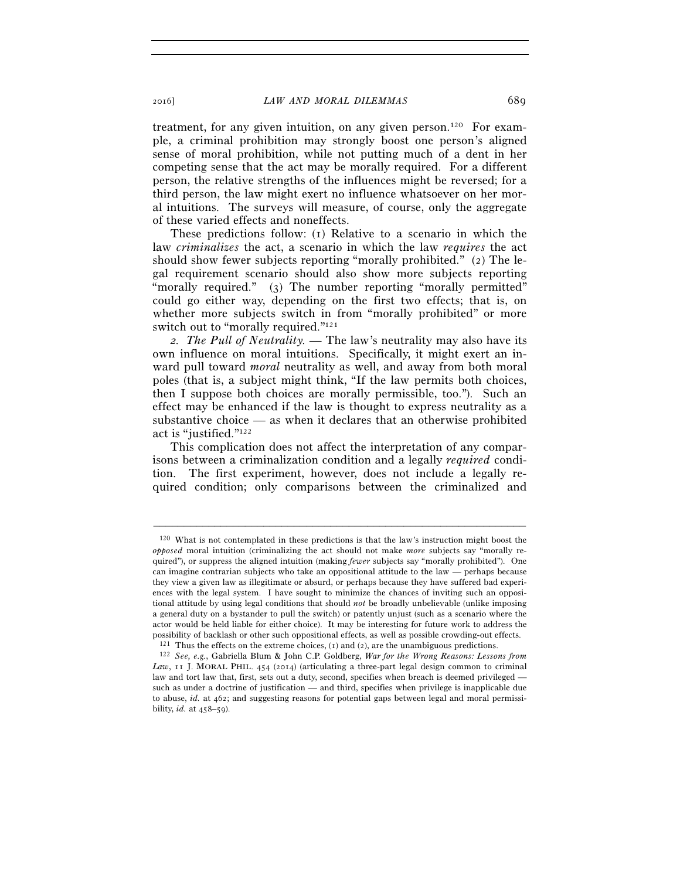treatment, for any given intuition, on any given person.[120] For example, a criminal prohibition may strongly boost one person's aligned sense of moral prohibition, while not putting much of a dent in her competing sense that the act may be morally required. For a different person, the relative strengths of the influences might be reversed; for a third person, the law might exert no influence whatsoever on her moral intuitions. The surveys will measure, of course, only the aggregate of these varied effects and noneffects.

These predictions follow: (1) Relative to a scenario in which the law *criminalizes* the act, a scenario in which the law *requires* the act should show fewer subjects reporting "morally prohibited." (2) The legal requirement scenario should also show more subjects reporting "morally required." (3) The number reporting "morally permitted" could go either way, depending on the first two effects; that is, on whether more subjects switch in from "morally prohibited" or more switch out to "morally required."[121]

*2. The Pull of Neutrality.* — The law's neutrality may also have its own influence on moral intuitions. Specifically, it might exert an inward pull toward *moral* neutrality as well, and away from both moral poles (that is, a subject might think, "If the law permits both choices, then I suppose both choices are morally permissible, too."). Such an effect may be enhanced if the law is thought to express neutrality as a substantive choice — as when it declares that an otherwise prohibited act is "justified."[122]

This complication does not affect the interpretation of any comparisons between a criminalization condition and a legally *required* condition. The first experiment, however, does not include a legally required condition; only comparisons between the criminalized and

---

[120] What is not contemplated in these predictions is that the law's instruction might boost the *opposed* moral intuition (criminalizing the act should not make *more* subjects say "morally required"), or suppress the aligned intuition (making *fewer* subjects say "morally prohibited"). One can imagine contrarian subjects who take an oppositional attitude to the law — perhaps because they view a given law as illegitimate or absurd, or perhaps because they have suffered bad experiences with the legal system. I have sought to minimize the chances of inviting such an oppositional attitude by using legal conditions that should *not* be broadly unbelievable (unlike imposing a general duty on a bystander to pull the switch) or patently unjust (such as a scenario where the actor would be held liable for either choice). It may be interesting for future work to address the possibility of backlash or other such oppositional effects, as well as possible crowding-out effects.

[121] Thus the effects on the extreme choices, (1) and (2), are the unambiguous predictions.

[122] *See, e.g.*, Gabriella Blum & John C.P. Goldberg, *War for the Wrong Reasons: Lessons from Law*, 11 J. MORAL PHIL. 454 (2014) (articulating a three-part legal design common to criminal law and tort law that, first, sets out a duty, second, specifies when breach is deemed privileged — such as under a doctrine of justification — and third, specifies when privilege is inapplicable due to abuse, *id.* at 462; and suggesting reasons for potential gaps between legal and moral permissibility, *id.* at 458–59).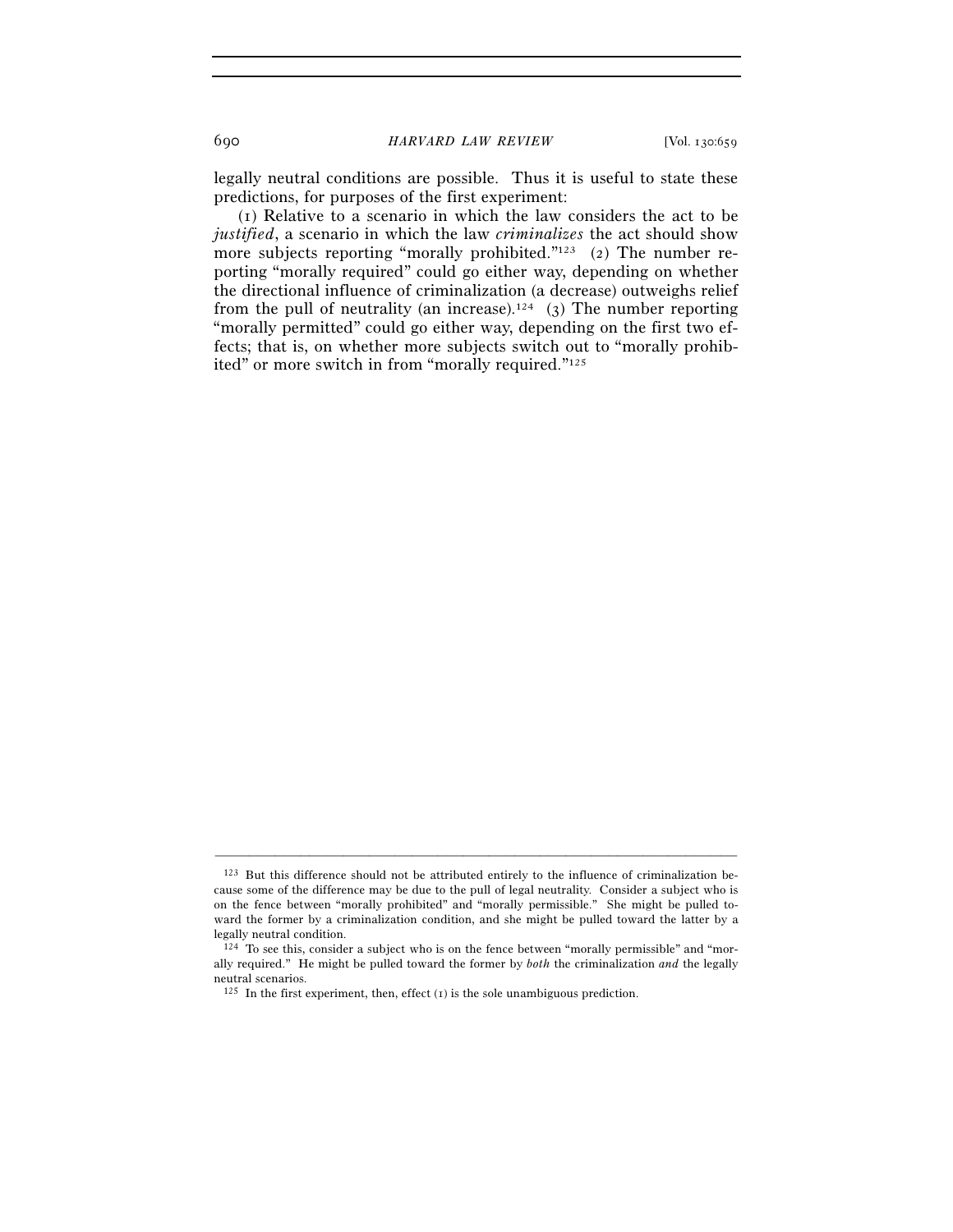legally neutral conditions are possible. Thus it is useful to state these predictions, for purposes of the first experiment:

(1) Relative to a scenario in which the law considers the act to be *justified*, a scenario in which the law *criminalizes* the act should show more subjects reporting "morally prohibited."[123] (2) The number reporting "morally required" could go either way, depending on whether the directional influence of criminalization (a decrease) outweighs relief from the pull of neutrality (an increase).[124] (3) The number reporting "morally permitted" could go either way, depending on the first two effects; that is, on whether more subjects switch out to "morally prohibited" or more switch in from "morally required."[125]

---

[123] But this difference should not be attributed entirely to the influence of criminalization because some of the difference may be due to the pull of legal neutrality. Consider a subject who is on the fence between "morally prohibited" and "morally permissible." She might be pulled toward the former by a criminalization condition, and she might be pulled toward the latter by a legally neutral condition.

[124] To see this, consider a subject who is on the fence between "morally permissible" and "morally required." He might be pulled toward the former by *both* the criminalization *and* the legally neutral scenarios.

[125] In the first experiment, then, effect (1) is the sole unambiguous prediction.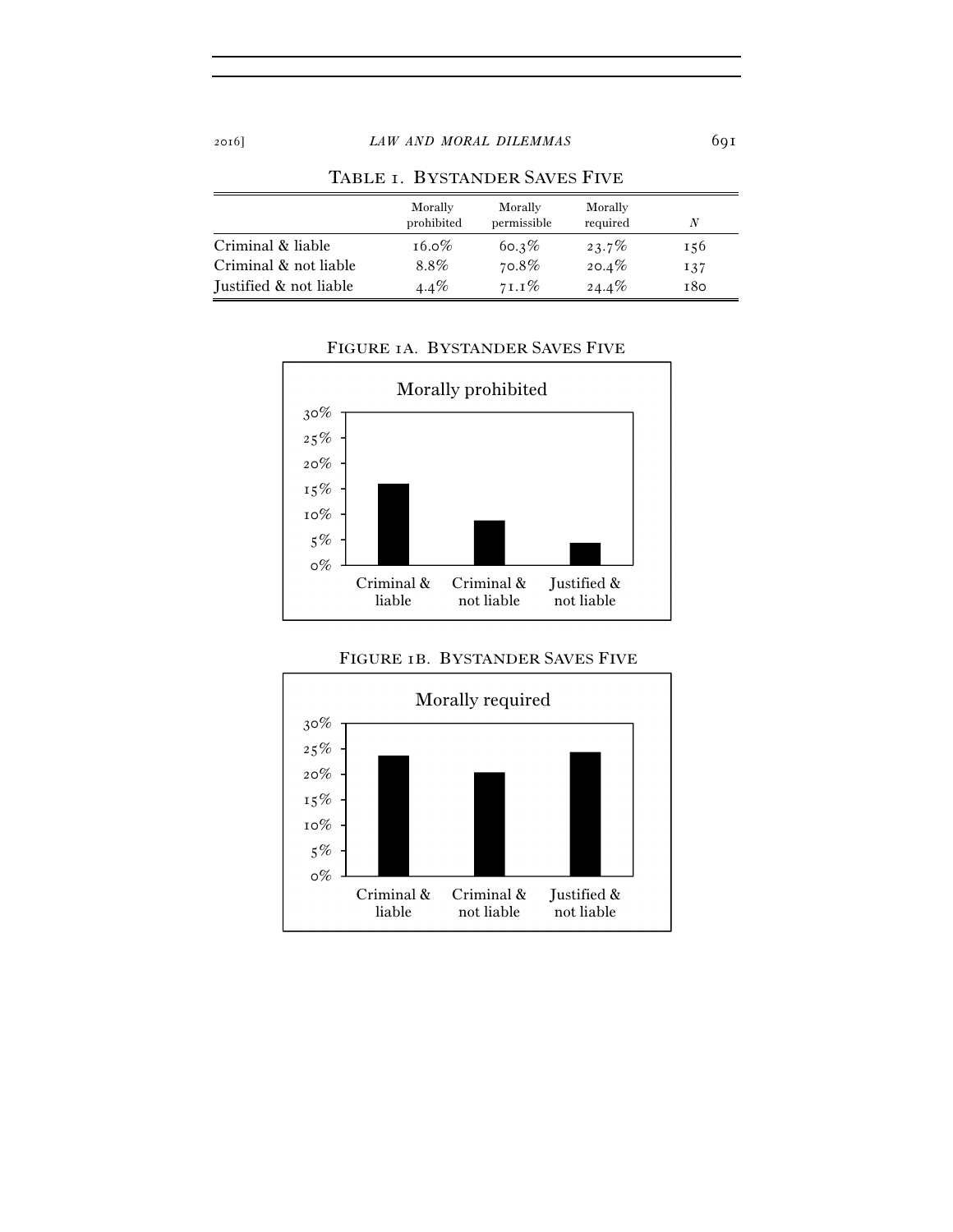TABLE 1. BYSTANDER SAVES FIVE

| | Morally prohibited | Morally permissible | Morally required | $N$ |
|---|---|---|---|---|
| Criminal & liable | 16.0% | 60.3% | 23.7% | 156 |
| Criminal & not liable | 8.8% | 70.8% | 20.4% | 137 |
| Justified & not liable | 4.4% | 71.1% | 24.4% | 180 |

FIGURE 1A. BYSTANDER SAVES FIVE

FIGURE 1B. BYSTANDER SAVES FIVE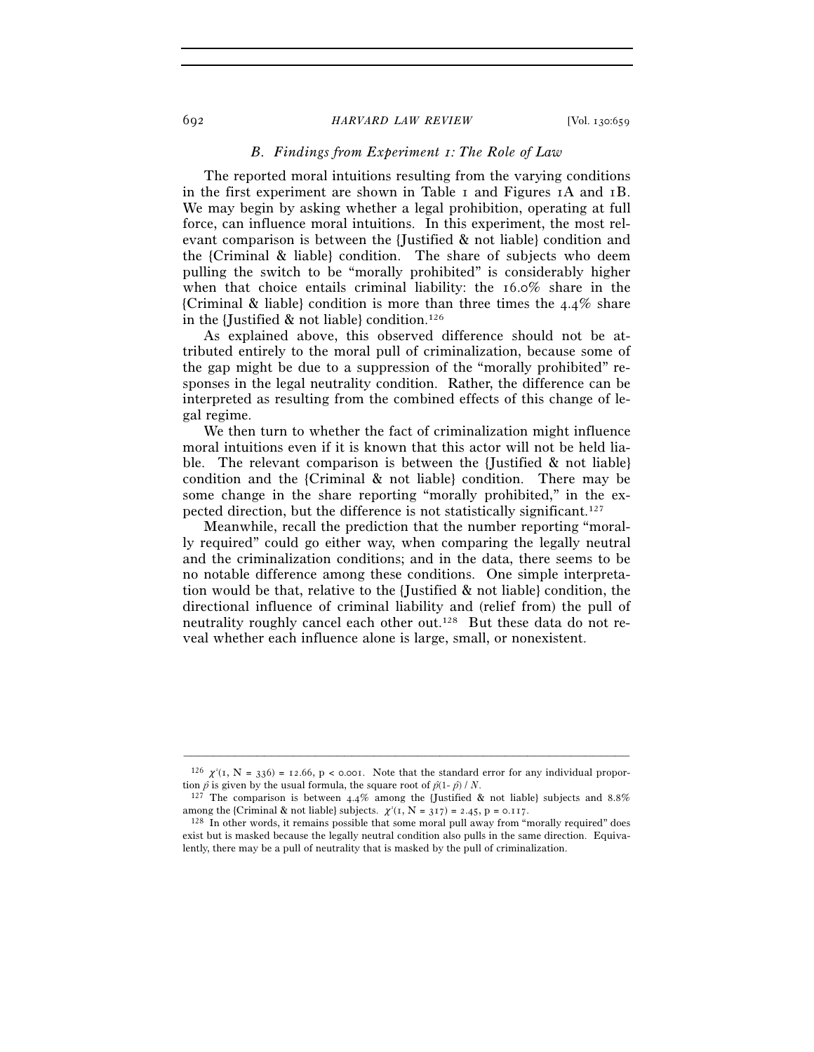### *B. Findings from Experiment 1: The Role of Law*

The reported moral intuitions resulting from the varying conditions in the first experiment are shown in Table 1 and Figures 1A and 1B. We may begin by asking whether a legal prohibition, operating at full force, can influence moral intuitions. In this experiment, the most relevant comparison is between the {Justified & not liable} condition and the {Criminal & liable} condition. The share of subjects who deem pulling the switch to be "morally prohibited" is considerably higher when that choice entails criminal liability: the 16.0% share in the {Criminal & liable} condition is more than three times the 4.4% share in the {Justified & not liable} condition.[126]

As explained above, this observed difference should not be attributed entirely to the moral pull of criminalization, because some of the gap might be due to a suppression of the "morally prohibited" responses in the legal neutrality condition. Rather, the difference can be interpreted as resulting from the combined effects of this change of legal regime.

We then turn to whether the fact of criminalization might influence moral intuitions even if it is known that this actor will not be held liable. The relevant comparison is between the {Justified & not liable} condition and the {Criminal & not liable} condition. There may be some change in the share reporting "morally prohibited," in the expected direction, but the difference is not statistically significant.[127]

Meanwhile, recall the prediction that the number reporting "morally required" could go either way, when comparing the legally neutral and the criminalization conditions; and in the data, there seems to be no notable difference among these conditions. One simple interpretation would be that, relative to the {Justified & not liable} condition, the directional influence of criminal liability and (relief from) the pull of neutrality roughly cancel each other out.[128] But these data do not reveal whether each influence alone is large, small, or nonexistent.

---

[126] $\chi^2(1, N = 336) = 12.66$, $p < 0.001$. Note that the standard error for any individual proportion $\hat{p}$ is given by the usual formula, the square root of $\hat{p}(1-\hat{p}) / N$.

[127] The comparison is between 4.4% among the {Justified & not liable} subjects and 8.8% among the {Criminal & not liable} subjects. $\chi^2(1, N = 317) = 2.45$, $p = 0.117$.

[128] In other words, it remains possible that some moral pull away from "morally required" does exist but is masked because the legally neutral condition also pulls in the same direction. Equivalently, there may be a pull of neutrality that is masked by the pull of criminalization.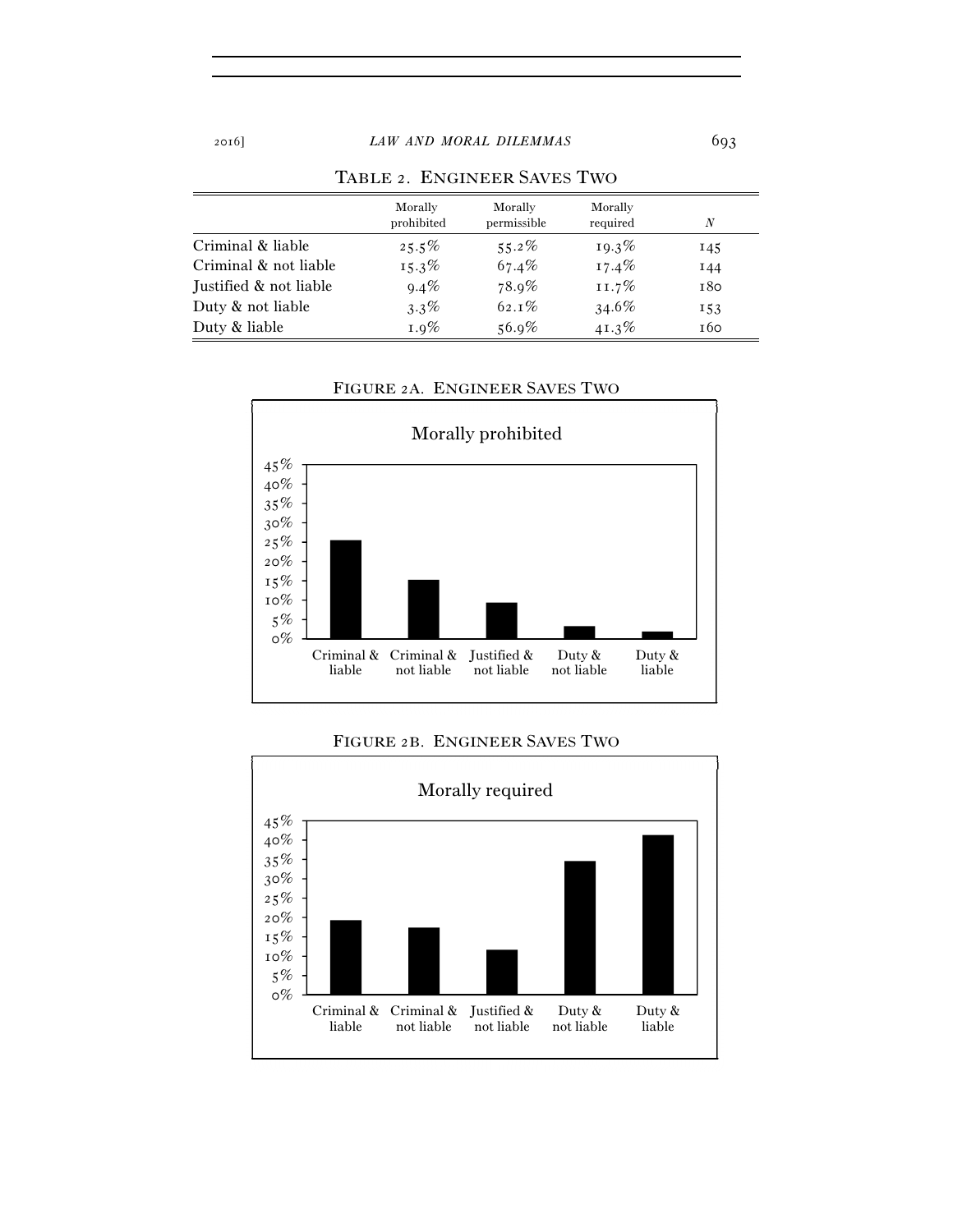TABLE 2. ENGINEER SAVES TWO

| | Morally prohibited | Morally permissible | Morally required | $N$ |
|---|---|---|---|---|
| Criminal & liable | 25.5% | 55.2% | 19.3% | 145 |
| Criminal & not liable | 15.3% | 67.4% | 17.4% | 144 |
| Justified & not liable | 9.4% | 78.9% | 11.7% | 180 |
| Duty & not liable | 3.3% | 62.1% | 34.6% | 153 |
| Duty & liable | 1.9% | 56.9% | 41.3% | 160 |

FIGURE 2A. ENGINEER SAVES TWO

Morally prohibited

FIGURE 2B. ENGINEER SAVES TWO

Morally required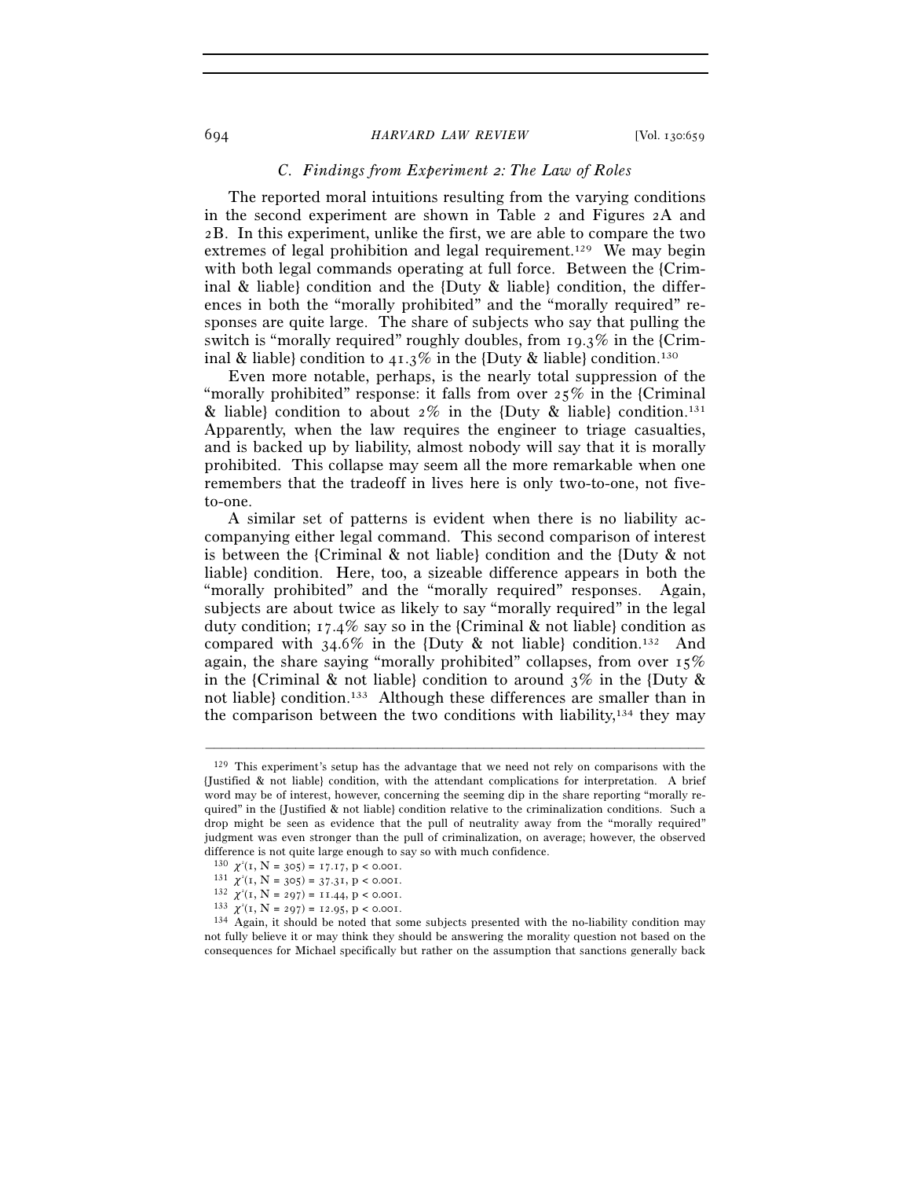### C. *Findings from Experiment 2: The Law of Roles*

The reported moral intuitions resulting from the varying conditions in the second experiment are shown in Table 2 and Figures 2A and 2B. In this experiment, unlike the first, we are able to compare the two extremes of legal prohibition and legal requirement.[129] We may begin with both legal commands operating at full force. Between the {Criminal & liable} condition and the {Duty & liable} condition, the differences in both the "morally prohibited" and the "morally required" responses are quite large. The share of subjects who say that pulling the switch is "morally required" roughly doubles, from 19.3% in the {Criminal & liable} condition to 41.3% in the {Duty & liable} condition.[130]

Even more notable, perhaps, is the nearly total suppression of the "morally prohibited" response: it falls from over 25% in the {Criminal & liable} condition to about 2% in the {Duty & liable} condition.[131] Apparently, when the law requires the engineer to triage casualties, and is backed up by liability, almost nobody will say that it is morally prohibited. This collapse may seem all the more remarkable when one remembers that the tradeoff in lives here is only two-to-one, not five-to-one.

A similar set of patterns is evident when there is no liability accompanying either legal command. This second comparison of interest is between the {Criminal & not liable} condition and the {Duty & not liable} condition. Here, too, a sizeable difference appears in both the "morally prohibited" and the "morally required" responses. Again, subjects are about twice as likely to say "morally required" in the legal duty condition; 17.4% say so in the {Criminal & not liable} condition as compared with 34.6% in the {Duty & not liable} condition.[132] And again, the share saying "morally prohibited" collapses, from over 15% in the {Criminal & not liable} condition to around 3% in the {Duty & not liable} condition.[133] Although these differences are smaller than in the comparison between the two conditions with liability,[134] they may

---

[129] This experiment's setup has the advantage that we need not rely on comparisons with the {Justified & not liable} condition, with the attendant complications for interpretation. A brief word may be of interest, however, concerning the seeming dip in the share reporting "morally required" in the {Justified & not liable} condition relative to the criminalization conditions. Such a drop might be seen as evidence that the pull of neutrality away from the "morally required" judgment was even stronger than the pull of criminalization, on average; however, the observed difference is not quite large enough to say so with much confidence.

[130] $\chi^2(1, N = 305) = 17.17, p < 0.001$.

[131] $\chi^2(1, N = 305) = 37.31, p < 0.001$.

[132] $\chi^2(1, N = 297) = 11.44, p < 0.001$.

[133] $\chi^2(1, N = 297) = 12.95, p < 0.001$.

[134] Again, it should be noted that some subjects presented with the no-liability condition may not fully believe it or may think they should be answering the morality question not based on the consequences for Michael specifically but rather on the assumption that sanctions generally back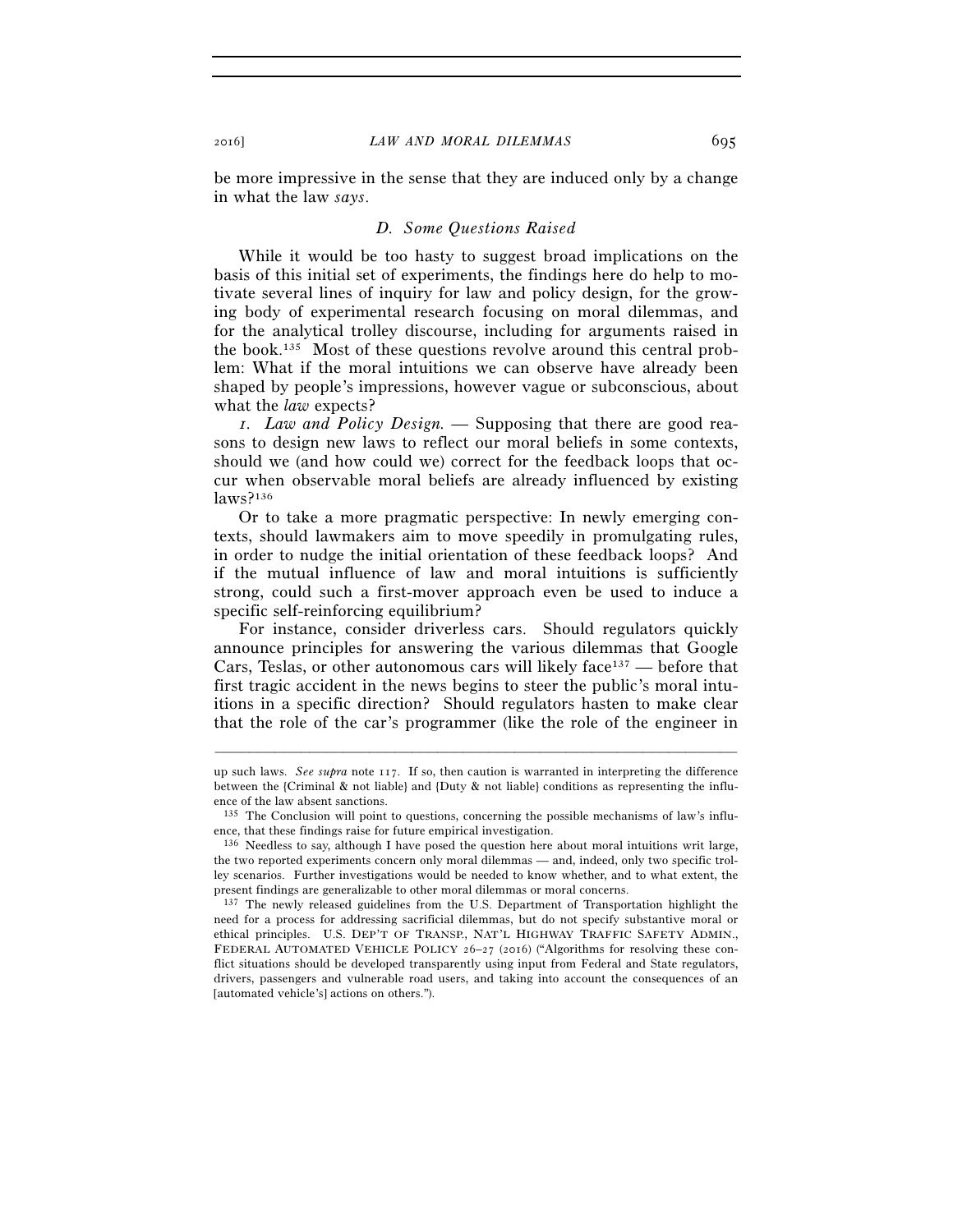be more impressive in the sense that they are induced only by a change in what the law *says*.

### *D. Some Questions Raised*

While it would be too hasty to suggest broad implications on the basis of this initial set of experiments, the findings here do help to motivate several lines of inquiry for law and policy design, for the growing body of experimental research focusing on moral dilemmas, and for the analytical trolley discourse, including for arguments raised in the book.[135] Most of these questions revolve around this central problem: What if the moral intuitions we can observe have already been shaped by people's impressions, however vague or subconscious, about what the *law* expects?

*1. Law and Policy Design.* — Supposing that there are good reasons to design new laws to reflect our moral beliefs in some contexts, should we (and how could we) correct for the feedback loops that occur when observable moral beliefs are already influenced by existing laws?[136]

Or to take a more pragmatic perspective: In newly emerging contexts, should lawmakers aim to move speedily in promulgating rules, in order to nudge the initial orientation of these feedback loops? And if the mutual influence of law and moral intuitions is sufficiently strong, could such a first-mover approach even be used to induce a specific self-reinforcing equilibrium?

For instance, consider driverless cars. Should regulators quickly announce principles for answering the various dilemmas that Google Cars, Teslas, or other autonomous cars will likely face[137] — before that first tragic accident in the news begins to steer the public's moral intuitions in a specific direction? Should regulators hasten to make clear that the role of the car's programmer (like the role of the engineer in

---

up such laws. *See supra* note 117. If so, then caution is warranted in interpreting the difference between the {Criminal & not liable} and {Duty & not liable} conditions as representing the influence of the law absent sanctions.

[135] The Conclusion will point to questions, concerning the possible mechanisms of law's influence, that these findings raise for future empirical investigation.

[136] Needless to say, although I have posed the question here about moral intuitions writ large, the two reported experiments concern only moral dilemmas — and, indeed, only two specific trolley scenarios. Further investigations would be needed to know whether, and to what extent, the present findings are generalizable to other moral dilemmas or moral concerns.

[137] The newly released guidelines from the U.S. Department of Transportation highlight the need for a process for addressing sacrificial dilemmas, but do not specify substantive moral or ethical principles. U.S. DEP'T OF TRANSP., NAT'L HIGHWAY TRAFFIC SAFETY ADMIN., FEDERAL AUTOMATED VEHICLE POLICY 26–27 (2016) ("Algorithms for resolving these conflict situations should be developed transparently using input from Federal and State regulators, drivers, passengers and vulnerable road users, and taking into account the consequences of an [automated vehicle's] actions on others.").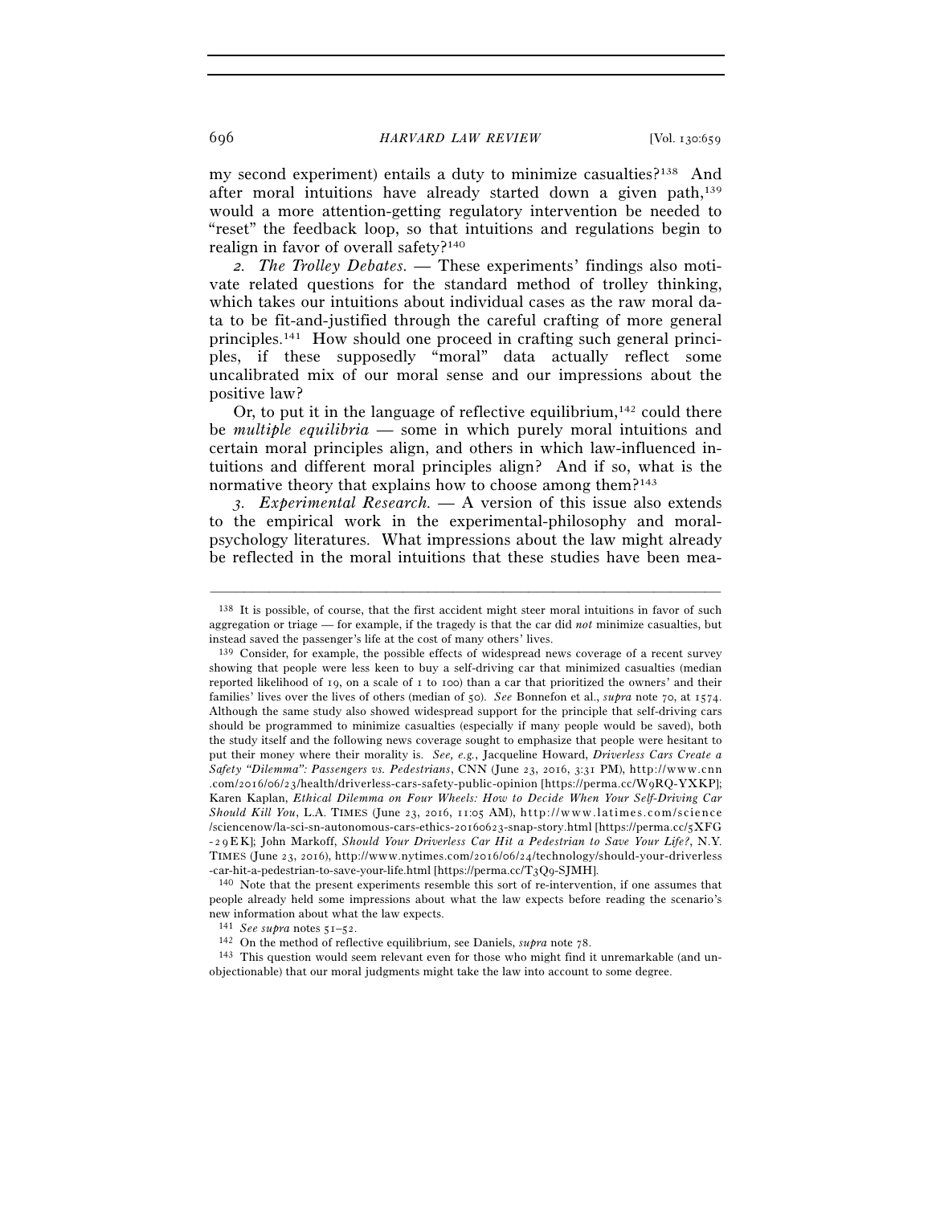my second experiment) entails a duty to minimize casualties?[138] And after moral intuitions have already started down a given path,[139] would a more attention-getting regulatory intervention be needed to "reset" the feedback loop, so that intuitions and regulations begin to realign in favor of overall safety?[140]

*2. The Trolley Debates.* — These experiments' findings also motivate related questions for the standard method of trolley thinking, which takes our intuitions about individual cases as the raw moral data to be fit-and-justified through the careful crafting of more general principles.[141] How should one proceed in crafting such general principles, if these supposedly "moral" data actually reflect some uncalibrated mix of our moral sense and our impressions about the positive law?

Or, to put it in the language of reflective equilibrium,[142] could there be *multiple equilibria* — some in which purely moral intuitions and certain moral principles align, and others in which law-influenced intuitions and different moral principles align? And if so, what is the normative theory that explains how to choose among them?[143]

*3. Experimental Research.* — A version of this issue also extends to the empirical work in the experimental-philosophy and moral-psychology literatures. What impressions about the law might already be reflected in the moral intuitions that these studies have been mea-

---

[138] It is possible, of course, that the first accident might steer moral intuitions in favor of such aggregation or triage — for example, if the tragedy is that the car did *not* minimize casualties, but instead saved the passenger's life at the cost of many others' lives.

[139] Consider, for example, the possible effects of widespread news coverage of a recent survey showing that people were less keen to buy a self-driving car that minimized casualties (median reported likelihood of 19, on a scale of 1 to 100) than a car that prioritized the owners' and their families' lives over the lives of others (median of 50). *See* Bonnefon et al., *supra* note 70, at 1574. Although the same study also showed widespread support for the principle that self-driving cars should be programmed to minimize casualties (especially if many people would be saved), both the study itself and the following news coverage sought to emphasize that people were hesitant to put their money where their morality is. *See, e.g.*, Jacqueline Howard, *Driverless Cars Create a Safety "Dilemma": Passengers vs. Pedestrians*, CNN (June 23, 2016, 3:31 PM), http://www.cnn.com/2016/06/23/health/driverless-cars-safety-public-opinion [https://perma.cc/W9RQ-YXKP]; Karen Kaplan, *Ethical Dilemma on Four Wheels: How to Decide When Your Self-Driving Car Should Kill You*, L.A. TIMES (June 23, 2016, 11:05 AM), http://www.latimes.com/science/sciencenow/la-sci-sn-autonomous-cars-ethics-20160623-snap-story.html [https://perma.cc/5XFG-29EK]; John Markoff, *Should Your Driverless Car Hit a Pedestrian to Save Your Life?*, N.Y. TIMES (June 23, 2016), http://www.nytimes.com/2016/06/24/technology/should-your-driverless-car-hit-a-pedestrian-to-save-your-life.html [https://perma.cc/T3Q9-SJMH].

[140] Note that the present experiments resemble this sort of re-intervention, if one assumes that people already held some impressions about what the law expects before reading the scenario's new information about what the law expects.

[141] *See supra* notes 51–52.

[142] On the method of reflective equilibrium, see Daniels, *supra* note 78.

[143] This question would seem relevant even for those who might find it unremarkable (and unobjectionable) that our moral judgments might take the law into account to some degree.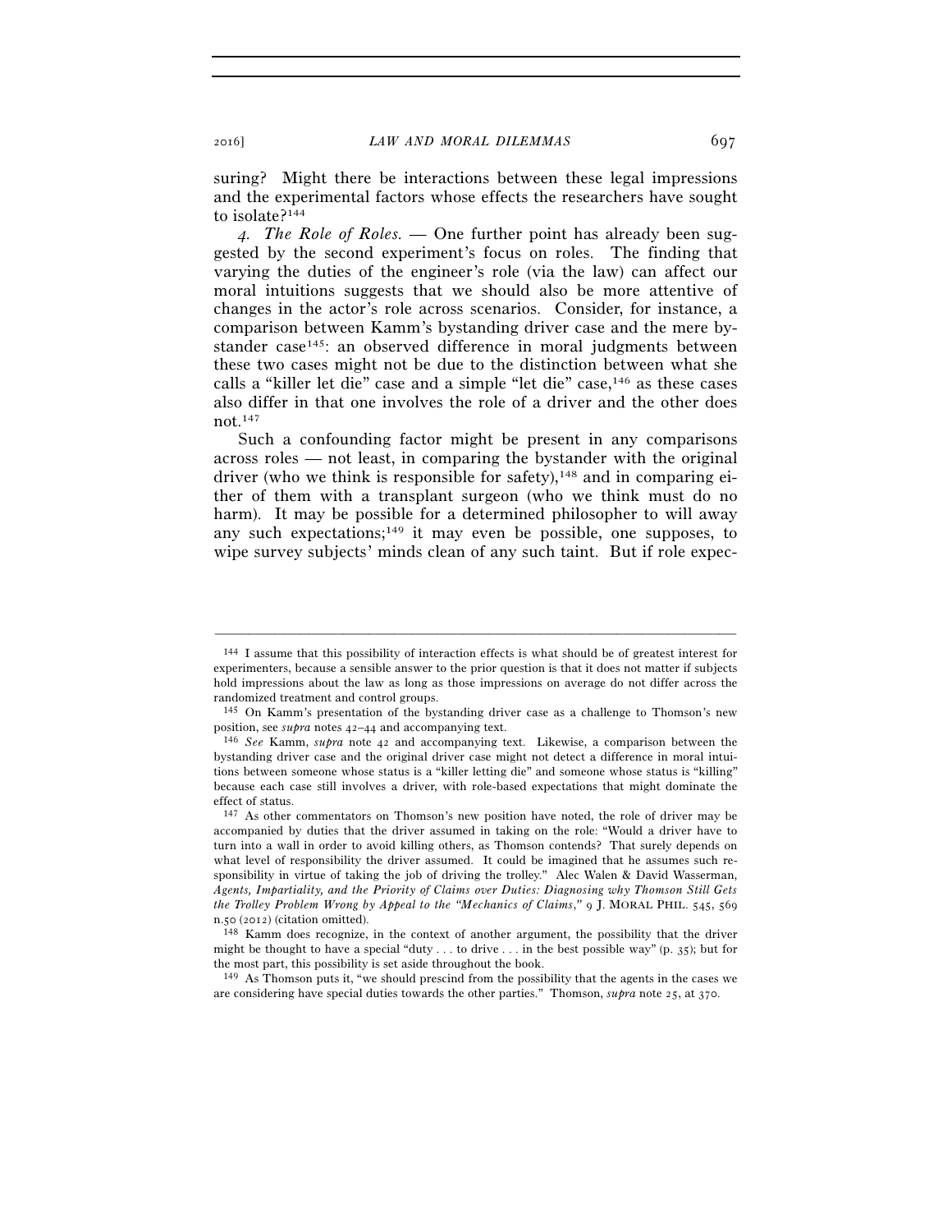suring? Might there be interactions between these legal impressions and the experimental factors whose effects the researchers have sought to isolate?[144]

*4. The Role of Roles.* — One further point has already been suggested by the second experiment's focus on roles. The finding that varying the duties of the engineer's role (via the law) can affect our moral intuitions suggests that we should also be more attentive of changes in the actor's role across scenarios. Consider, for instance, a comparison between Kamm's bystanding driver case and the mere bystander case[145]: an observed difference in moral judgments between these two cases might not be due to the distinction between what she calls a "killer let die" case and a simple "let die" case,[146] as these cases also differ in that one involves the role of a driver and the other does not.[147]

Such a confounding factor might be present in any comparisons across roles — not least, in comparing the bystander with the original driver (who we think is responsible for safety),[148] and in comparing either of them with a transplant surgeon (who we think must do no harm). It may be possible for a determined philosopher to will away any such expectations;[149] it may even be possible, one supposes, to wipe survey subjects' minds clean of any such taint. But if role expec-

---

[144] I assume that this possibility of interaction effects is what should be of greatest interest for experimenters, because a sensible answer to the prior question is that it does not matter if subjects hold impressions about the law as long as those impressions on average do not differ across the randomized treatment and control groups.

[145] On Kamm's presentation of the bystanding driver case as a challenge to Thomson's new position, see *supra* notes 42–44 and accompanying text.

[146] *See* Kamm, *supra* note 42 and accompanying text. Likewise, a comparison between the bystanding driver case and the original driver case might not detect a difference in moral intuitions between someone whose status is a "killer letting die" and someone whose status is "killing" because each case still involves a driver, with role-based expectations that might dominate the effect of status.

[147] As other commentators on Thomson's new position have noted, the role of driver may be accompanied by duties that the driver assumed in taking on the role: "Would a driver have to turn into a wall in order to avoid killing others, as Thomson contends? That surely depends on what level of responsibility the driver assumed. It could be imagined that he assumes such responsibility in virtue of taking the job of driving the trolley." Alec Walen & David Wasserman, *Agents, Impartiality, and the Priority of Claims over Duties: Diagnosing why Thomson Still Gets the Trolley Problem Wrong by Appeal to the "Mechanics of Claims,"* 9 J. MORAL PHIL. 545, 569 n.50 (2012) (citation omitted).

[148] Kamm does recognize, in the context of another argument, the possibility that the driver might be thought to have a special "duty . . . to drive . . . in the best possible way" (p. 35); but for the most part, this possibility is set aside throughout the book.

[149] As Thomson puts it, "we should prescind from the possibility that the agents in the cases we are considering have special duties towards the other parties." Thomson, *supra* note 25, at 370.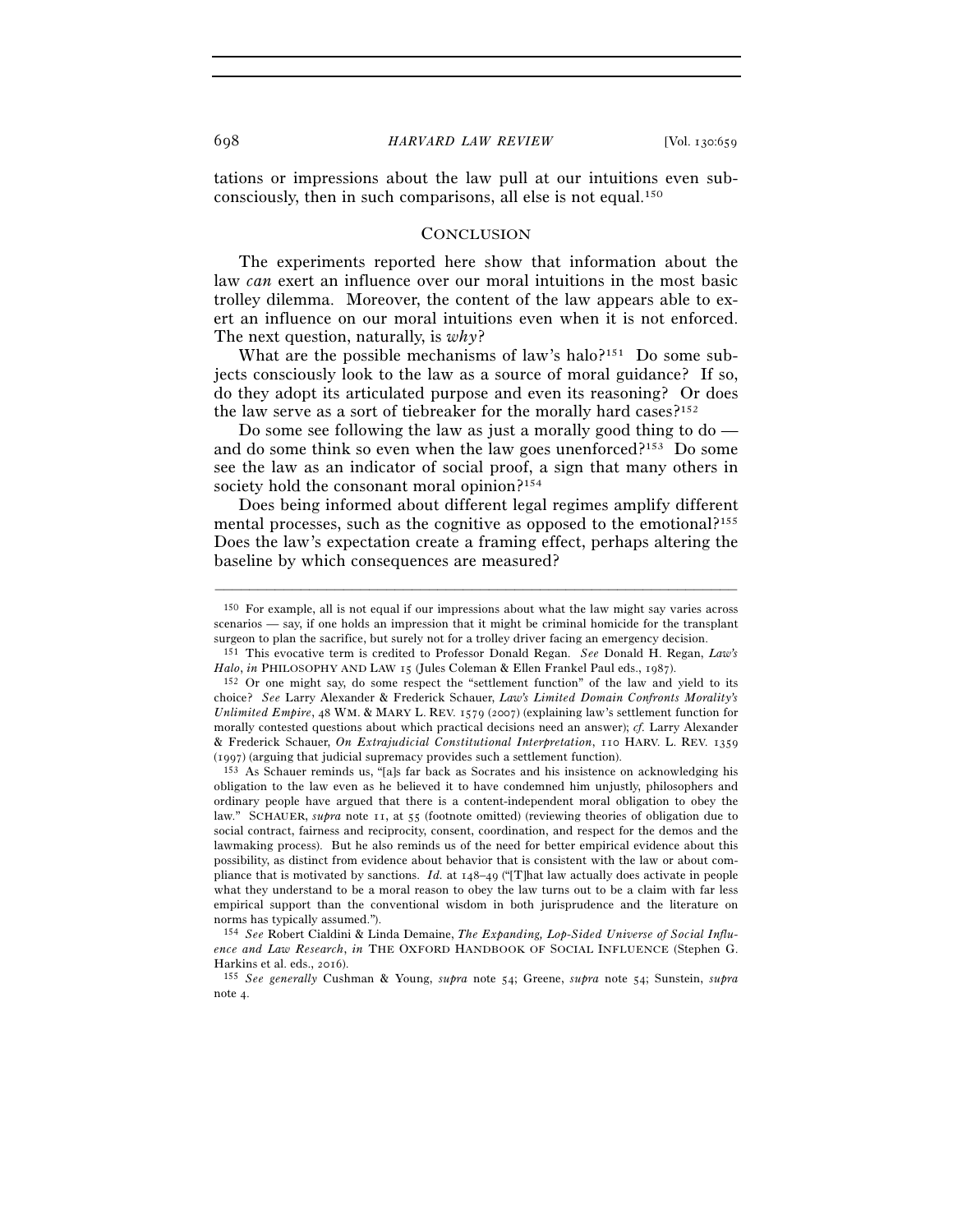tations or impressions about the law pull at our intuitions even subconsciously, then in such comparisons, all else is not equal.[150]

## Conclusion

The experiments reported here show that information about the law *can* exert an influence over our moral intuitions in the most basic trolley dilemma. Moreover, the content of the law appears able to exert an influence on our moral intuitions even when it is not enforced. The next question, naturally, is *why*?

What are the possible mechanisms of law's halo?[151] Do some subjects consciously look to the law as a source of moral guidance? If so, do they adopt its articulated purpose and even its reasoning? Or does the law serve as a sort of tiebreaker for the morally hard cases?[152]

Do some see following the law as just a morally good thing to do — and do some think so even when the law goes unenforced?[153] Do some see the law as an indicator of social proof, a sign that many others in society hold the consonant moral opinion?[154]

Does being informed about different legal regimes amplify different mental processes, such as the cognitive as opposed to the emotional?[155] Does the law's expectation create a framing effect, perhaps altering the baseline by which consequences are measured?

---

[150] For example, all is not equal if our impressions about what the law might say varies across scenarios — say, if one holds an impression that it might be criminal homicide for the transplant surgeon to plan the sacrifice, but surely not for a trolley driver facing an emergency decision.

[151] This evocative term is credited to Professor Donald Regan. *See* Donald H. Regan, *Law's Halo*, *in* PHILOSOPHY AND LAW 15 (Jules Coleman & Ellen Frankel Paul eds., 1987).

[152] Or one might say, do some respect the "settlement function" of the law and yield to its choice? *See* Larry Alexander & Frederick Schauer, *Law's Limited Domain Confronts Morality's Unlimited Empire*, 48 WM. & MARY L. REV. 1579 (2007) (explaining law's settlement function for morally contested questions about which practical decisions need an answer); *cf.* Larry Alexander & Frederick Schauer, *On Extrajudicial Constitutional Interpretation*, 110 HARV. L. REV. 1359 (1997) (arguing that judicial supremacy provides such a settlement function).

[153] As Schauer reminds us, "[a]s far back as Socrates and his insistence on acknowledging his obligation to the law even as he believed it to have condemned him unjustly, philosophers and ordinary people have argued that there is a content-independent moral obligation to obey the law." SCHAUER, *supra* note 11, at 55 (footnote omitted) (reviewing theories of obligation due to social contract, fairness and reciprocity, consent, coordination, and respect for the demos and the lawmaking process). But he also reminds us of the need for better empirical evidence about this possibility, as distinct from evidence about behavior that is consistent with the law or about compliance that is motivated by sanctions. *Id.* at 148–49 ("[T]hat law actually does activate in people what they understand to be a moral reason to obey the law turns out to be a claim with far less empirical support than the conventional wisdom in both jurisprudence and the literature on norms has typically assumed.").

[154] *See* Robert Cialdini & Linda Demaine, *The Expanding, Lop-Sided Universe of Social Influence and Law Research*, *in* THE OXFORD HANDBOOK OF SOCIAL INFLUENCE (Stephen G. Harkins et al. eds., 2016).

[155] *See generally* Cushman & Young, *supra* note 54; Greene, *supra* note 54; Sunstein, *supra* note 4.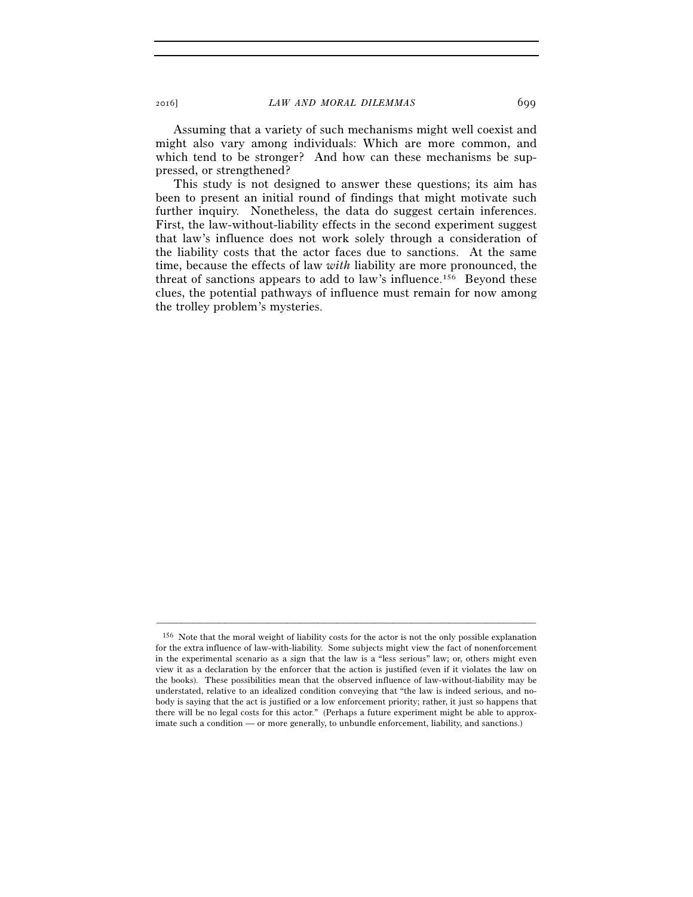Assuming that a variety of such mechanisms might well coexist and might also vary among individuals: Which are more common, and which tend to be stronger? And how can these mechanisms be suppressed, or strengthened?

This study is not designed to answer these questions; its aim has been to present an initial round of findings that might motivate such further inquiry. Nonetheless, the data do suggest certain inferences. First, the law-without-liability effects in the second experiment suggest that law's influence does not work solely through a consideration of the liability costs that the actor faces due to sanctions. At the same time, because the effects of law *with* liability are more pronounced, the threat of sanctions appears to add to law's influence.[156] Beyond these clues, the potential pathways of influence must remain for now among the trolley problem's mysteries.

---

[156] Note that the moral weight of liability costs for the actor is not the only possible explanation for the extra influence of law-with-liability. Some subjects might view the fact of nonenforcement in the experimental scenario as a sign that the law is a "less serious" law; or, others might even view it as a declaration by the enforcer that the action is justified (even if it violates the law on the books). These possibilities mean that the observed influence of law-without-liability may be understated, relative to an idealized condition conveying that "the law is indeed serious, and nobody is saying that the act is justified or a low enforcement priority; rather, it just so happens that there will be no legal costs for this actor." (Perhaps a future experiment might be able to approximate such a condition — or more generally, to unbundle enforcement, liability, and sanctions.)